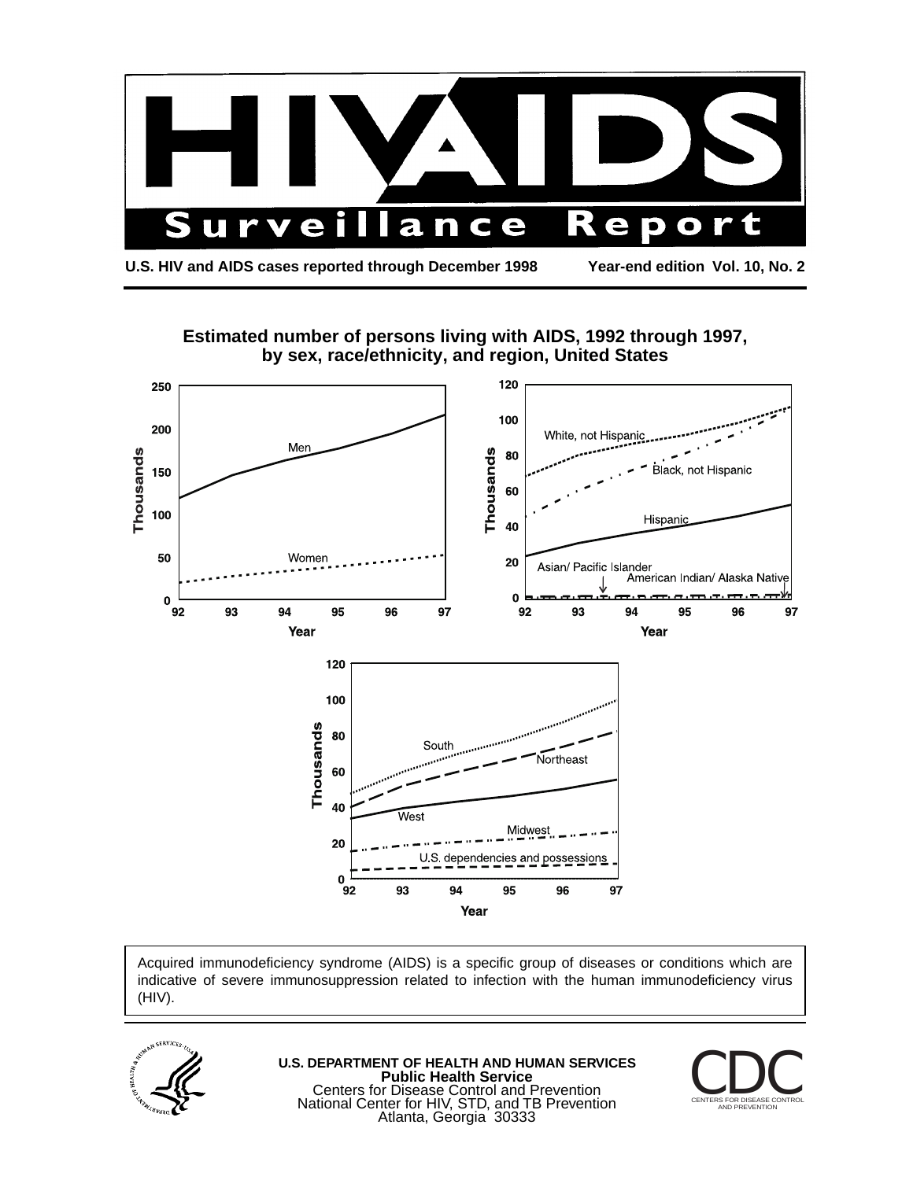# HIV/AIDS Surveillance Report

**U.S. HIV and AIDS cases reported through December 1998** **Year-end edition Vol. 10, No. 2**

## Estimated number of persons living with AIDS, 1992 through 1997, by sex, race/ethnicity, and region, United States

Acquired immunodeficiency syndrome (AIDS) is a specific group of diseases or conditions which are indicative of severe immunosuppression related to infection with the human immunodeficiency virus (HIV).

**U.S. DEPARTMENT OF HEALTH AND HUMAN SERVICES**
**Public Health Service**
Centers for Disease Control and Prevention
National Center for HIV, STD, and TB Prevention
Atlanta, Georgia 30333

CDC
CENTERS FOR DISEASE CONTROL AND PREVENTION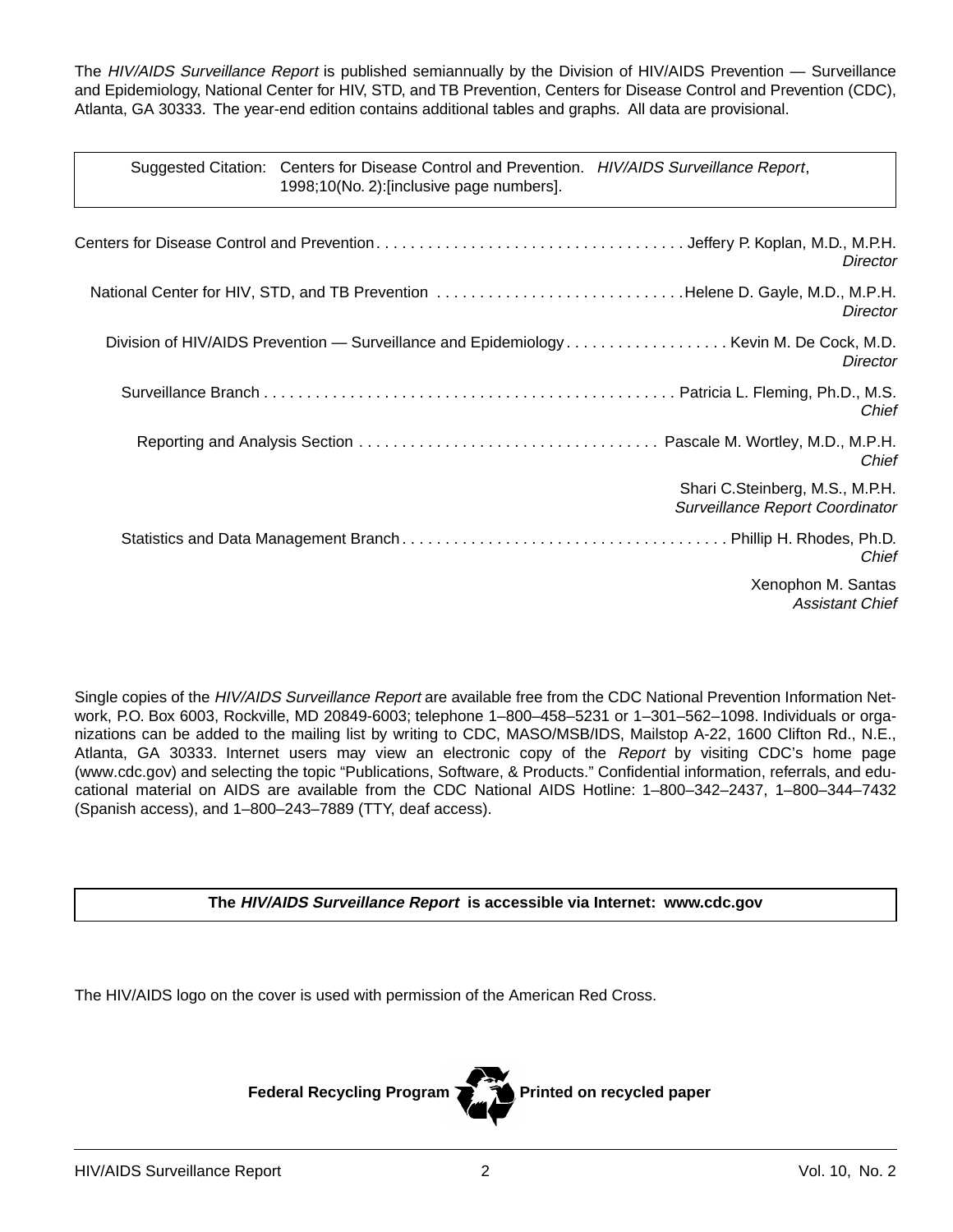The *HIV/AIDS Surveillance Report* is published semiannually by the Division of HIV/AIDS Prevention — Surveillance and Epidemiology, National Center for HIV, STD, and TB Prevention, Centers for Disease Control and Prevention (CDC), Atlanta, GA 30333. The year-end edition contains additional tables and graphs. All data are provisional.

> Suggested Citation: Centers for Disease Control and Prevention. *HIV/AIDS Surveillance Report*, 1998;10(No. 2):[inclusive page numbers].

Centers for Disease Control and Prevention . . . . . . . . . . . . . . . . . . . . . . . . . . . . . . . . . . . . Jeffery P. Koplan, M.D., M.P.H.
*Director*

National Center for HIV, STD, and TB Prevention . . . . . . . . . . . . . . . . . . . . . . . . . . . . . Helene D. Gayle, M.D., M.P.H.
*Director*

Division of HIV/AIDS Prevention — Surveillance and Epidemiology . . . . . . . . . . . . . . . . . . . Kevin M. De Cock, M.D.
*Director*

Surveillance Branch . . . . . . . . . . . . . . . . . . . . . . . . . . . . . . . . . . . . . . . . . . . . . . . . Patricia L. Fleming, Ph.D., M.S.
*Chief*

Reporting and Analysis Section . . . . . . . . . . . . . . . . . . . . . . . . . . . . . . . . . . . Pascale M. Wortley, M.D., M.P.H.
*Chief*

Shari C.Steinberg, M.S., M.P.H.
*Surveillance Report Coordinator*

Statistics and Data Management Branch . . . . . . . . . . . . . . . . . . . . . . . . . . . . . . . . . . . . . . Phillip H. Rhodes, Ph.D.
*Chief*

Xenophon M. Santas
*Assistant Chief*

Single copies of the *HIV/AIDS Surveillance Report* are available free from the CDC National Prevention Information Network, P.O. Box 6003, Rockville, MD 20849-6003; telephone 1–800–458–5231 or 1–301–562–1098. Individuals or organizations can be added to the mailing list by writing to CDC, MASO/MSB/IDS, Mailstop A-22, 1600 Clifton Rd., N.E., Atlanta, GA 30333. Internet users may view an electronic copy of the *Report* by visiting CDC's home page (www.cdc.gov) and selecting the topic "Publications, Software, & Products." Confidential information, referrals, and educational material on AIDS are available from the CDC National AIDS Hotline: 1–800–342–2437, 1–800–344–7432 (Spanish access), and 1–800–243–7889 (TTY, deaf access).

**The *HIV/AIDS Surveillance Report* is accessible via Internet: www.cdc.gov**

The HIV/AIDS logo on the cover is used with permission of the American Red Cross.

**Federal Recycling Program** **Printed on recycled paper**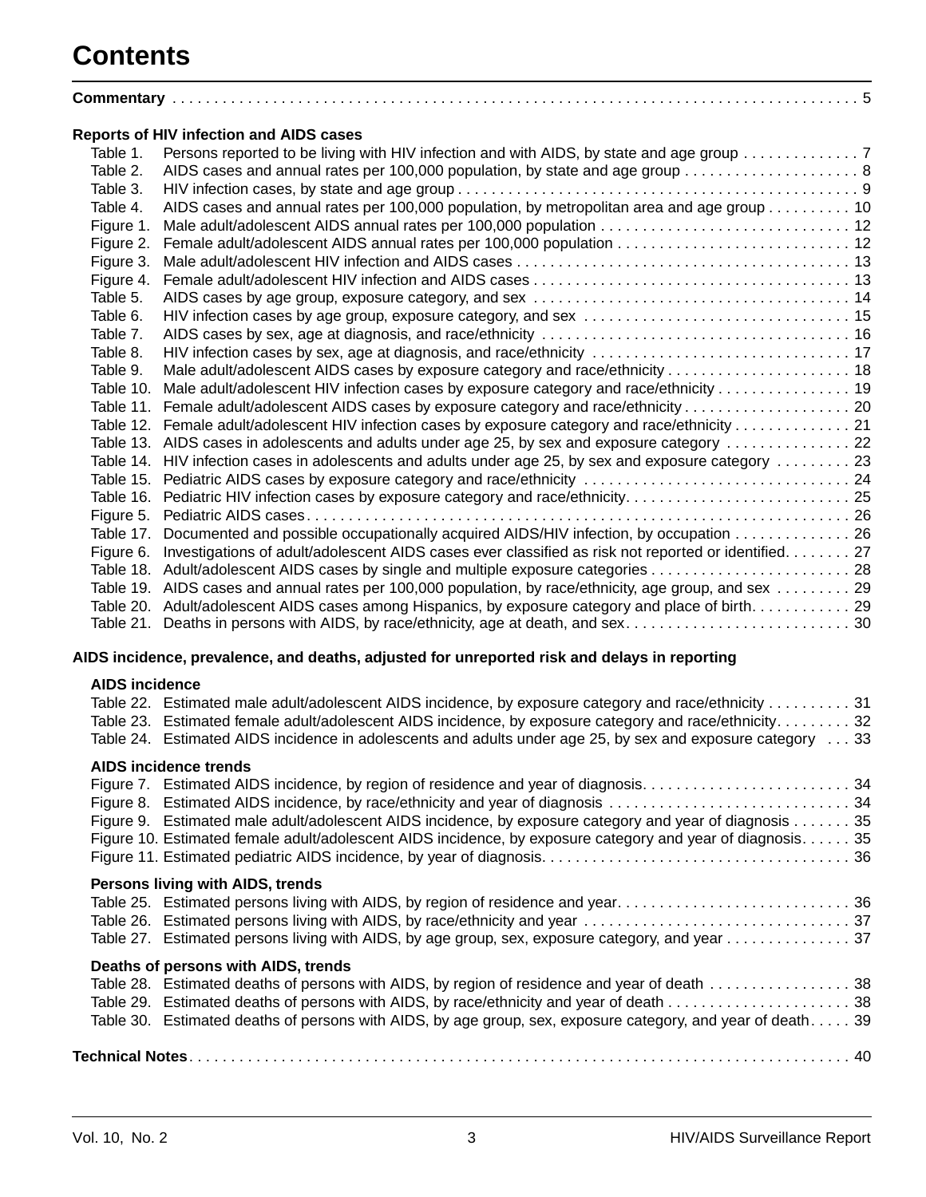# Contents

**Commentary** . . . 5

**Reports of HIV infection and AIDS cases**

| | | |
|---|---|---|
| Table 1. | Persons reported to be living with HIV infection and with AIDS, by state and age group | 7 |
| Table 2. | AIDS cases and annual rates per 100,000 population, by state and age group | 8 |
| Table 3. | HIV infection cases, by state and age group | 9 |
| Table 4. | AIDS cases and annual rates per 100,000 population, by metropolitan area and age group | 10 |
| Figure 1. | Male adult/adolescent AIDS annual rates per 100,000 population | 12 |
| Figure 2. | Female adult/adolescent AIDS annual rates per 100,000 population | 12 |
| Figure 3. | Male adult/adolescent HIV infection and AIDS cases | 13 |
| Figure 4. | Female adult/adolescent HIV infection and AIDS cases | 13 |
| Table 5. | AIDS cases by age group, exposure category, and sex | 14 |
| Table 6. | HIV infection cases by age group, exposure category, and sex | 15 |
| Table 7. | AIDS cases by sex, age at diagnosis, and race/ethnicity | 16 |
| Table 8. | HIV infection cases by sex, age at diagnosis, and race/ethnicity | 17 |
| Table 9. | Male adult/adolescent AIDS cases by exposure category and race/ethnicity | 18 |
| Table 10. | Male adult/adolescent HIV infection cases by exposure category and race/ethnicity | 19 |
| Table 11. | Female adult/adolescent AIDS cases by exposure category and race/ethnicity | 20 |
| Table 12. | Female adult/adolescent HIV infection cases by exposure category and race/ethnicity | 21 |
| Table 13. | AIDS cases in adolescents and adults under age 25, by sex and exposure category | 22 |
| Table 14. | HIV infection cases in adolescents and adults under age 25, by sex and exposure category | 23 |
| Table 15. | Pediatric AIDS cases by exposure category and race/ethnicity | 24 |
| Table 16. | Pediatric HIV infection cases by exposure category and race/ethnicity | 25 |
| Figure 5. | Pediatric AIDS cases | 26 |
| Table 17. | Documented and possible occupationally acquired AIDS/HIV infection, by occupation | 26 |
| Figure 6. | Investigations of adult/adolescent AIDS cases ever classified as risk not reported or identified | 27 |
| Table 18. | Adult/adolescent AIDS cases by single and multiple exposure categories | 28 |
| Table 19. | AIDS cases and annual rates per 100,000 population, by race/ethnicity, age group, and sex | 29 |
| Table 20. | Adult/adolescent AIDS cases among Hispanics, by exposure category and place of birth | 29 |
| Table 21. | Deaths in persons with AIDS, by race/ethnicity, age at death, and sex | 30 |

**AIDS incidence, prevalence, and deaths, adjusted for unreported risk and delays in reporting**

**AIDS incidence**

| | | |
|---|---|---|
| Table 22. | Estimated male adult/adolescent AIDS incidence, by exposure category and race/ethnicity | 31 |
| Table 23. | Estimated female adult/adolescent AIDS incidence, by exposure category and race/ethnicity | 32 |
| Table 24. | Estimated AIDS incidence in adolescents and adults under age 25, by sex and exposure category | 33 |

**AIDS incidence trends**

| | | |
|---|---|---|
| Figure 7. | Estimated AIDS incidence, by region of residence and year of diagnosis | 34 |
| Figure 8. | Estimated AIDS incidence, by race/ethnicity and year of diagnosis | 34 |
| Figure 9. | Estimated male adult/adolescent AIDS incidence, by exposure category and year of diagnosis | 35 |
| Figure 10. | Estimated female adult/adolescent AIDS incidence, by exposure category and year of diagnosis | 35 |
| Figure 11. | Estimated pediatric AIDS incidence, by year of diagnosis | 36 |

**Persons living with AIDS, trends**

| | | |
|---|---|---|
| Table 25. | Estimated persons living with AIDS, by region of residence and year | 36 |
| Table 26. | Estimated persons living with AIDS, by race/ethnicity and year | 37 |
| Table 27. | Estimated persons living with AIDS, by age group, sex, exposure category, and year | 37 |

**Deaths of persons with AIDS, trends**

| | | |
|---|---|---|
| Table 28. | Estimated deaths of persons with AIDS, by region of residence and year of death | 38 |
| Table 29. | Estimated deaths of persons with AIDS, by race/ethnicity and year of death | 38 |
| Table 30. | Estimated deaths of persons with AIDS, by age group, sex, exposure category, and year of death | 39 |

**Technical Notes** . . . 40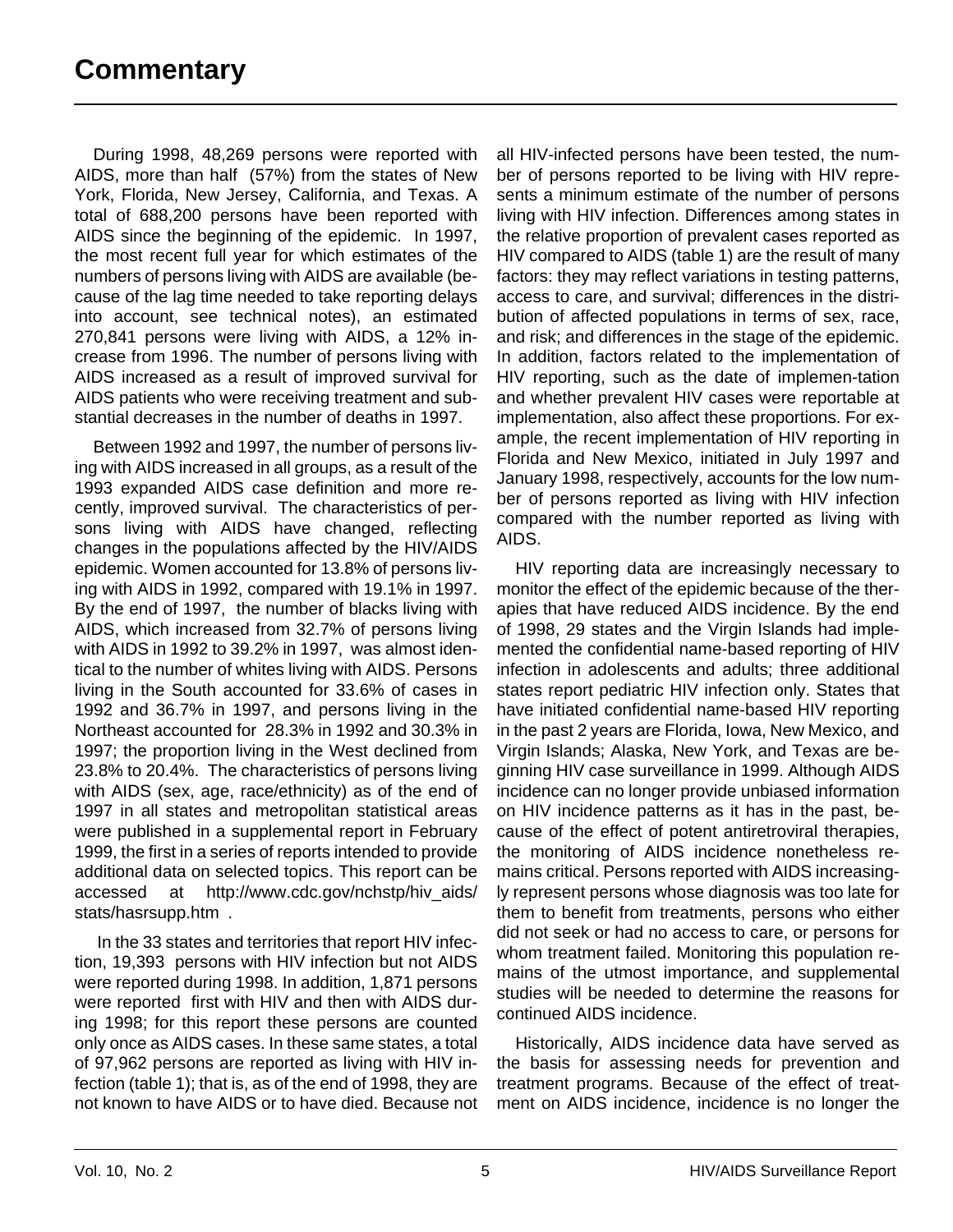# Commentary

During 1998, 48,269 persons were reported with AIDS, more than half (57%) from the states of New York, Florida, New Jersey, California, and Texas. A total of 688,200 persons have been reported with AIDS since the beginning of the epidemic. In 1997, the most recent full year for which estimates of the numbers of persons living with AIDS are available (because of the lag time needed to take reporting delays into account, see technical notes), an estimated 270,841 persons were living with AIDS, a 12% increase from 1996. The number of persons living with AIDS increased as a result of improved survival for AIDS patients who were receiving treatment and substantial decreases in the number of deaths in 1997.

Between 1992 and 1997, the number of persons living with AIDS increased in all groups, as a result of the 1993 expanded AIDS case definition and more recently, improved survival. The characteristics of persons living with AIDS have changed, reflecting changes in the populations affected by the HIV/AIDS epidemic. Women accounted for 13.8% of persons living with AIDS in 1992, compared with 19.1% in 1997. By the end of 1997, the number of blacks living with AIDS, which increased from 32.7% of persons living with AIDS in 1992 to 39.2% in 1997, was almost identical to the number of whites living with AIDS. Persons living in the South accounted for 33.6% of cases in 1992 and 36.7% in 1997, and persons living in the Northeast accounted for 28.3% in 1992 and 30.3% in 1997; the proportion living in the West declined from 23.8% to 20.4%. The characteristics of persons living with AIDS (sex, age, race/ethnicity) as of the end of 1997 in all states and metropolitan statistical areas were published in a supplemental report in February 1999, the first in a series of reports intended to provide additional data on selected topics. This report can be accessed at http://www.cdc.gov/nchstp/hiv_aids/stats/hasrsupp.htm .

In the 33 states and territories that report HIV infection, 19,393 persons with HIV infection but not AIDS were reported during 1998. In addition, 1,871 persons were reported first with HIV and then with AIDS during 1998; for this report these persons are counted only once as AIDS cases. In these same states, a total of 97,962 persons are reported as living with HIV infection (table 1); that is, as of the end of 1998, they are not known to have AIDS or to have died. Because not all HIV-infected persons have been tested, the number of persons reported to be living with HIV represents a minimum estimate of the number of persons living with HIV infection. Differences among states in the relative proportion of prevalent cases reported as HIV compared to AIDS (table 1) are the result of many factors: they may reflect variations in testing patterns, access to care, and survival; differences in the distribution of affected populations in terms of sex, race, and risk; and differences in the stage of the epidemic. In addition, factors related to the implementation of HIV reporting, such as the date of implemen-tation and whether prevalent HIV cases were reportable at implementation, also affect these proportions. For example, the recent implementation of HIV reporting in Florida and New Mexico, initiated in July 1997 and January 1998, respectively, accounts for the low number of persons reported as living with HIV infection compared with the number reported as living with AIDS.

HIV reporting data are increasingly necessary to monitor the effect of the epidemic because of the therapies that have reduced AIDS incidence. By the end of 1998, 29 states and the Virgin Islands had implemented the confidential name-based reporting of HIV infection in adolescents and adults; three additional states report pediatric HIV infection only. States that have initiated confidential name-based HIV reporting in the past 2 years are Florida, Iowa, New Mexico, and Virgin Islands; Alaska, New York, and Texas are beginning HIV case surveillance in 1999. Although AIDS incidence can no longer provide unbiased information on HIV incidence patterns as it has in the past, because of the effect of potent antiretroviral therapies, the monitoring of AIDS incidence nonetheless remains critical. Persons reported with AIDS increasingly represent persons whose diagnosis was too late for them to benefit from treatments, persons who either did not seek or had no access to care, or persons for whom treatment failed. Monitoring this population remains of the utmost importance, and supplemental studies will be needed to determine the reasons for continued AIDS incidence.

Historically, AIDS incidence data have served as the basis for assessing needs for prevention and treatment programs. Because of the effect of treatment on AIDS incidence, incidence is no longer the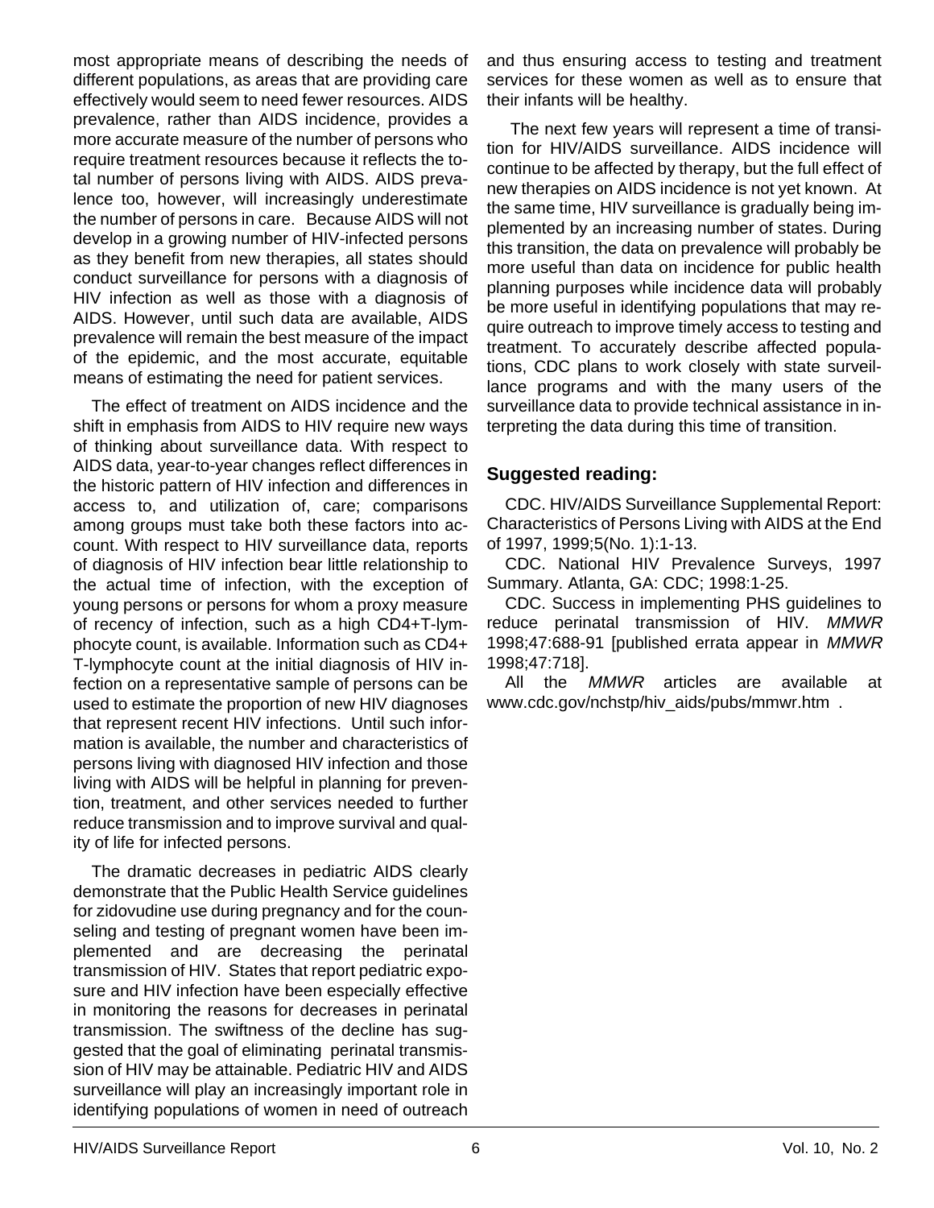most appropriate means of describing the needs of different populations, as areas that are providing care effectively would seem to need fewer resources. AIDS prevalence, rather than AIDS incidence, provides a more accurate measure of the number of persons who require treatment resources because it reflects the total number of persons living with AIDS. AIDS prevalence too, however, will increasingly underestimate the number of persons in care. Because AIDS will not develop in a growing number of HIV-infected persons as they benefit from new therapies, all states should conduct surveillance for persons with a diagnosis of HIV infection as well as those with a diagnosis of AIDS. However, until such data are available, AIDS prevalence will remain the best measure of the impact of the epidemic, and the most accurate, equitable means of estimating the need for patient services.

The effect of treatment on AIDS incidence and the shift in emphasis from AIDS to HIV require new ways of thinking about surveillance data. With respect to AIDS data, year-to-year changes reflect differences in the historic pattern of HIV infection and differences in access to, and utilization of, care; comparisons among groups must take both these factors into account. With respect to HIV surveillance data, reports of diagnosis of HIV infection bear little relationship to the actual time of infection, with the exception of young persons or persons for whom a proxy measure of recency of infection, such as a high CD4+T-lymphocyte count, is available. Information such as CD4+ T-lymphocyte count at the initial diagnosis of HIV infection on a representative sample of persons can be used to estimate the proportion of new HIV diagnoses that represent recent HIV infections. Until such information is available, the number and characteristics of persons living with diagnosed HIV infection and those living with AIDS will be helpful in planning for prevention, treatment, and other services needed to further reduce transmission and to improve survival and quality of life for infected persons.

The dramatic decreases in pediatric AIDS clearly demonstrate that the Public Health Service guidelines for zidovudine use during pregnancy and for the counseling and testing of pregnant women have been implemented and are decreasing the perinatal transmission of HIV. States that report pediatric exposure and HIV infection have been especially effective in monitoring the reasons for decreases in perinatal transmission. The swiftness of the decline has suggested that the goal of eliminating perinatal transmission of HIV may be attainable. Pediatric HIV and AIDS surveillance will play an increasingly important role in identifying populations of women in need of outreach and thus ensuring access to testing and treatment services for these women as well as to ensure that their infants will be healthy.

The next few years will represent a time of transition for HIV/AIDS surveillance. AIDS incidence will continue to be affected by therapy, but the full effect of new therapies on AIDS incidence is not yet known. At the same time, HIV surveillance is gradually being implemented by an increasing number of states. During this transition, the data on prevalence will probably be more useful than data on incidence for public health planning purposes while incidence data will probably be more useful in identifying populations that may require outreach to improve timely access to testing and treatment. To accurately describe affected populations, CDC plans to work closely with state surveillance programs and with the many users of the surveillance data to provide technical assistance in interpreting the data during this time of transition.

## Suggested reading:

CDC. HIV/AIDS Surveillance Supplemental Report: Characteristics of Persons Living with AIDS at the End of 1997, 1999;5(No. 1):1-13.

CDC. National HIV Prevalence Surveys, 1997 Summary. Atlanta, GA: CDC; 1998:1-25.

CDC. Success in implementing PHS guidelines to reduce perinatal transmission of HIV. *MMWR* 1998;47:688-91 [published errata appear in *MMWR* 1998;47:718].

All the *MMWR* articles are available at www.cdc.gov/nchstp/hiv_aids/pubs/mmwr.htm .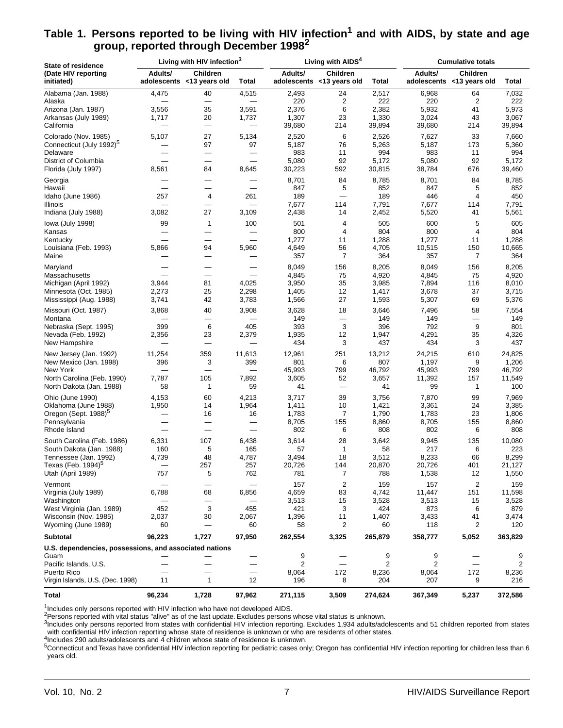## Table 1. Persons reported to be living with HIV infection[1] and with AIDS, by state and age group, reported through December 1998[2]

| State of residence (Date HIV reporting initiated) | Living with HIV infection[3] | | | Living with AIDS[4] | | | Cumulative totals | | |
|---|---|---|---|---|---|---|---|---|---|
| | Adults/ adolescents | Children <13 years old | Total | Adults/ adolescents | Children <13 years old | Total | Adults/ adolescents | Children <13 years old | Total |
| Alabama (Jan. 1988) | 4,475 | 40 | 4,515 | 2,493 | 24 | 2,517 | 6,968 | 64 | 7,032 |
| Alaska | — | — | — | 220 | 2 | 222 | 220 | 2 | 222 |
| Arizona (Jan. 1987) | 3,556 | 35 | 3,591 | 2,376 | 6 | 2,382 | 5,932 | 41 | 5,973 |
| Arkansas (July 1989) | 1,717 | 20 | 1,737 | 1,307 | 23 | 1,330 | 3,024 | 43 | 3,067 |
| California | — | — | — | 39,680 | 214 | 39,894 | 39,680 | 214 | 39,894 |
| Colorado (Nov. 1985) | 5,107 | 27 | 5,134 | 2,520 | 6 | 2,526 | 7,627 | 33 | 7,660 |
| Connecticut (July 1992)[5] | — | 97 | 97 | 5,187 | 76 | 5,263 | 5,187 | 173 | 5,360 |
| Delaware | — | — | — | 983 | 11 | 994 | 983 | 11 | 994 |
| District of Columbia | — | — | — | 5,080 | 92 | 5,172 | 5,080 | 92 | 5,172 |
| Florida (July 1997) | 8,561 | 84 | 8,645 | 30,223 | 592 | 30,815 | 38,784 | 676 | 39,460 |
| Georgia | — | — | — | 8,701 | 84 | 8,785 | 8,701 | 84 | 8,785 |
| Hawaii | — | — | — | 847 | 5 | 852 | 847 | 5 | 852 |
| Idaho (June 1986) | 257 | 4 | 261 | 189 | — | 189 | 446 | 4 | 450 |
| Illinois | — | — | — | 7,677 | 114 | 7,791 | 7,677 | 114 | 7,791 |
| Indiana (July 1988) | 3,082 | 27 | 3,109 | 2,438 | 14 | 2,452 | 5,520 | 41 | 5,561 |
| Iowa (July 1998) | 99 | 1 | 100 | 501 | 4 | 505 | 600 | 5 | 605 |
| Kansas | — | — | — | 800 | 4 | 804 | 800 | 4 | 804 |
| Kentucky | — | — | — | 1,277 | 11 | 1,288 | 1,277 | 11 | 1,288 |
| Louisiana (Feb. 1993) | 5,866 | 94 | 5,960 | 4,649 | 56 | 4,705 | 10,515 | 150 | 10,665 |
| Maine | — | — | — | 357 | 7 | 364 | 357 | 7 | 364 |
| Maryland | — | — | — | 8,049 | 156 | 8,205 | 8,049 | 156 | 8,205 |
| Massachusetts | — | — | — | 4,845 | 75 | 4,920 | 4,845 | 75 | 4,920 |
| Michigan (April 1992) | 3,944 | 81 | 4,025 | 3,950 | 35 | 3,985 | 7,894 | 116 | 8,010 |
| Minnesota (Oct. 1985) | 2,273 | 25 | 2,298 | 1,405 | 12 | 1,417 | 3,678 | 37 | 3,715 |
| Mississippi (Aug. 1988) | 3,741 | 42 | 3,783 | 1,566 | 27 | 1,593 | 5,307 | 69 | 5,376 |
| Missouri (Oct. 1987) | 3,868 | 40 | 3,908 | 3,628 | 18 | 3,646 | 7,496 | 58 | 7,554 |
| Montana | — | — | — | 149 | — | 149 | 149 | — | 149 |
| Nebraska (Sept. 1995) | 399 | 6 | 405 | 393 | 3 | 396 | 792 | 9 | 801 |
| Nevada (Feb. 1992) | 2,356 | 23 | 2,379 | 1,935 | 12 | 1,947 | 4,291 | 35 | 4,326 |
| New Hampshire | — | — | — | 434 | 3 | 437 | 434 | 3 | 437 |
| New Jersey (Jan. 1992) | 11,254 | 359 | 11,613 | 12,961 | 251 | 13,212 | 24,215 | 610 | 24,825 |
| New Mexico (Jan. 1998) | 396 | 3 | 399 | 801 | 6 | 807 | 1,197 | 9 | 1,206 |
| New York | — | — | — | 45,993 | 799 | 46,792 | 45,993 | 799 | 46,792 |
| North Carolina (Feb. 1990) | 7,787 | 105 | 7,892 | 3,605 | 52 | 3,657 | 11,392 | 157 | 11,549 |
| North Dakota (Jan. 1988) | 58 | 1 | 59 | 41 | — | 41 | 99 | 1 | 100 |
| Ohio (June 1990) | 4,153 | 60 | 4,213 | 3,717 | 39 | 3,756 | 7,870 | 99 | 7,969 |
| Oklahoma (June 1988) | 1,950 | 14 | 1,964 | 1,411 | 10 | 1,421 | 3,361 | 24 | 3,385 |
| Oregon (Sept. 1988)[5] | — | 16 | 16 | 1,783 | 7 | 1,790 | 1,783 | 23 | 1,806 |
| Pennsylvania | — | — | — | 8,705 | 155 | 8,860 | 8,705 | 155 | 8,860 |
| Rhode Island | — | — | — | 802 | 6 | 808 | 802 | 6 | 808 |
| South Carolina (Feb. 1986) | 6,331 | 107 | 6,438 | 3,614 | 28 | 3,642 | 9,945 | 135 | 10,080 |
| South Dakota (Jan. 1988) | 160 | 5 | 165 | 57 | 1 | 58 | 217 | 6 | 223 |
| Tennessee (Jan. 1992) | 4,739 | 48 | 4,787 | 3,494 | 18 | 3,512 | 8,233 | 66 | 8,299 |
| Texas (Feb. 1994)[5] | — | 257 | 257 | 20,726 | 144 | 20,870 | 20,726 | 401 | 21,127 |
| Utah (April 1989) | 757 | 5 | 762 | 781 | 7 | 788 | 1,538 | 12 | 1,550 |
| Vermont | — | — | — | 157 | 2 | 159 | 157 | 2 | 159 |
| Virginia (July 1989) | 6,788 | 68 | 6,856 | 4,659 | 83 | 4,742 | 11,447 | 151 | 11,598 |
| Washington | — | — | — | 3,513 | 15 | 3,528 | 3,513 | 15 | 3,528 |
| West Virginia (Jan. 1989) | 452 | 3 | 455 | 421 | 3 | 424 | 873 | 6 | 879 |
| Wisconsin (Nov. 1985) | 2,037 | 30 | 2,067 | 1,396 | 11 | 1,407 | 3,433 | 41 | 3,474 |
| Wyoming (June 1989) | 60 | — | 60 | 58 | 2 | 60 | 118 | 2 | 120 |
| **Subtotal** | **96,223** | **1,727** | **97,950** | **262,554** | **3,325** | **265,879** | **358,777** | **5,052** | **363,829** |
| **U.S. dependencies, possessions, and associated nations** | | | | | | | | | |
| Guam | — | — | — | 9 | — | 9 | 9 | — | 9 |
| Pacific Islands, U.S. | — | — | — | 2 | — | 2 | 2 | — | 2 |
| Puerto Rico | — | — | — | 8,064 | 172 | 8,236 | 8,064 | 172 | 8,236 |
| Virgin Islands, U.S. (Dec. 1998) | 11 | 1 | 12 | 196 | 8 | 204 | 207 | 9 | 216 |
| **Total** | **96,234** | **1,728** | **97,962** | **271,115** | **3,509** | **274,624** | **367,349** | **5,237** | **372,586** |

[1]Includes only persons reported with HIV infection who have not developed AIDS.
[2]Persons reported with vital status "alive" as of the last update. Excludes persons whose vital status is unknown.
[3]Includes only persons reported from states with confidential HIV infection reporting. Excludes 1,934 adults/adolescents and 51 children reported from states with confidential HIV infection reporting whose state of residence is unknown or who are residents of other states.
[4]Includes 290 adults/adolescents and 4 children whose state of residence is unknown.
[5]Connecticut and Texas have confidential HIV infection reporting for pediatric cases only; Oregon has confidential HIV infection reporting for children less than 6 years old.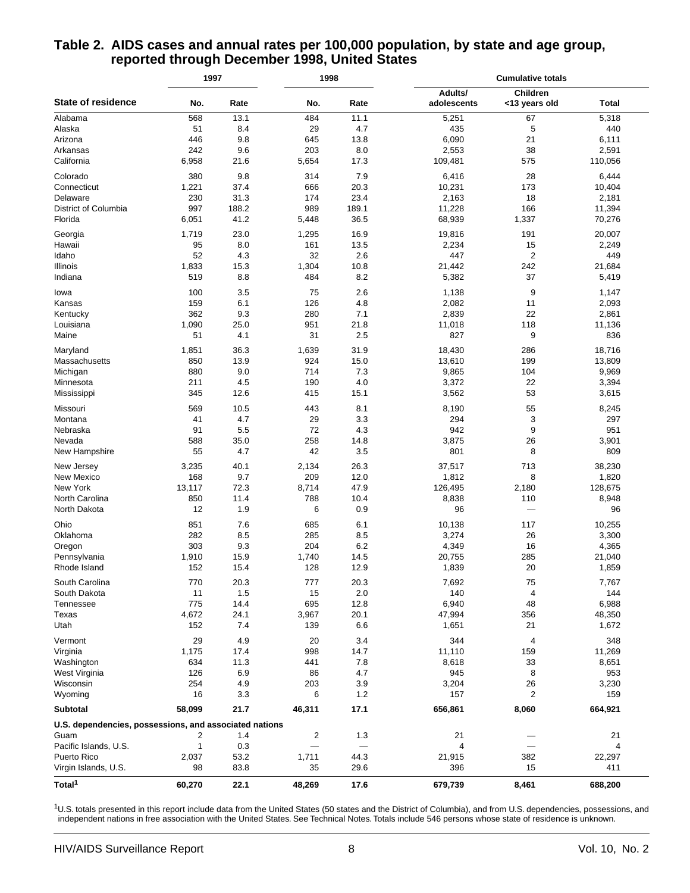## Table 2. AIDS cases and annual rates per 100,000 population, by state and age group, reported through December 1998, United States

| State of residence | 1997 | | 1998 | | Cumulative totals | | |
|---|---|---|---|---|---|---|---|
| | No. | Rate | No. | Rate | Adults/ adolescents | Children <13 years old | Total |
| Alabama | 568 | 13.1 | 484 | 11.1 | 5,251 | 67 | 5,318 |
| Alaska | 51 | 8.4 | 29 | 4.7 | 435 | 5 | 440 |
| Arizona | 446 | 9.8 | 645 | 13.8 | 6,090 | 21 | 6,111 |
| Arkansas | 242 | 9.6 | 203 | 8.0 | 2,553 | 38 | 2,591 |
| California | 6,958 | 21.6 | 5,654 | 17.3 | 109,481 | 575 | 110,056 |
| Colorado | 380 | 9.8 | 314 | 7.9 | 6,416 | 28 | 6,444 |
| Connecticut | 1,221 | 37.4 | 666 | 20.3 | 10,231 | 173 | 10,404 |
| Delaware | 230 | 31.3 | 174 | 23.4 | 2,163 | 18 | 2,181 |
| District of Columbia | 997 | 188.2 | 989 | 189.1 | 11,228 | 166 | 11,394 |
| Florida | 6,051 | 41.2 | 5,448 | 36.5 | 68,939 | 1,337 | 70,276 |
| Georgia | 1,719 | 23.0 | 1,295 | 16.9 | 19,816 | 191 | 20,007 |
| Hawaii | 95 | 8.0 | 161 | 13.5 | 2,234 | 15 | 2,249 |
| Idaho | 52 | 4.3 | 32 | 2.6 | 447 | 2 | 449 |
| Illinois | 1,833 | 15.3 | 1,304 | 10.8 | 21,442 | 242 | 21,684 |
| Indiana | 519 | 8.8 | 484 | 8.2 | 5,382 | 37 | 5,419 |
| Iowa | 100 | 3.5 | 75 | 2.6 | 1,138 | 9 | 1,147 |
| Kansas | 159 | 6.1 | 126 | 4.8 | 2,082 | 11 | 2,093 |
| Kentucky | 362 | 9.3 | 280 | 7.1 | 2,839 | 22 | 2,861 |
| Louisiana | 1,090 | 25.0 | 951 | 21.8 | 11,018 | 118 | 11,136 |
| Maine | 51 | 4.1 | 31 | 2.5 | 827 | 9 | 836 |
| Maryland | 1,851 | 36.3 | 1,639 | 31.9 | 18,430 | 286 | 18,716 |
| Massachusetts | 850 | 13.9 | 924 | 15.0 | 13,610 | 199 | 13,809 |
| Michigan | 880 | 9.0 | 714 | 7.3 | 9,865 | 104 | 9,969 |
| Minnesota | 211 | 4.5 | 190 | 4.0 | 3,372 | 22 | 3,394 |
| Mississippi | 345 | 12.6 | 415 | 15.1 | 3,562 | 53 | 3,615 |
| Missouri | 569 | 10.5 | 443 | 8.1 | 8,190 | 55 | 8,245 |
| Montana | 41 | 4.7 | 29 | 3.3 | 294 | 3 | 297 |
| Nebraska | 91 | 5.5 | 72 | 4.3 | 942 | 9 | 951 |
| Nevada | 588 | 35.0 | 258 | 14.8 | 3,875 | 26 | 3,901 |
| New Hampshire | 55 | 4.7 | 42 | 3.5 | 801 | 8 | 809 |
| New Jersey | 3,235 | 40.1 | 2,134 | 26.3 | 37,517 | 713 | 38,230 |
| New Mexico | 168 | 9.7 | 209 | 12.0 | 1,812 | 8 | 1,820 |
| New York | 13,117 | 72.3 | 8,714 | 47.9 | 126,495 | 2,180 | 128,675 |
| North Carolina | 850 | 11.4 | 788 | 10.4 | 8,838 | 110 | 8,948 |
| North Dakota | 12 | 1.9 | 6 | 0.9 | 96 | — | 96 |
| Ohio | 851 | 7.6 | 685 | 6.1 | 10,138 | 117 | 10,255 |
| Oklahoma | 282 | 8.5 | 285 | 8.5 | 3,274 | 26 | 3,300 |
| Oregon | 303 | 9.3 | 204 | 6.2 | 4,349 | 16 | 4,365 |
| Pennsylvania | 1,910 | 15.9 | 1,740 | 14.5 | 20,755 | 285 | 21,040 |
| Rhode Island | 152 | 15.4 | 128 | 12.9 | 1,839 | 20 | 1,859 |
| South Carolina | 770 | 20.3 | 777 | 20.3 | 7,692 | 75 | 7,767 |
| South Dakota | 11 | 1.5 | 15 | 2.0 | 140 | 4 | 144 |
| Tennessee | 775 | 14.4 | 695 | 12.8 | 6,940 | 48 | 6,988 |
| Texas | 4,672 | 24.1 | 3,967 | 20.1 | 47,994 | 356 | 48,350 |
| Utah | 152 | 7.4 | 139 | 6.6 | 1,651 | 21 | 1,672 |
| Vermont | 29 | 4.9 | 20 | 3.4 | 344 | 4 | 348 |
| Virginia | 1,175 | 17.4 | 998 | 14.7 | 11,110 | 159 | 11,269 |
| Washington | 634 | 11.3 | 441 | 7.8 | 8,618 | 33 | 8,651 |
| West Virginia | 126 | 6.9 | 86 | 4.7 | 945 | 8 | 953 |
| Wisconsin | 254 | 4.9 | 203 | 3.9 | 3,204 | 26 | 3,230 |
| Wyoming | 16 | 3.3 | 6 | 1.2 | 157 | 2 | 159 |
| **Subtotal** | **58,099** | **21.7** | **46,311** | **17.1** | **656,861** | **8,060** | **664,921** |
| **U.S. dependencies, possessions, and associated nations** | | | | | | | |
| Guam | 2 | 1.4 | 2 | 1.3 | 21 | — | 21 |
| Pacific Islands, U.S. | 1 | 0.3 | — | — | 4 | — | 4 |
| Puerto Rico | 2,037 | 53.2 | 1,711 | 44.3 | 21,915 | 382 | 22,297 |
| Virgin Islands, U.S. | 98 | 83.8 | 35 | 29.6 | 396 | 15 | 411 |
| **Total[1]** | **60,270** | **22.1** | **48,269** | **17.6** | **679,739** | **8,461** | **688,200** |

[1]U.S. totals presented in this report include data from the United States (50 states and the District of Columbia), and from U.S. dependencies, possessions, and independent nations in free association with the United States. See Technical Notes. Totals include 546 persons whose state of residence is unknown.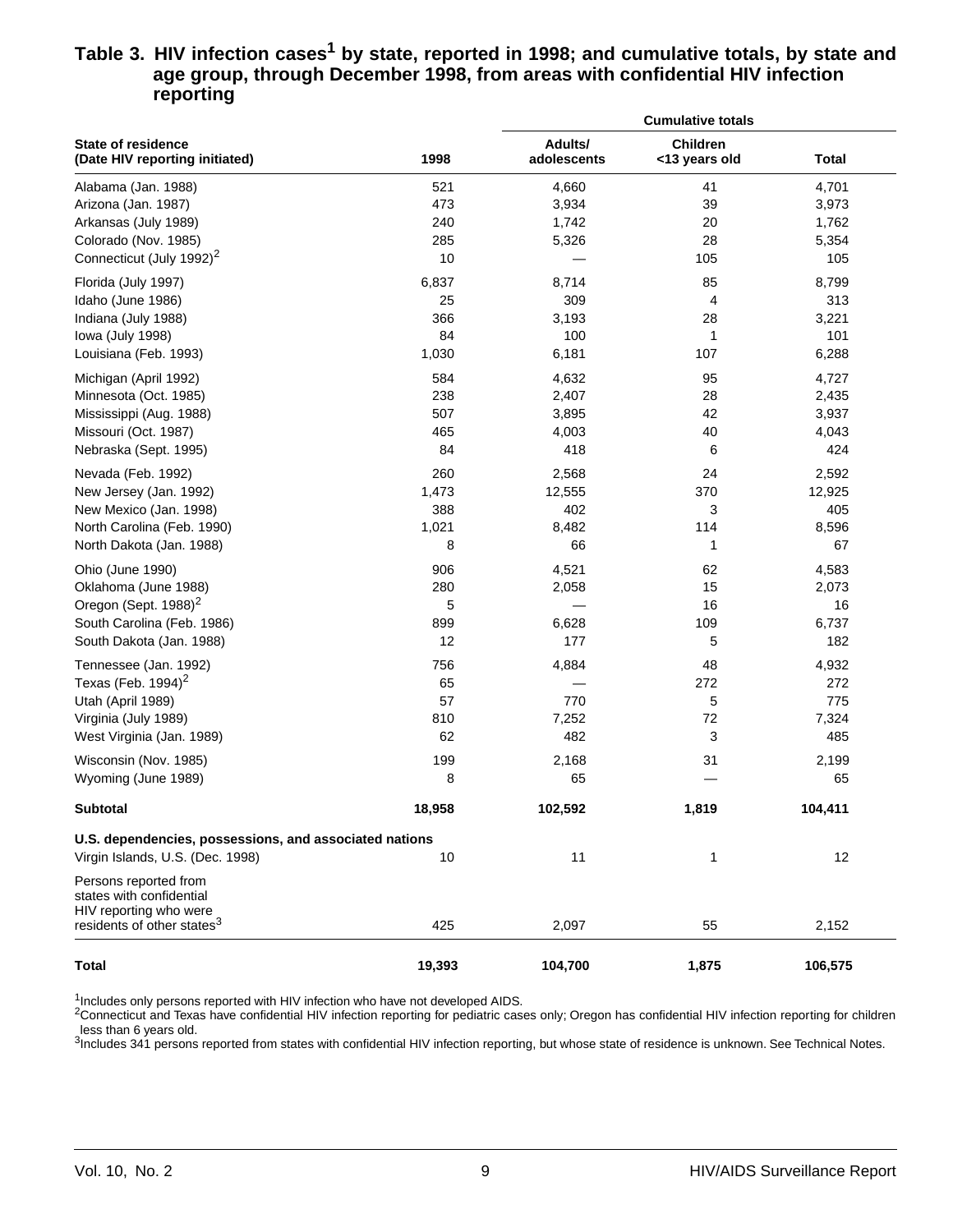## Table 3. HIV infection cases[1] by state, reported in 1998; and cumulative totals, by state and age group, through December 1998, from areas with confidential HIV infection reporting

| State of residence (Date HIV reporting initiated) | 1998 | Cumulative totals | | |
|---|---|---|---|---|
| | | Adults/ adolescents | Children <13 years old | Total |
| Alabama (Jan. 1988) | 521 | 4,660 | 41 | 4,701 |
| Arizona (Jan. 1987) | 473 | 3,934 | 39 | 3,973 |
| Arkansas (July 1989) | 240 | 1,742 | 20 | 1,762 |
| Colorado (Nov. 1985) | 285 | 5,326 | 28 | 5,354 |
| Connecticut (July 1992)[2] | 10 | — | 105 | 105 |
| Florida (July 1997) | 6,837 | 8,714 | 85 | 8,799 |
| Idaho (June 1986) | 25 | 309 | 4 | 313 |
| Indiana (July 1988) | 366 | 3,193 | 28 | 3,221 |
| Iowa (July 1998) | 84 | 100 | 1 | 101 |
| Louisiana (Feb. 1993) | 1,030 | 6,181 | 107 | 6,288 |
| Michigan (April 1992) | 584 | 4,632 | 95 | 4,727 |
| Minnesota (Oct. 1985) | 238 | 2,407 | 28 | 2,435 |
| Mississippi (Aug. 1988) | 507 | 3,895 | 42 | 3,937 |
| Missouri (Oct. 1987) | 465 | 4,003 | 40 | 4,043 |
| Nebraska (Sept. 1995) | 84 | 418 | 6 | 424 |
| Nevada (Feb. 1992) | 260 | 2,568 | 24 | 2,592 |
| New Jersey (Jan. 1992) | 1,473 | 12,555 | 370 | 12,925 |
| New Mexico (Jan. 1998) | 388 | 402 | 3 | 405 |
| North Carolina (Feb. 1990) | 1,021 | 8,482 | 114 | 8,596 |
| North Dakota (Jan. 1988) | 8 | 66 | 1 | 67 |
| Ohio (June 1990) | 906 | 4,521 | 62 | 4,583 |
| Oklahoma (June 1988) | 280 | 2,058 | 15 | 2,073 |
| Oregon (Sept. 1988)[2] | 5 | — | 16 | 16 |
| South Carolina (Feb. 1986) | 899 | 6,628 | 109 | 6,737 |
| South Dakota (Jan. 1988) | 12 | 177 | 5 | 182 |
| Tennessee (Jan. 1992) | 756 | 4,884 | 48 | 4,932 |
| Texas (Feb. 1994)[2] | 65 | — | 272 | 272 |
| Utah (April 1989) | 57 | 770 | 5 | 775 |
| Virginia (July 1989) | 810 | 7,252 | 72 | 7,324 |
| West Virginia (Jan. 1989) | 62 | 482 | 3 | 485 |
| Wisconsin (Nov. 1985) | 199 | 2,168 | 31 | 2,199 |
| Wyoming (June 1989) | 8 | 65 | — | 65 |
| **Subtotal** | **18,958** | **102,592** | **1,819** | **104,411** |
| **U.S. dependencies, possessions, and associated nations** | | | | |
| Virgin Islands, U.S. (Dec. 1998) | 10 | 11 | 1 | 12 |
| Persons reported from states with confidential HIV reporting who were residents of other states[3] | 425 | 2,097 | 55 | 2,152 |
| **Total** | **19,393** | **104,700** | **1,875** | **106,575** |

[1]Includes only persons reported with HIV infection who have not developed AIDS.
[2]Connecticut and Texas have confidential HIV infection reporting for pediatric cases only; Oregon has confidential HIV infection reporting for children less than 6 years old.
[3]Includes 341 persons reported from states with confidential HIV infection reporting, but whose state of residence is unknown. See Technical Notes.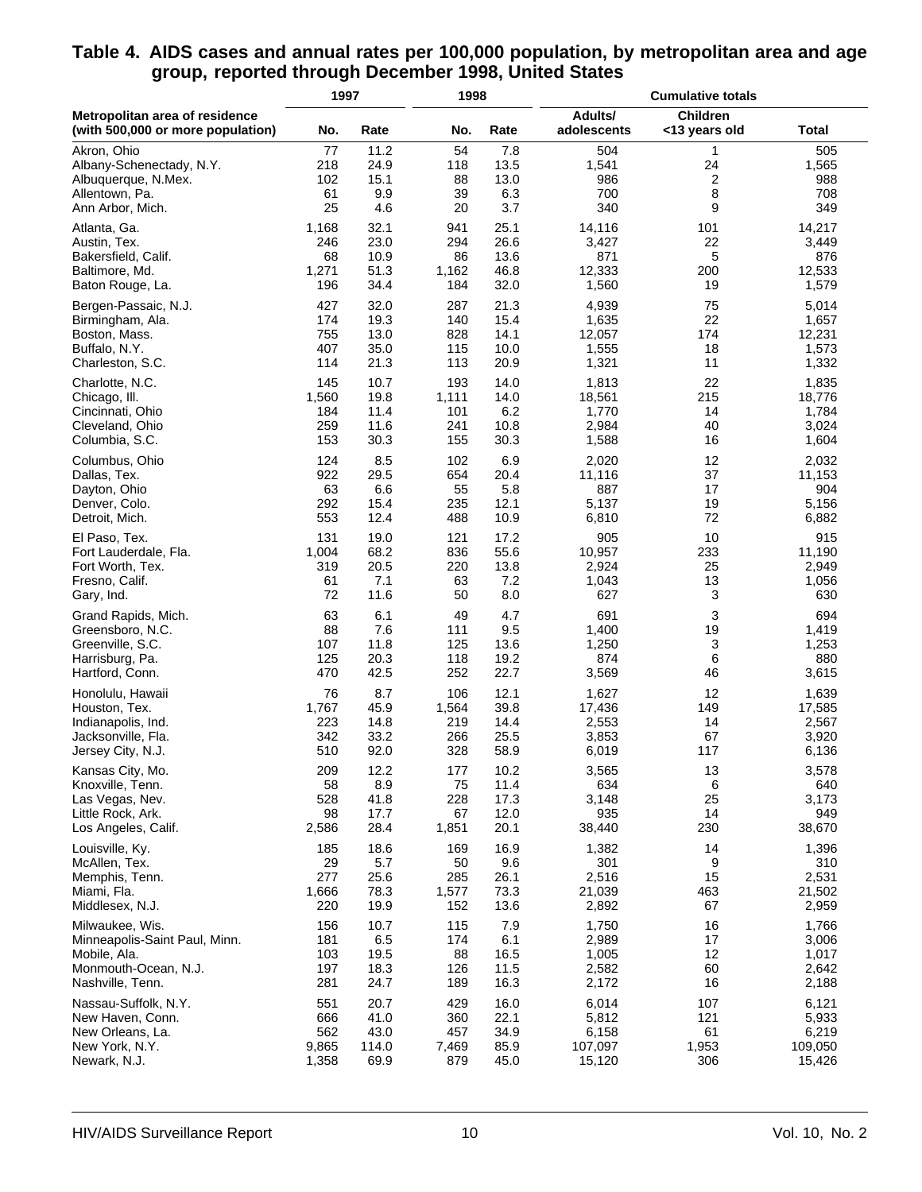## Table 4. AIDS cases and annual rates per 100,000 population, by metropolitan area and age group, reported through December 1998, United States

| Metropolitan area of residence (with 500,000 or more population) | 1997 | | 1998 | | Cumulative totals | | |
|---|---|---|---|---|---|---|---|
| | No. | Rate | No. | Rate | Adults/ adolescents | Children <13 years old | Total |
| Akron, Ohio | 77 | 11.2 | 54 | 7.8 | 504 | 1 | 505 |
| Albany-Schenectady, N.Y. | 218 | 24.9 | 118 | 13.5 | 1,541 | 24 | 1,565 |
| Albuquerque, N.Mex. | 102 | 15.1 | 88 | 13.0 | 986 | 2 | 988 |
| Allentown, Pa. | 61 | 9.9 | 39 | 6.3 | 700 | 8 | 708 |
| Ann Arbor, Mich. | 25 | 4.6 | 20 | 3.7 | 340 | 9 | 349 |
| Atlanta, Ga. | 1,168 | 32.1 | 941 | 25.1 | 14,116 | 101 | 14,217 |
| Austin, Tex. | 246 | 23.0 | 294 | 26.6 | 3,427 | 22 | 3,449 |
| Bakersfield, Calif. | 68 | 10.9 | 86 | 13.6 | 871 | 5 | 876 |
| Baltimore, Md. | 1,271 | 51.3 | 1,162 | 46.8 | 12,333 | 200 | 12,533 |
| Baton Rouge, La. | 196 | 34.4 | 184 | 32.0 | 1,560 | 19 | 1,579 |
| Bergen-Passaic, N.J. | 427 | 32.0 | 287 | 21.3 | 4,939 | 75 | 5,014 |
| Birmingham, Ala. | 174 | 19.3 | 140 | 15.4 | 1,635 | 22 | 1,657 |
| Boston, Mass. | 755 | 13.0 | 828 | 14.1 | 12,057 | 174 | 12,231 |
| Buffalo, N.Y. | 407 | 35.0 | 115 | 10.0 | 1,555 | 18 | 1,573 |
| Charleston, S.C. | 114 | 21.3 | 113 | 20.9 | 1,321 | 11 | 1,332 |
| Charlotte, N.C. | 145 | 10.7 | 193 | 14.0 | 1,813 | 22 | 1,835 |
| Chicago, Ill. | 1,560 | 19.8 | 1,111 | 14.0 | 18,561 | 215 | 18,776 |
| Cincinnati, Ohio | 184 | 11.4 | 101 | 6.2 | 1,770 | 14 | 1,784 |
| Cleveland, Ohio | 259 | 11.6 | 241 | 10.8 | 2,984 | 40 | 3,024 |
| Columbia, S.C. | 153 | 30.3 | 155 | 30.3 | 1,588 | 16 | 1,604 |
| Columbus, Ohio | 124 | 8.5 | 102 | 6.9 | 2,020 | 12 | 2,032 |
| Dallas, Tex. | 922 | 29.5 | 654 | 20.4 | 11,116 | 37 | 11,153 |
| Dayton, Ohio | 63 | 6.6 | 55 | 5.8 | 887 | 17 | 904 |
| Denver, Colo. | 292 | 15.4 | 235 | 12.1 | 5,137 | 19 | 5,156 |
| Detroit, Mich. | 553 | 12.4 | 488 | 10.9 | 6,810 | 72 | 6,882 |
| El Paso, Tex. | 131 | 19.0 | 121 | 17.2 | 905 | 10 | 915 |
| Fort Lauderdale, Fla. | 1,004 | 68.2 | 836 | 55.6 | 10,957 | 233 | 11,190 |
| Fort Worth, Tex. | 319 | 20.5 | 220 | 13.8 | 2,924 | 25 | 2,949 |
| Fresno, Calif. | 61 | 7.1 | 63 | 7.2 | 1,043 | 13 | 1,056 |
| Gary, Ind. | 72 | 11.6 | 50 | 8.0 | 627 | 3 | 630 |
| Grand Rapids, Mich. | 63 | 6.1 | 49 | 4.7 | 691 | 3 | 694 |
| Greensboro, N.C. | 88 | 7.6 | 111 | 9.5 | 1,400 | 19 | 1,419 |
| Greenville, S.C. | 107 | 11.8 | 125 | 13.6 | 1,250 | 3 | 1,253 |
| Harrisburg, Pa. | 125 | 20.3 | 118 | 19.2 | 874 | 6 | 880 |
| Hartford, Conn. | 470 | 42.5 | 252 | 22.7 | 3,569 | 46 | 3,615 |
| Honolulu, Hawaii | 76 | 8.7 | 106 | 12.1 | 1,627 | 12 | 1,639 |
| Houston, Tex. | 1,767 | 45.9 | 1,564 | 39.8 | 17,436 | 149 | 17,585 |
| Indianapolis, Ind. | 223 | 14.8 | 219 | 14.4 | 2,553 | 14 | 2,567 |
| Jacksonville, Fla. | 342 | 33.2 | 266 | 25.5 | 3,853 | 67 | 3,920 |
| Jersey City, N.J. | 510 | 92.0 | 328 | 58.9 | 6,019 | 117 | 6,136 |
| Kansas City, Mo. | 209 | 12.2 | 177 | 10.2 | 3,565 | 13 | 3,578 |
| Knoxville, Tenn. | 58 | 8.9 | 75 | 11.4 | 634 | 6 | 640 |
| Las Vegas, Nev. | 528 | 41.8 | 228 | 17.3 | 3,148 | 25 | 3,173 |
| Little Rock, Ark. | 98 | 17.7 | 67 | 12.0 | 935 | 14 | 949 |
| Los Angeles, Calif. | 2,586 | 28.4 | 1,851 | 20.1 | 38,440 | 230 | 38,670 |
| Louisville, Ky. | 185 | 18.6 | 169 | 16.9 | 1,382 | 14 | 1,396 |
| McAllen, Tex. | 29 | 5.7 | 50 | 9.6 | 301 | 9 | 310 |
| Memphis, Tenn. | 277 | 25.6 | 285 | 26.1 | 2,516 | 15 | 2,531 |
| Miami, Fla. | 1,666 | 78.3 | 1,577 | 73.3 | 21,039 | 463 | 21,502 |
| Middlesex, N.J. | 220 | 19.9 | 152 | 13.6 | 2,892 | 67 | 2,959 |
| Milwaukee, Wis. | 156 | 10.7 | 115 | 7.9 | 1,750 | 16 | 1,766 |
| Minneapolis-Saint Paul, Minn. | 181 | 6.5 | 174 | 6.1 | 2,989 | 17 | 3,006 |
| Mobile, Ala. | 103 | 19.5 | 88 | 16.5 | 1,005 | 12 | 1,017 |
| Monmouth-Ocean, N.J. | 197 | 18.3 | 126 | 11.5 | 2,582 | 60 | 2,642 |
| Nashville, Tenn. | 281 | 24.7 | 189 | 16.3 | 2,172 | 16 | 2,188 |
| Nassau-Suffolk, N.Y. | 551 | 20.7 | 429 | 16.0 | 6,014 | 107 | 6,121 |
| New Haven, Conn. | 666 | 41.0 | 360 | 22.1 | 5,812 | 121 | 5,933 |
| New Orleans, La. | 562 | 43.0 | 457 | 34.9 | 6,158 | 61 | 6,219 |
| New York, N.Y. | 9,865 | 114.0 | 7,469 | 85.9 | 107,097 | 1,953 | 109,050 |
| Newark, N.J. | 1,358 | 69.9 | 879 | 45.0 | 15,120 | 306 | 15,426 |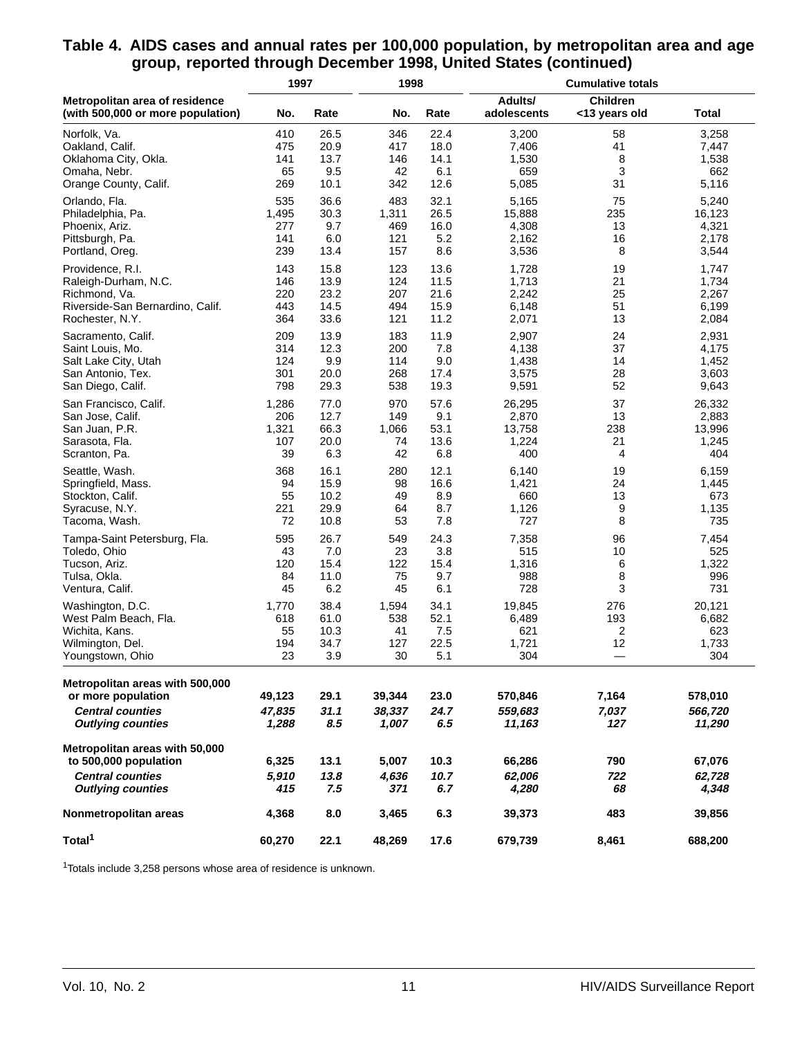## Table 4. AIDS cases and annual rates per 100,000 population, by metropolitan area and age group, reported through December 1998, United States (continued)

| Metropolitan area of residence (with 500,000 or more population) | 1997 | | 1998 | | Cumulative totals | | |
|---|---|---|---|---|---|---|---|
| | No. | Rate | No. | Rate | Adults/ adolescents | Children <13 years old | Total |
| Norfolk, Va. | 410 | 26.5 | 346 | 22.4 | 3,200 | 58 | 3,258 |
| Oakland, Calif. | 475 | 20.9 | 417 | 18.0 | 7,406 | 41 | 7,447 |
| Oklahoma City, Okla. | 141 | 13.7 | 146 | 14.1 | 1,530 | 8 | 1,538 |
| Omaha, Nebr. | 65 | 9.5 | 42 | 6.1 | 659 | 3 | 662 |
| Orange County, Calif. | 269 | 10.1 | 342 | 12.6 | 5,085 | 31 | 5,116 |
| Orlando, Fla. | 535 | 36.6 | 483 | 32.1 | 5,165 | 75 | 5,240 |
| Philadelphia, Pa. | 1,495 | 30.3 | 1,311 | 26.5 | 15,888 | 235 | 16,123 |
| Phoenix, Ariz. | 277 | 9.7 | 469 | 16.0 | 4,308 | 13 | 4,321 |
| Pittsburgh, Pa. | 141 | 6.0 | 121 | 5.2 | 2,162 | 16 | 2,178 |
| Portland, Oreg. | 239 | 13.4 | 157 | 8.6 | 3,536 | 8 | 3,544 |
| Providence, R.I. | 143 | 15.8 | 123 | 13.6 | 1,728 | 19 | 1,747 |
| Raleigh-Durham, N.C. | 146 | 13.9 | 124 | 11.5 | 1,713 | 21 | 1,734 |
| Richmond, Va. | 220 | 23.2 | 207 | 21.6 | 2,242 | 25 | 2,267 |
| Riverside-San Bernardino, Calif. | 443 | 14.5 | 494 | 15.9 | 6,148 | 51 | 6,199 |
| Rochester, N.Y. | 364 | 33.6 | 121 | 11.2 | 2,071 | 13 | 2,084 |
| Sacramento, Calif. | 209 | 13.9 | 183 | 11.9 | 2,907 | 24 | 2,931 |
| Saint Louis, Mo. | 314 | 12.3 | 200 | 7.8 | 4,138 | 37 | 4,175 |
| Salt Lake City, Utah | 124 | 9.9 | 114 | 9.0 | 1,438 | 14 | 1,452 |
| San Antonio, Tex. | 301 | 20.0 | 268 | 17.4 | 3,575 | 28 | 3,603 |
| San Diego, Calif. | 798 | 29.3 | 538 | 19.3 | 9,591 | 52 | 9,643 |
| San Francisco, Calif. | 1,286 | 77.0 | 970 | 57.6 | 26,295 | 37 | 26,332 |
| San Jose, Calif. | 206 | 12.7 | 149 | 9.1 | 2,870 | 13 | 2,883 |
| San Juan, P.R. | 1,321 | 66.3 | 1,066 | 53.1 | 13,758 | 238 | 13,996 |
| Sarasota, Fla. | 107 | 20.0 | 74 | 13.6 | 1,224 | 21 | 1,245 |
| Scranton, Pa. | 39 | 6.3 | 42 | 6.8 | 400 | 4 | 404 |
| Seattle, Wash. | 368 | 16.1 | 280 | 12.1 | 6,140 | 19 | 6,159 |
| Springfield, Mass. | 94 | 15.9 | 98 | 16.6 | 1,421 | 24 | 1,445 |
| Stockton, Calif. | 55 | 10.2 | 49 | 8.9 | 660 | 13 | 673 |
| Syracuse, N.Y. | 221 | 29.9 | 64 | 8.7 | 1,126 | 9 | 1,135 |
| Tacoma, Wash. | 72 | 10.8 | 53 | 7.8 | 727 | 8 | 735 |
| Tampa-Saint Petersburg, Fla. | 595 | 26.7 | 549 | 24.3 | 7,358 | 96 | 7,454 |
| Toledo, Ohio | 43 | 7.0 | 23 | 3.8 | 515 | 10 | 525 |
| Tucson, Ariz. | 120 | 15.4 | 122 | 15.4 | 1,316 | 6 | 1,322 |
| Tulsa, Okla. | 84 | 11.0 | 75 | 9.7 | 988 | 8 | 996 |
| Ventura, Calif. | 45 | 6.2 | 45 | 6.1 | 728 | 3 | 731 |
| Washington, D.C. | 1,770 | 38.4 | 1,594 | 34.1 | 19,845 | 276 | 20,121 |
| West Palm Beach, Fla. | 618 | 61.0 | 538 | 52.1 | 6,489 | 193 | 6,682 |
| Wichita, Kans. | 55 | 10.3 | 41 | 7.5 | 621 | 2 | 623 |
| Wilmington, Del. | 194 | 34.7 | 127 | 22.5 | 1,721 | 12 | 1,733 |
| Youngstown, Ohio | 23 | 3.9 | 30 | 5.1 | 304 | — | 304 |
| **Metropolitan areas with 500,000 or more population** | **49,123** | **29.1** | **39,344** | **23.0** | **570,846** | **7,164** | **578,010** |
| ***Central counties*** | ***47,835*** | ***31.1*** | ***38,337*** | ***24.7*** | ***559,683*** | ***7,037*** | ***566,720*** |
| ***Outlying counties*** | ***1,288*** | ***8.5*** | ***1,007*** | ***6.5*** | ***11,163*** | ***127*** | ***11,290*** |
| **Metropolitan areas with 50,000 to 500,000 population** | **6,325** | **13.1** | **5,007** | **10.3** | **66,286** | **790** | **67,076** |
| ***Central counties*** | ***5,910*** | ***13.8*** | ***4,636*** | ***10.7*** | ***62,006*** | ***722*** | ***62,728*** |
| ***Outlying counties*** | ***415*** | ***7.5*** | ***371*** | ***6.7*** | ***4,280*** | ***68*** | ***4,348*** |
| **Nonmetropolitan areas** | **4,368** | **8.0** | **3,465** | **6.3** | **39,373** | **483** | **39,856** |
| **Total[1]** | **60,270** | **22.1** | **48,269** | **17.6** | **679,739** | **8,461** | **688,200** |

[1]Totals include 3,258 persons whose area of residence is unknown.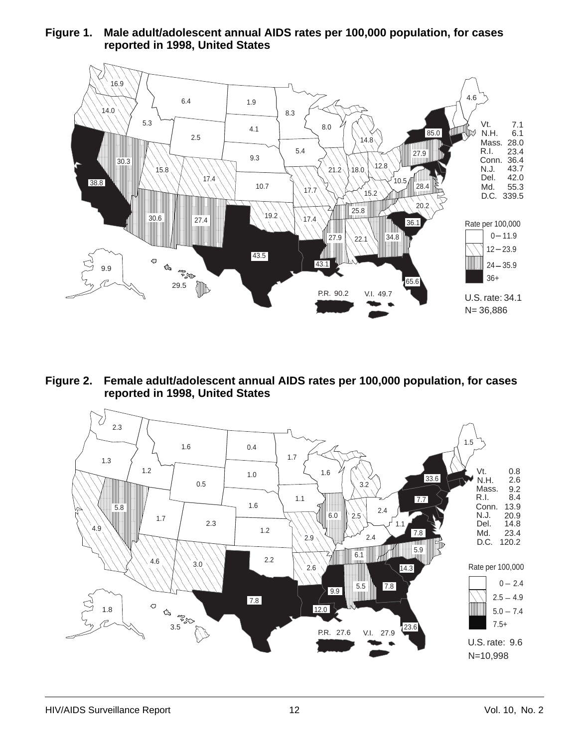**Figure 1. Male adult/adolescent annual AIDS rates per 100,000 population, for cases reported in 1998, United States**

| State | Rate |
|---|---|
| Vt. | 7.1 |
| N.H. | 6.1 |
| Mass. | 28.0 |
| R.I. | 23.4 |
| Conn. | 36.4 |
| N.J. | 43.7 |
| Del. | 42.0 |
| Md. | 55.3 |
| D.C. | 339.5 |

P.R. 90.2 V.I. 49.7

Rate per 100,000

- 0 – 11.9
- 12 – 23.9
- 24 – 35.9
- 36+

U.S. rate: 34.1
N= 36,886

**Figure 2. Female adult/adolescent annual AIDS rates per 100,000 population, for cases reported in 1998, United States**

| State | Rate |
|---|---|
| Vt. | 0.8 |
| N.H. | 2.6 |
| Mass. | 9.2 |
| R.I. | 8.4 |
| Conn. | 13.9 |
| N.J. | 20.9 |
| Del. | 14.8 |
| Md. | 23.4 |
| D.C. | 120.2 |

P.R. 27.6 V.I. 27.9

Rate per 100,000

- 0 – 2.4
- 2.5 – 4.9
- 5.0 – 7.4
- 7.5+

U.S. rate: 9.6
N=10,998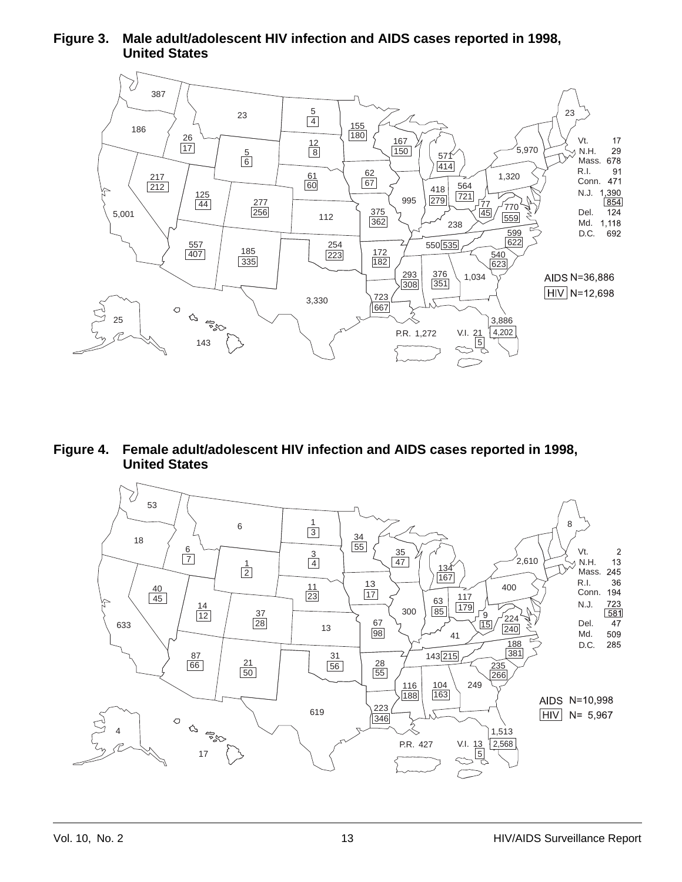**Figure 3. Male adult/adolescent HIV infection and AIDS cases reported in 1998, United States**

| State | AIDS | HIV |
|---|---|---|
| Vt. | 17 | |
| N.H. | 29 | |
| Mass. | 678 | |
| R.I. | 91 | |
| Conn. | 471 | |
| N.J. | 1,390 | 854 |
| Del. | 124 | |
| Md. | 1,118 | |
| D.C. | 692 | |

AIDS N=36,886
HIV N=12,698

**Figure 4. Female adult/adolescent HIV infection and AIDS cases reported in 1998, United States**

| State | AIDS | HIV |
|---|---|---|
| Vt. | 2 | |
| N.H. | 13 | |
| Mass. | 245 | |
| R.I. | 36 | |
| Conn. | 194 | |
| N.J. | 723 | 581 |
| Del. | 47 | |
| Md. | 509 | |
| D.C. | 285 | |

AIDS N=10,998
HIV N= 5,967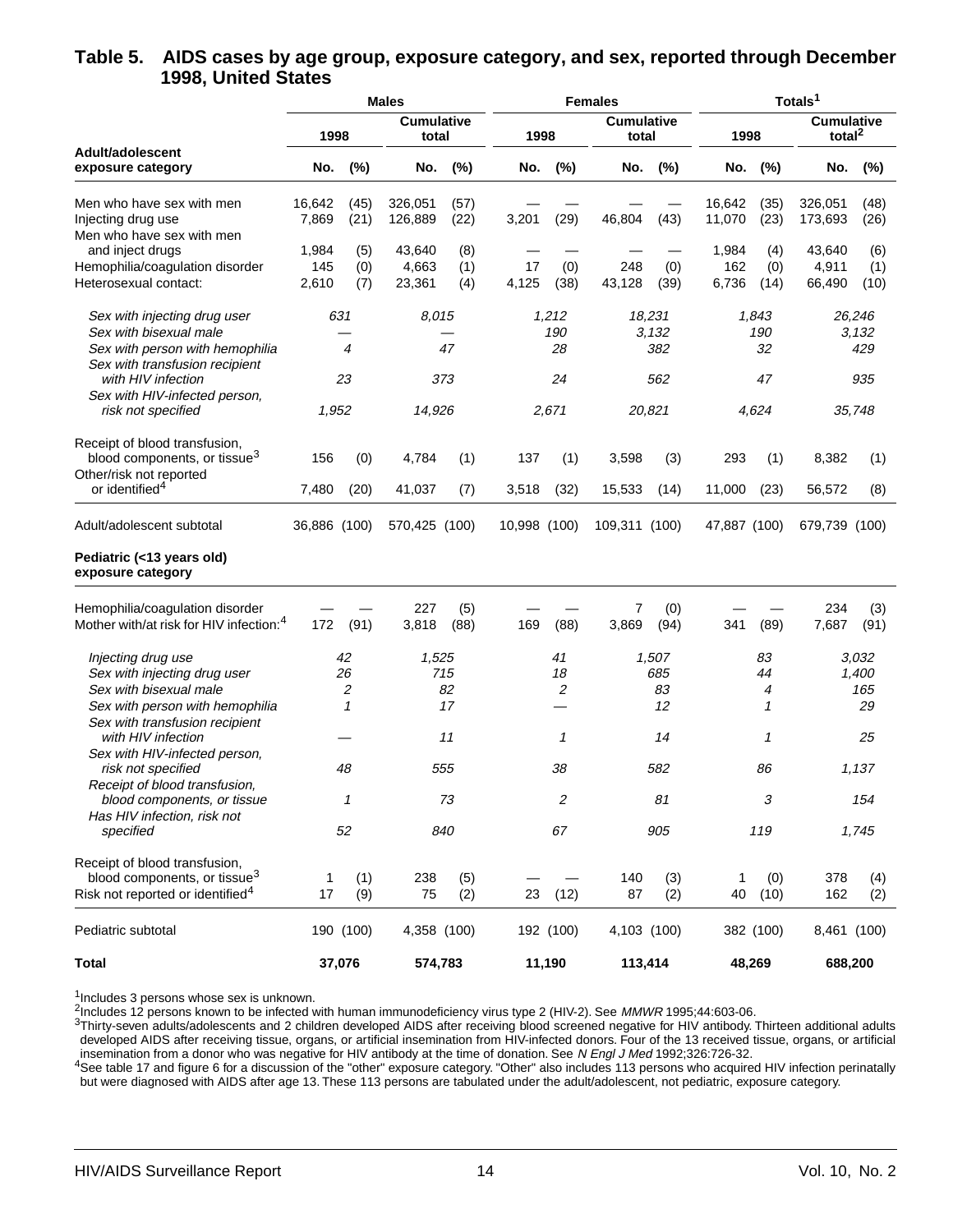## Table 5. AIDS cases by age group, exposure category, and sex, reported through December 1998, United States

| | Males | | | | Females | | | | Totals[1] | | | |
|---|---|---|---|---|---|---|---|---|---|---|---|---|
| | 1998 | | Cumulative total | | 1998 | | Cumulative total | | 1998 | | Cumulative total[2] | |
| **Adult/adolescent exposure category** | No. | (%) | No. | (%) | No. | (%) | No. | (%) | No. | (%) | No. | (%) |
| Men who have sex with men | 16,642 | (45) | 326,051 | (57) | — | — | — | — | 16,642 | (35) | 326,051 | (48) |
| Injecting drug use | 7,869 | (21) | 126,889 | (22) | 3,201 | (29) | 46,804 | (43) | 11,070 | (23) | 173,693 | (26) |
| Men who have sex with men and inject drugs | 1,984 | (5) | 43,640 | (8) | — | — | — | — | 1,984 | (4) | 43,640 | (6) |
| Hemophilia/coagulation disorder | 145 | (0) | 4,663 | (1) | 17 | (0) | 248 | (0) | 162 | (0) | 4,911 | (1) |
| Heterosexual contact: | 2,610 | (7) | 23,361 | (4) | 4,125 | (38) | 43,128 | (39) | 6,736 | (14) | 66,490 | (10) |
| *Sex with injecting drug user* | *631* | | *8,015* | | *1,212* | | *18,231* | | *1,843* | | *26,246* | |
| *Sex with bisexual male* | — | | — | | *190* | | *3,132* | | *190* | | *3,132* | |
| *Sex with person with hemophilia* | *4* | | *47* | | *28* | | *382* | | *32* | | *429* | |
| *Sex with transfusion recipient with HIV infection* | *23* | | *373* | | *24* | | *562* | | *47* | | *935* | |
| *Sex with HIV-infected person, risk not specified* | *1,952* | | *14,926* | | *2,671* | | *20,821* | | *4,624* | | *35,748* | |
| Receipt of blood transfusion, blood components, or tissue[3] | 156 | (0) | 4,784 | (1) | 137 | (1) | 3,598 | (3) | 293 | (1) | 8,382 | (1) |
| Other/risk not reported or identified[4] | 7,480 | (20) | 41,037 | (7) | 3,518 | (32) | 15,533 | (14) | 11,000 | (23) | 56,572 | (8) |
| Adult/adolescent subtotal | 36,886 | (100) | 570,425 | (100) | 10,998 | (100) | 109,311 | (100) | 47,887 | (100) | 679,739 | (100) |
| **Pediatric (<13 years old) exposure category** | | | | | | | | | | | | |
| Hemophilia/coagulation disorder | — | — | 227 | (5) | — | — | 7 | (0) | — | — | 234 | (3) |
| Mother with/at risk for HIV infection:[4] | 172 | (91) | 3,818 | (88) | 169 | (88) | 3,869 | (94) | 341 | (89) | 7,687 | (91) |
| *Injecting drug use* | *42* | | *1,525* | | *41* | | *1,507* | | *83* | | *3,032* | |
| *Sex with injecting drug user* | *26* | | *715* | | *18* | | *685* | | *44* | | *1,400* | |
| *Sex with bisexual male* | *2* | | *82* | | *2* | | *83* | | *4* | | *165* | |
| *Sex with person with hemophilia* | *1* | | *17* | | — | | *12* | | *1* | | *29* | |
| *Sex with transfusion recipient with HIV infection* | — | | *11* | | *1* | | *14* | | *1* | | *25* | |
| *Sex with HIV-infected person, risk not specified* | *48* | | *555* | | *38* | | *582* | | *86* | | *1,137* | |
| *Receipt of blood transfusion, blood components, or tissue* | *1* | | *73* | | *2* | | *81* | | *3* | | *154* | |
| *Has HIV infection, risk not specified* | *52* | | *840* | | *67* | | *905* | | *119* | | *1,745* | |
| Receipt of blood transfusion, blood components, or tissue[3] | 1 | (1) | 238 | (5) | — | — | 140 | (3) | 1 | (0) | 378 | (4) |
| Risk not reported or identified[4] | 17 | (9) | 75 | (2) | 23 | (12) | 87 | (2) | 40 | (10) | 162 | (2) |
| Pediatric subtotal | 190 | (100) | 4,358 | (100) | 192 | (100) | 4,103 | (100) | 382 | (100) | 8,461 | (100) |
| **Total** | **37,076** | | **574,783** | | **11,190** | | **113,414** | | **48,269** | | **688,200** | |

[1]Includes 3 persons whose sex is unknown.
[2]Includes 12 persons known to be infected with human immunodeficiency virus type 2 (HIV-2). See *MMWR* 1995;44:603-06.
[3]Thirty-seven adults/adolescents and 2 children developed AIDS after receiving blood screened negative for HIV antibody. Thirteen additional adults developed AIDS after receiving tissue, organs, or artificial insemination from HIV-infected donors. Four of the 13 received tissue, organs, or artificial insemination from a donor who was negative for HIV antibody at the time of donation. See *N Engl J Med* 1992;326:726-32.
[4]See table 17 and figure 6 for a discussion of the "other" exposure category. "Other" also includes 113 persons who acquired HIV infection perinatally but were diagnosed with AIDS after age 13. These 113 persons are tabulated under the adult/adolescent, not pediatric, exposure category.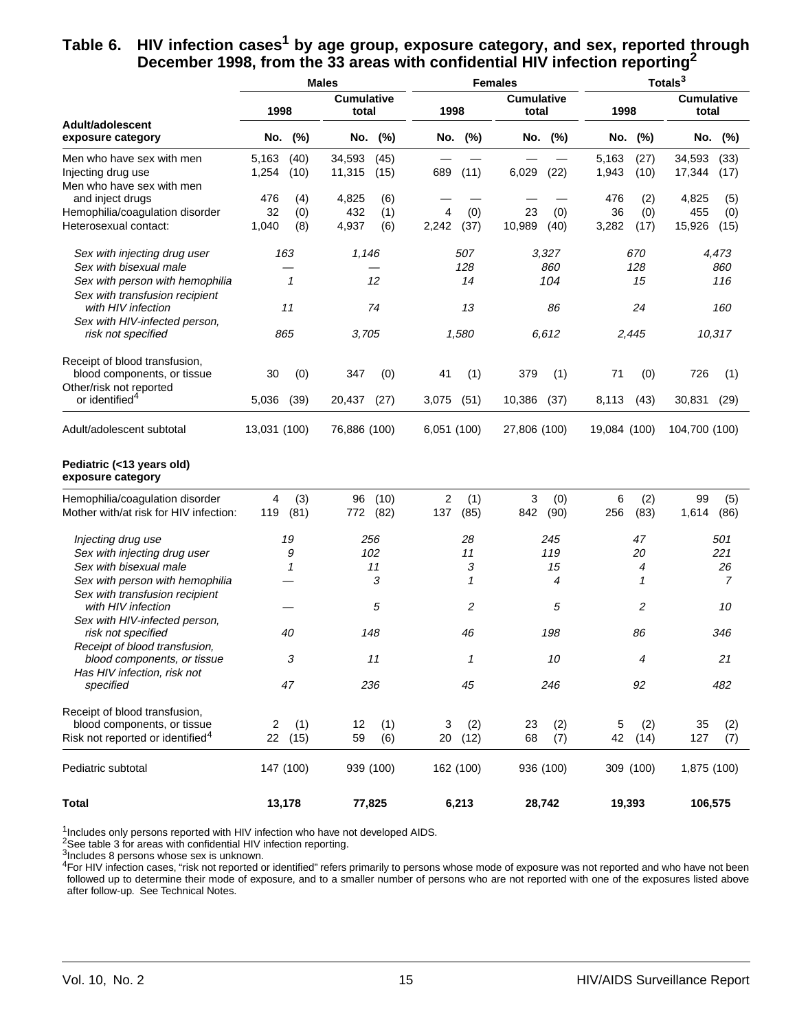## Table 6. HIV infection cases[1] by age group, exposure category, and sex, reported through December 1998, from the 33 areas with confidential HIV infection reporting[2]

| | Males | | | | Females | | | | Totals[3] | | | |
|---|---|---|---|---|---|---|---|---|---|---|---|---|
| | 1998 | | Cumulative total | | 1998 | | Cumulative total | | 1998 | | Cumulative total | |
| **Adult/adolescent exposure category** | **No.** | **(%)** | **No.** | **(%)** | **No.** | **(%)** | **No.** | **(%)** | **No.** | **(%)** | **No.** | **(%)** |
| Men who have sex with men | 5,163 | (40) | 34,593 | (45) | — | — | — | — | 5,163 | (27) | 34,593 | (33) |
| Injecting drug use | 1,254 | (10) | 11,315 | (15) | 689 | (11) | 6,029 | (22) | 1,943 | (10) | 17,344 | (17) |
| Men who have sex with men and inject drugs | 476 | (4) | 4,825 | (6) | — | — | — | — | 476 | (2) | 4,825 | (5) |
| Hemophilia/coagulation disorder | 32 | (0) | 432 | (1) | 4 | (0) | 23 | (0) | 36 | (0) | 455 | (0) |
| Heterosexual contact: | 1,040 | (8) | 4,937 | (6) | 2,242 | (37) | 10,989 | (40) | 3,282 | (17) | 15,926 | (15) |
| *Sex with injecting drug user* | *163* | | *1,146* | | *507* | | *3,327* | | *670* | | *4,473* | |
| *Sex with bisexual male* | — | | — | | *128* | | *860* | | *128* | | *860* | |
| *Sex with person with hemophilia* | *1* | | *12* | | *14* | | *104* | | *15* | | *116* | |
| *Sex with transfusion recipient with HIV infection* | *11* | | *74* | | *13* | | *86* | | *24* | | *160* | |
| *Sex with HIV-infected person, risk not specified* | *865* | | *3,705* | | *1,580* | | *6,612* | | *2,445* | | *10,317* | |
| Receipt of blood transfusion, blood components, or tissue | 30 | (0) | 347 | (0) | 41 | (1) | 379 | (1) | 71 | (0) | 726 | (1) |
| Other/risk not reported or identified[4] | 5,036 | (39) | 20,437 | (27) | 3,075 | (51) | 10,386 | (37) | 8,113 | (43) | 30,831 | (29) |
| Adult/adolescent subtotal | 13,031 | (100) | 76,886 | (100) | 6,051 | (100) | 27,806 | (100) | 19,084 | (100) | 104,700 | (100) |
| **Pediatric (<13 years old) exposure category** | | | | | | | | | | | | |
| Hemophilia/coagulation disorder | 4 | (3) | 96 | (10) | 2 | (1) | 3 | (0) | 6 | (2) | 99 | (5) |
| Mother with/at risk for HIV infection: | 119 | (81) | 772 | (82) | 137 | (85) | 842 | (90) | 256 | (83) | 1,614 | (86) |
| *Injecting drug use* | *19* | | *256* | | *28* | | *245* | | *47* | | *501* | |
| *Sex with injecting drug user* | *9* | | *102* | | *11* | | *119* | | *20* | | *221* | |
| *Sex with bisexual male* | *1* | | *11* | | *3* | | *15* | | *4* | | *26* | |
| *Sex with person with hemophilia* | — | | *3* | | *1* | | *4* | | *1* | | *7* | |
| *Sex with transfusion recipient with HIV infection* | — | | *5* | | *2* | | *5* | | *2* | | *10* | |
| *Sex with HIV-infected person, risk not specified* | *40* | | *148* | | *46* | | *198* | | *86* | | *346* | |
| *Receipt of blood transfusion, blood components, or tissue* | *3* | | *11* | | *1* | | *10* | | *4* | | *21* | |
| *Has HIV infection, risk not specified* | *47* | | *236* | | *45* | | *246* | | *92* | | *482* | |
| Receipt of blood transfusion, blood components, or tissue | 2 | (1) | 12 | (1) | 3 | (2) | 23 | (2) | 5 | (2) | 35 | (2) |
| Risk not reported or identified[4] | 22 | (15) | 59 | (6) | 20 | (12) | 68 | (7) | 42 | (14) | 127 | (7) |
| Pediatric subtotal | 147 | (100) | 939 | (100) | 162 | (100) | 936 | (100) | 309 | (100) | 1,875 | (100) |
| **Total** | **13,178** | | **77,825** | | **6,213** | | **28,742** | | **19,393** | | **106,575** | |

[1] Includes only persons reported with HIV infection who have not developed AIDS.
[2] See table 3 for areas with confidential HIV infection reporting.
[3] Includes 8 persons whose sex is unknown.
[4] For HIV infection cases, "risk not reported or identified" refers primarily to persons whose mode of exposure was not reported and who have not been followed up to determine their mode of exposure, and to a smaller number of persons who are not reported with one of the exposures listed above after follow-up. See Technical Notes.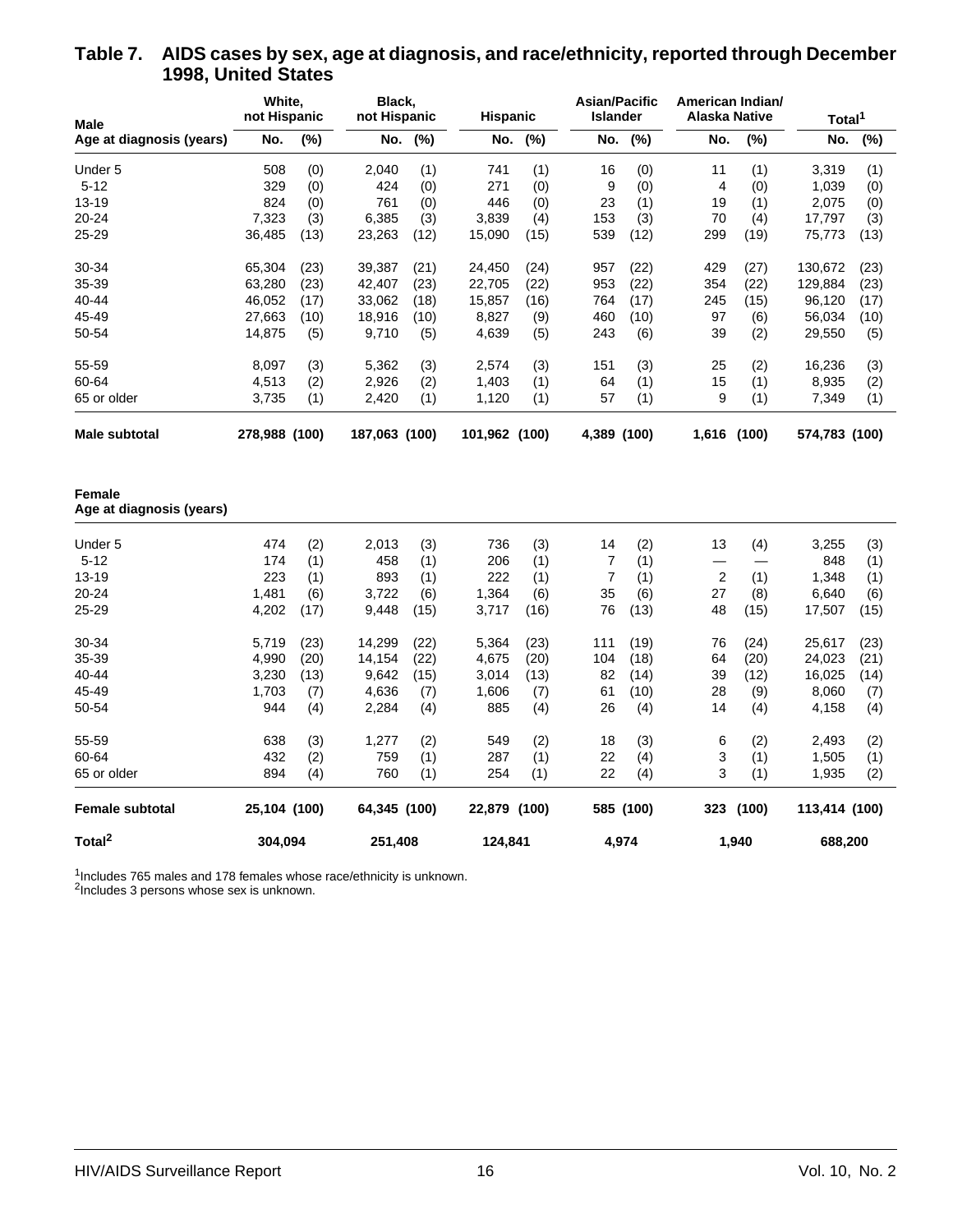## Table 7. AIDS cases by sex, age at diagnosis, and race/ethnicity, reported through December 1998, United States

| Male | White, not Hispanic | | Black, not Hispanic | | Hispanic | | Asian/Pacific Islander | | American Indian/ Alaska Native | | Total[1] | |
|---|---|---|---|---|---|---|---|---|---|---|---|---|
| Age at diagnosis (years) | No. | (%) | No. | (%) | No. | (%) | No. | (%) | No. | (%) | No. | (%) |
| Under 5 | 508 | (0) | 2,040 | (1) | 741 | (1) | 16 | (0) | 11 | (1) | 3,319 | (1) |
| 5-12 | 329 | (0) | 424 | (0) | 271 | (0) | 9 | (0) | 4 | (0) | 1,039 | (0) |
| 13-19 | 824 | (0) | 761 | (0) | 446 | (0) | 23 | (1) | 19 | (1) | 2,075 | (0) |
| 20-24 | 7,323 | (3) | 6,385 | (3) | 3,839 | (4) | 153 | (3) | 70 | (4) | 17,797 | (3) |
| 25-29 | 36,485 | (13) | 23,263 | (12) | 15,090 | (15) | 539 | (12) | 299 | (19) | 75,773 | (13) |
| 30-34 | 65,304 | (23) | 39,387 | (21) | 24,450 | (24) | 957 | (22) | 429 | (27) | 130,672 | (23) |
| 35-39 | 63,280 | (23) | 42,407 | (23) | 22,705 | (22) | 953 | (22) | 354 | (22) | 129,884 | (23) |
| 40-44 | 46,052 | (17) | 33,062 | (18) | 15,857 | (16) | 764 | (17) | 245 | (15) | 96,120 | (17) |
| 45-49 | 27,663 | (10) | 18,916 | (10) | 8,827 | (9) | 460 | (10) | 97 | (6) | 56,034 | (10) |
| 50-54 | 14,875 | (5) | 9,710 | (5) | 4,639 | (5) | 243 | (6) | 39 | (2) | 29,550 | (5) |
| 55-59 | 8,097 | (3) | 5,362 | (3) | 2,574 | (3) | 151 | (3) | 25 | (2) | 16,236 | (3) |
| 60-64 | 4,513 | (2) | 2,926 | (2) | 1,403 | (1) | 64 | (1) | 15 | (1) | 8,935 | (2) |
| 65 or older | 3,735 | (1) | 2,420 | (1) | 1,120 | (1) | 57 | (1) | 9 | (1) | 7,349 | (1) |
| **Male subtotal** | **278,988** | **(100)** | **187,063** | **(100)** | **101,962** | **(100)** | **4,389** | **(100)** | **1,616** | **(100)** | **574,783** | **(100)** |
| **Female** | | | | | | | | | | | | |
| **Age at diagnosis (years)** | | | | | | | | | | | | |
| Under 5 | 474 | (2) | 2,013 | (3) | 736 | (3) | 14 | (2) | 13 | (4) | 3,255 | (3) |
| 5-12 | 174 | (1) | 458 | (1) | 206 | (1) | 7 | (1) | — | — | 848 | (1) |
| 13-19 | 223 | (1) | 893 | (1) | 222 | (1) | 7 | (1) | 2 | (1) | 1,348 | (1) |
| 20-24 | 1,481 | (6) | 3,722 | (6) | 1,364 | (6) | 35 | (6) | 27 | (8) | 6,640 | (6) |
| 25-29 | 4,202 | (17) | 9,448 | (15) | 3,717 | (16) | 76 | (13) | 48 | (15) | 17,507 | (15) |
| 30-34 | 5,719 | (23) | 14,299 | (22) | 5,364 | (23) | 111 | (19) | 76 | (24) | 25,617 | (23) |
| 35-39 | 4,990 | (20) | 14,154 | (22) | 4,675 | (20) | 104 | (18) | 64 | (20) | 24,023 | (21) |
| 40-44 | 3,230 | (13) | 9,642 | (15) | 3,014 | (13) | 82 | (14) | 39 | (12) | 16,025 | (14) |
| 45-49 | 1,703 | (7) | 4,636 | (7) | 1,606 | (7) | 61 | (10) | 28 | (9) | 8,060 | (7) |
| 50-54 | 944 | (4) | 2,284 | (4) | 885 | (4) | 26 | (4) | 14 | (4) | 4,158 | (4) |
| 55-59 | 638 | (3) | 1,277 | (2) | 549 | (2) | 18 | (3) | 6 | (2) | 2,493 | (2) |
| 60-64 | 432 | (2) | 759 | (1) | 287 | (1) | 22 | (4) | 3 | (1) | 1,505 | (1) |
| 65 or older | 894 | (4) | 760 | (1) | 254 | (1) | 22 | (4) | 3 | (1) | 1,935 | (2) |
| **Female subtotal** | **25,104** | **(100)** | **64,345** | **(100)** | **22,879** | **(100)** | **585** | **(100)** | **323** | **(100)** | **113,414** | **(100)** |
| **Total[2]** | **304,094** | | **251,408** | | **124,841** | | **4,974** | | **1,940** | | **688,200** | |

[1]Includes 765 males and 178 females whose race/ethnicity is unknown.
[2]Includes 3 persons whose sex is unknown.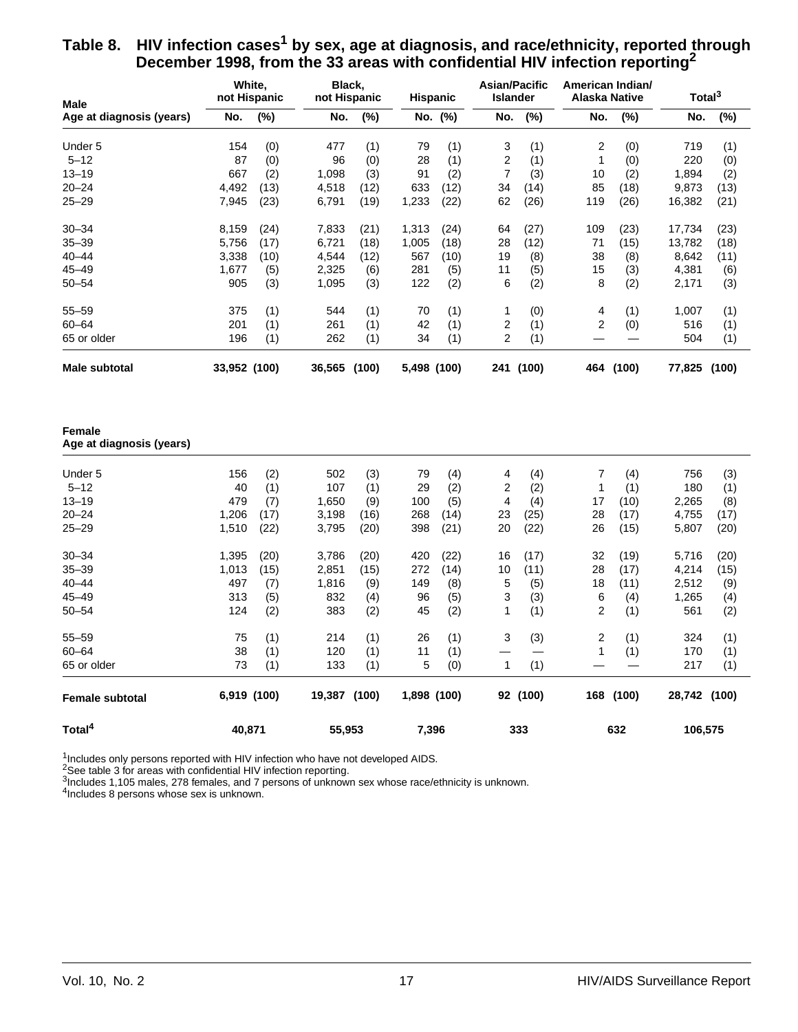## Table 8. HIV infection cases[1] by sex, age at diagnosis, and race/ethnicity, reported through December 1998, from the 33 areas with confidential HIV infection reporting[2]

| Male<br>Age at diagnosis (years) | White, not Hispanic No. | (%) | Black, not Hispanic No. | (%) | Hispanic No. | (%) | Asian/Pacific Islander No. | (%) | American Indian/ Alaska Native No. | (%) | Total[3] No. | (%) |
|---|---|---|---|---|---|---|---|---|---|---|---|---|
| Under 5 | 154 | (0) | 477 | (1) | 79 | (1) | 3 | (1) | 2 | (0) | 719 | (1) |
| 5–12 | 87 | (0) | 96 | (0) | 28 | (1) | 2 | (1) | 1 | (0) | 220 | (0) |
| 13–19 | 667 | (2) | 1,098 | (3) | 91 | (2) | 7 | (3) | 10 | (2) | 1,894 | (2) |
| 20–24 | 4,492 | (13) | 4,518 | (12) | 633 | (12) | 34 | (14) | 85 | (18) | 9,873 | (13) |
| 25–29 | 7,945 | (23) | 6,791 | (19) | 1,233 | (22) | 62 | (26) | 119 | (26) | 16,382 | (21) |
| 30–34 | 8,159 | (24) | 7,833 | (21) | 1,313 | (24) | 64 | (27) | 109 | (23) | 17,734 | (23) |
| 35–39 | 5,756 | (17) | 6,721 | (18) | 1,005 | (18) | 28 | (12) | 71 | (15) | 13,782 | (18) |
| 40–44 | 3,338 | (10) | 4,544 | (12) | 567 | (10) | 19 | (8) | 38 | (8) | 8,642 | (11) |
| 45–49 | 1,677 | (5) | 2,325 | (6) | 281 | (5) | 11 | (5) | 15 | (3) | 4,381 | (6) |
| 50–54 | 905 | (3) | 1,095 | (3) | 122 | (2) | 6 | (2) | 8 | (2) | 2,171 | (3) |
| 55–59 | 375 | (1) | 544 | (1) | 70 | (1) | 1 | (0) | 4 | (1) | 1,007 | (1) |
| 60–64 | 201 | (1) | 261 | (1) | 42 | (1) | 2 | (1) | 2 | (0) | 516 | (1) |
| 65 or older | 196 | (1) | 262 | (1) | 34 | (1) | 2 | (1) | — | — | 504 | (1) |
| **Male subtotal** | **33,952** | **(100)** | **36,565** | **(100)** | **5,498** | **(100)** | **241** | **(100)** | **464** | **(100)** | **77,825** | **(100)** |
| **Female**<br>**Age at diagnosis (years)** | | | | | | | | | | | | |
| Under 5 | 156 | (2) | 502 | (3) | 79 | (4) | 4 | (4) | 7 | (4) | 756 | (3) |
| 5–12 | 40 | (1) | 107 | (1) | 29 | (2) | 2 | (2) | 1 | (1) | 180 | (1) |
| 13–19 | 479 | (7) | 1,650 | (9) | 100 | (5) | 4 | (4) | 17 | (10) | 2,265 | (8) |
| 20–24 | 1,206 | (17) | 3,198 | (16) | 268 | (14) | 23 | (25) | 28 | (17) | 4,755 | (17) |
| 25–29 | 1,510 | (22) | 3,795 | (20) | 398 | (21) | 20 | (22) | 26 | (15) | 5,807 | (20) |
| 30–34 | 1,395 | (20) | 3,786 | (20) | 420 | (22) | 16 | (17) | 32 | (19) | 5,716 | (20) |
| 35–39 | 1,013 | (15) | 2,851 | (15) | 272 | (14) | 10 | (11) | 28 | (17) | 4,214 | (15) |
| 40–44 | 497 | (7) | 1,816 | (9) | 149 | (8) | 5 | (5) | 18 | (11) | 2,512 | (9) |
| 45–49 | 313 | (5) | 832 | (4) | 96 | (5) | 3 | (3) | 6 | (4) | 1,265 | (4) |
| 50–54 | 124 | (2) | 383 | (2) | 45 | (2) | 1 | (1) | 2 | (1) | 561 | (2) |
| 55–59 | 75 | (1) | 214 | (1) | 26 | (1) | 3 | (3) | 2 | (1) | 324 | (1) |
| 60–64 | 38 | (1) | 120 | (1) | 11 | (1) | — | — | 1 | (1) | 170 | (1) |
| 65 or older | 73 | (1) | 133 | (1) | 5 | (0) | 1 | (1) | — | — | 217 | (1) |
| **Female subtotal** | **6,919** | **(100)** | **19,387** | **(100)** | **1,898** | **(100)** | **92** | **(100)** | **168** | **(100)** | **28,742** | **(100)** |
| **Total[4]** | **40,871** | | **55,953** | | **7,396** | | **333** | | **632** | | **106,575** | |

[1]Includes only persons reported with HIV infection who have not developed AIDS.
[2]See table 3 for areas with confidential HIV infection reporting.
[3]Includes 1,105 males, 278 females, and 7 persons of unknown sex whose race/ethnicity is unknown.
[4]Includes 8 persons whose sex is unknown.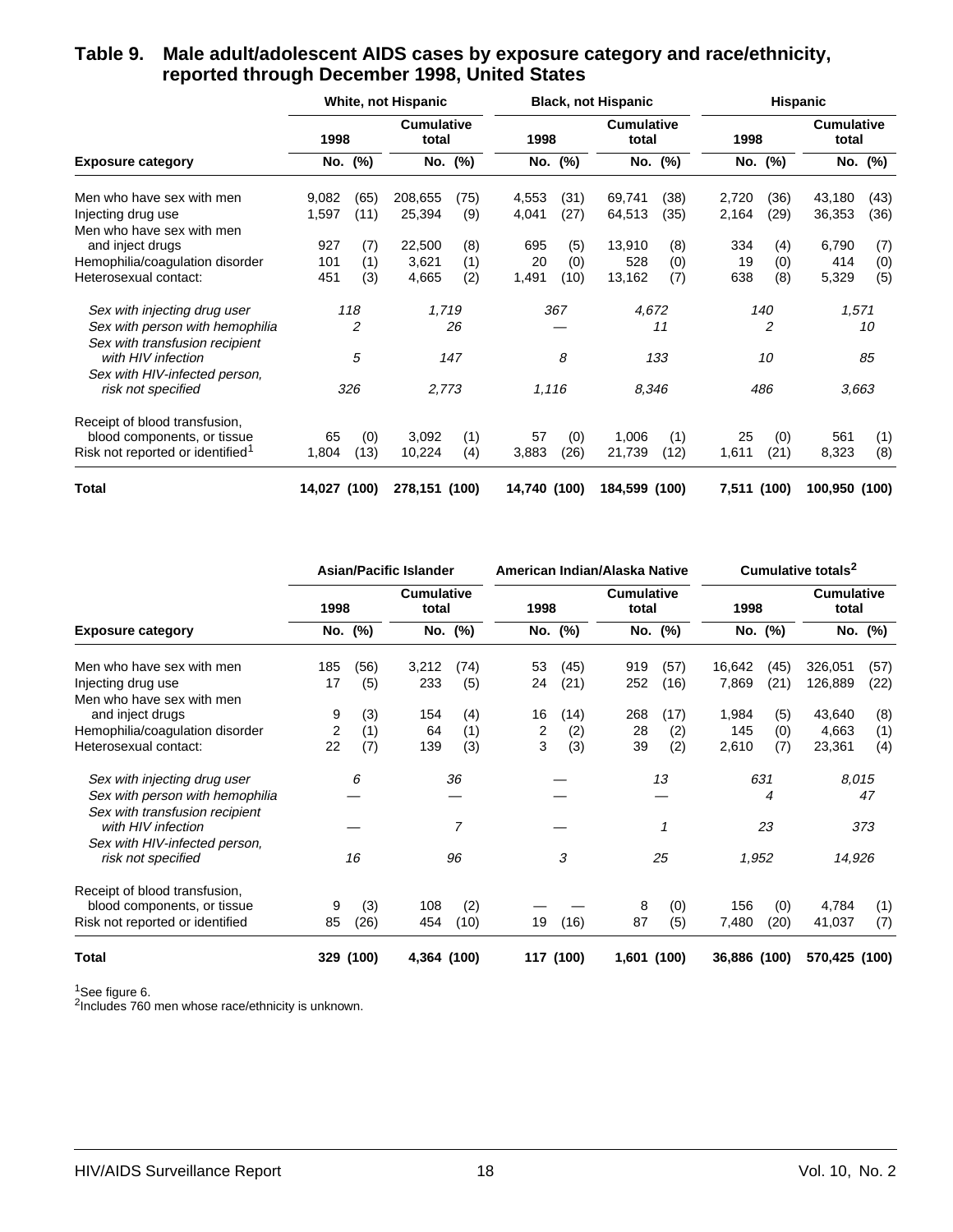## Table 9. Male adult/adolescent AIDS cases by exposure category and race/ethnicity, reported through December 1998, United States

| Exposure category | White, not Hispanic | | | | Black, not Hispanic | | | | Hispanic | | | |
|---|---|---|---|---|---|---|---|---|---|---|---|---|
| | 1998 | | Cumulative total | | 1998 | | Cumulative total | | 1998 | | Cumulative total | |
| | No. | (%) | No. | (%) | No. | (%) | No. | (%) | No. | (%) | No. | (%) |
| Men who have sex with men | 9,082 | (65) | 208,655 | (75) | 4,553 | (31) | 69,741 | (38) | 2,720 | (36) | 43,180 | (43) |
| Injecting drug use | 1,597 | (11) | 25,394 | (9) | 4,041 | (27) | 64,513 | (35) | 2,164 | (29) | 36,353 | (36) |
| Men who have sex with men and inject drugs | 927 | (7) | 22,500 | (8) | 695 | (5) | 13,910 | (8) | 334 | (4) | 6,790 | (7) |
| Hemophilia/coagulation disorder | 101 | (1) | 3,621 | (1) | 20 | (0) | 528 | (0) | 19 | (0) | 414 | (0) |
| Heterosexual contact: | 451 | (3) | 4,665 | (2) | 1,491 | (10) | 13,162 | (7) | 638 | (8) | 5,329 | (5) |
| *Sex with injecting drug user* | *118* | | *1,719* | | *367* | | *4,672* | | *140* | | *1,571* | |
| *Sex with person with hemophilia* | *2* | | *26* | | — | | *11* | | *2* | | *10* | |
| *Sex with transfusion recipient with HIV infection* | *5* | | *147* | | *8* | | *133* | | *10* | | *85* | |
| *Sex with HIV-infected person, risk not specified* | *326* | | *2,773* | | *1,116* | | *8,346* | | *486* | | *3,663* | |
| Receipt of blood transfusion, blood components, or tissue | 65 | (0) | 3,092 | (1) | 57 | (0) | 1,006 | (1) | 25 | (0) | 561 | (1) |
| Risk not reported or identified[1] | 1,804 | (13) | 10,224 | (4) | 3,883 | (26) | 21,739 | (12) | 1,611 | (21) | 8,323 | (8) |
| **Total** | **14,027** | **(100)** | **278,151** | **(100)** | **14,740** | **(100)** | **184,599** | **(100)** | **7,511** | **(100)** | **100,950** | **(100)** |

| Exposure category | Asian/Pacific Islander | | | | American Indian/Alaska Native | | | | Cumulative totals[2] | | | |
|---|---|---|---|---|---|---|---|---|---|---|---|---|
| | 1998 | | Cumulative total | | 1998 | | Cumulative total | | 1998 | | Cumulative total | |
| | No. | (%) | No. | (%) | No. | (%) | No. | (%) | No. | (%) | No. | (%) |
| Men who have sex with men | 185 | (56) | 3,212 | (74) | 53 | (45) | 919 | (57) | 16,642 | (45) | 326,051 | (57) |
| Injecting drug use | 17 | (5) | 233 | (5) | 24 | (21) | 252 | (16) | 7,869 | (21) | 126,889 | (22) |
| Men who have sex with men and inject drugs | 9 | (3) | 154 | (4) | 16 | (14) | 268 | (17) | 1,984 | (5) | 43,640 | (8) |
| Hemophilia/coagulation disorder | 2 | (1) | 64 | (1) | 2 | (2) | 28 | (2) | 145 | (0) | 4,663 | (1) |
| Heterosexual contact: | 22 | (7) | 139 | (3) | 3 | (3) | 39 | (2) | 2,610 | (7) | 23,361 | (4) |
| *Sex with injecting drug user* | *6* | | *36* | | — | | *13* | | *631* | | *8,015* | |
| *Sex with person with hemophilia* | — | | — | | — | | — | | *4* | | *47* | |
| *Sex with transfusion recipient with HIV infection* | — | | *7* | | — | | *1* | | *23* | | *373* | |
| *Sex with HIV-infected person, risk not specified* | *16* | | *96* | | *3* | | *25* | | *1,952* | | *14,926* | |
| Receipt of blood transfusion, blood components, or tissue | 9 | (3) | 108 | (2) | — | — | 8 | (0) | 156 | (0) | 4,784 | (1) |
| Risk not reported or identified | 85 | (26) | 454 | (10) | 19 | (16) | 87 | (5) | 7,480 | (20) | 41,037 | (7) |
| **Total** | **329** | **(100)** | **4,364** | **(100)** | **117** | **(100)** | **1,601** | **(100)** | **36,886** | **(100)** | **570,425** | **(100)** |

[1]See figure 6.
[2]Includes 760 men whose race/ethnicity is unknown.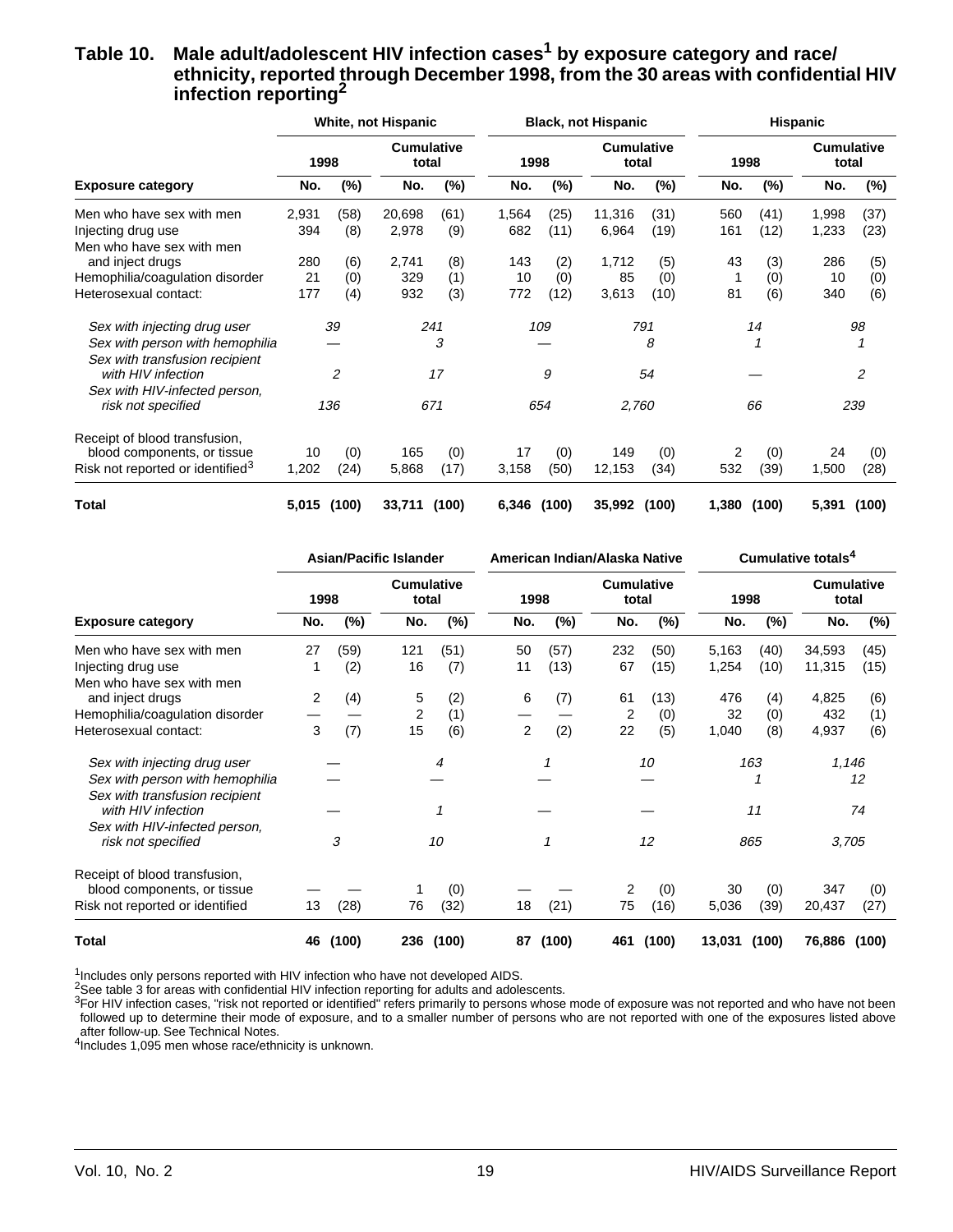## Table 10. Male adult/adolescent HIV infection cases[1] by exposure category and race/ethnicity, reported through December 1998, from the 30 areas with confidential HIV infection reporting[2]

| Exposure category | White, not Hispanic | | | | Black, not Hispanic | | | | Hispanic | | | |
|---|---|---|---|---|---|---|---|---|---|---|---|---|
| | 1998 | | Cumulative total | | 1998 | | Cumulative total | | 1998 | | Cumulative total | |
| | No. | (%) | No. | (%) | No. | (%) | No. | (%) | No. | (%) | No. | (%) |
| Men who have sex with men | 2,931 | (58) | 20,698 | (61) | 1,564 | (25) | 11,316 | (31) | 560 | (41) | 1,998 | (37) |
| Injecting drug use | 394 | (8) | 2,978 | (9) | 682 | (11) | 6,964 | (19) | 161 | (12) | 1,233 | (23) |
| Men who have sex with men and inject drugs | 280 | (6) | 2,741 | (8) | 143 | (2) | 1,712 | (5) | 43 | (3) | 286 | (5) |
| Hemophilia/coagulation disorder | 21 | (0) | 329 | (1) | 10 | (0) | 85 | (0) | 1 | (0) | 10 | (0) |
| Heterosexual contact: | 177 | (4) | 932 | (3) | 772 | (12) | 3,613 | (10) | 81 | (6) | 340 | (6) |
| *Sex with injecting drug user* | *39* | | *241* | | *109* | | *791* | | *14* | | *98* | |
| *Sex with person with hemophilia* | — | | *3* | | — | | *8* | | *1* | | *1* | |
| *Sex with transfusion recipient with HIV infection* | *2* | | *17* | | *9* | | *54* | | — | | *2* | |
| *Sex with HIV-infected person, risk not specified* | *136* | | *671* | | *654* | | *2,760* | | *66* | | *239* | |
| Receipt of blood transfusion, blood components, or tissue | 10 | (0) | 165 | (0) | 17 | (0) | 149 | (0) | 2 | (0) | 24 | (0) |
| Risk not reported or identified[3] | 1,202 | (24) | 5,868 | (17) | 3,158 | (50) | 12,153 | (34) | 532 | (39) | 1,500 | (28) |
| **Total** | **5,015** | **(100)** | **33,711** | **(100)** | **6,346** | **(100)** | **35,992** | **(100)** | **1,380** | **(100)** | **5,391** | **(100)** |

| Exposure category | Asian/Pacific Islander | | | | American Indian/Alaska Native | | | | Cumulative totals[4] | | | |
|---|---|---|---|---|---|---|---|---|---|---|---|---|
| | 1998 | | Cumulative total | | 1998 | | Cumulative total | | 1998 | | Cumulative total | |
| | No. | (%) | No. | (%) | No. | (%) | No. | (%) | No. | (%) | No. | (%) |
| Men who have sex with men | 27 | (59) | 121 | (51) | 50 | (57) | 232 | (50) | 5,163 | (40) | 34,593 | (45) |
| Injecting drug use | 1 | (2) | 16 | (7) | 11 | (13) | 67 | (15) | 1,254 | (10) | 11,315 | (15) |
| Men who have sex with men and inject drugs | 2 | (4) | 5 | (2) | 6 | (7) | 61 | (13) | 476 | (4) | 4,825 | (6) |
| Hemophilia/coagulation disorder | — | — | 2 | (1) | — | — | 2 | (0) | 32 | (0) | 432 | (1) |
| Heterosexual contact: | 3 | (7) | 15 | (6) | 2 | (2) | 22 | (5) | 1,040 | (8) | 4,937 | (6) |
| *Sex with injecting drug user* | — | | *4* | | *1* | | *10* | | *163* | | *1,146* | |
| *Sex with person with hemophilia* | — | | — | | — | | — | | *1* | | *12* | |
| *Sex with transfusion recipient with HIV infection* | — | | *1* | | — | | — | | *11* | | *74* | |
| *Sex with HIV-infected person, risk not specified* | *3* | | *10* | | *1* | | *12* | | *865* | | *3,705* | |
| Receipt of blood transfusion, blood components, or tissue | — | — | 1 | (0) | — | — | 2 | (0) | 30 | (0) | 347 | (0) |
| Risk not reported or identified | 13 | (28) | 76 | (32) | 18 | (21) | 75 | (16) | 5,036 | (39) | 20,437 | (27) |
| **Total** | **46** | **(100)** | **236** | **(100)** | **87** | **(100)** | **461** | **(100)** | **13,031** | **(100)** | **76,886** | **(100)** |

[1]Includes only persons reported with HIV infection who have not developed AIDS.
[2]See table 3 for areas with confidential HIV infection reporting for adults and adolescents.
[3]For HIV infection cases, "risk not reported or identified" refers primarily to persons whose mode of exposure was not reported and who have not been followed up to determine their mode of exposure, and to a smaller number of persons who are not reported with one of the exposures listed above after follow-up. See Technical Notes.
[4]Includes 1,095 men whose race/ethnicity is unknown.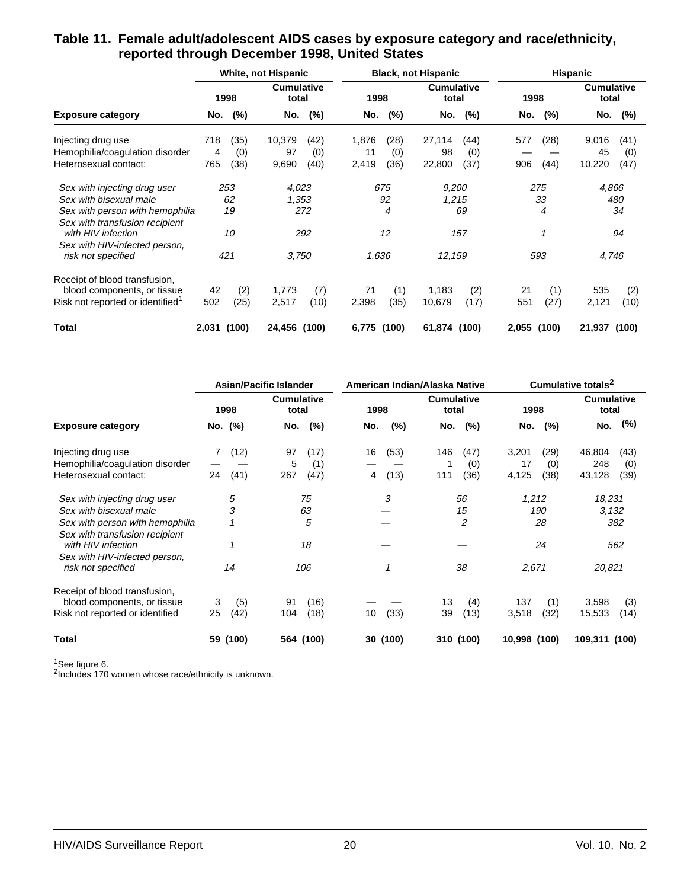## Table 11. Female adult/adolescent AIDS cases by exposure category and race/ethnicity, reported through December 1998, United States

| Exposure category | White, not Hispanic | | | | Black, not Hispanic | | | | Hispanic | | | |
|---|---|---|---|---|---|---|---|---|---|---|---|---|
| | 1998 | | Cumulative total | | 1998 | | Cumulative total | | 1998 | | Cumulative total | |
| | No. | (%) | No. | (%) | No. | (%) | No. | (%) | No. | (%) | No. | (%) |
| Injecting drug use | 718 | (35) | 10,379 | (42) | 1,876 | (28) | 27,114 | (44) | 577 | (28) | 9,016 | (41) |
| Hemophilia/coagulation disorder | 4 | (0) | 97 | (0) | 11 | (0) | 98 | (0) | — | — | 45 | (0) |
| Heterosexual contact: | 765 | (38) | 9,690 | (40) | 2,419 | (36) | 22,800 | (37) | 906 | (44) | 10,220 | (47) |
| *Sex with injecting drug user* | *253* | | *4,023* | | *675* | | *9,200* | | *275* | | *4,866* | |
| *Sex with bisexual male* | *62* | | *1,353* | | *92* | | *1,215* | | *33* | | *480* | |
| *Sex with person with hemophilia* | *19* | | *272* | | *4* | | *69* | | *4* | | *34* | |
| *Sex with transfusion recipient with HIV infection* | *10* | | *292* | | *12* | | *157* | | *1* | | *94* | |
| *Sex with HIV-infected person, risk not specified* | *421* | | *3,750* | | *1,636* | | *12,159* | | *593* | | *4,746* | |
| Receipt of blood transfusion, blood components, or tissue | 42 | (2) | 1,773 | (7) | 71 | (1) | 1,183 | (2) | 21 | (1) | 535 | (2) |
| Risk not reported or identified[1] | 502 | (25) | 2,517 | (10) | 2,398 | (35) | 10,679 | (17) | 551 | (27) | 2,121 | (10) |
| **Total** | **2,031** | **(100)** | **24,456** | **(100)** | **6,775** | **(100)** | **61,874** | **(100)** | **2,055** | **(100)** | **21,937** | **(100)** |

| Exposure category | Asian/Pacific Islander | | | | American Indian/Alaska Native | | | | Cumulative totals[2] | | | |
|---|---|---|---|---|---|---|---|---|---|---|---|---|
| | 1998 | | Cumulative total | | 1998 | | Cumulative total | | 1998 | | Cumulative total | |
| | No. | (%) | No. | (%) | No. | (%) | No. | (%) | No. | (%) | No. | (%) |
| Injecting drug use | 7 | (12) | 97 | (17) | 16 | (53) | 146 | (47) | 3,201 | (29) | 46,804 | (43) |
| Hemophilia/coagulation disorder | — | — | 5 | (1) | — | — | 1 | (0) | 17 | (0) | 248 | (0) |
| Heterosexual contact: | 24 | (41) | 267 | (47) | 4 | (13) | 111 | (36) | 4,125 | (38) | 43,128 | (39) |
| *Sex with injecting drug user* | *5* | | *75* | | *3* | | *56* | | *1,212* | | *18,231* | |
| *Sex with bisexual male* | *3* | | *63* | | — | | *15* | | *190* | | *3,132* | |
| *Sex with person with hemophilia* | *1* | | *5* | | — | | *2* | | *28* | | *382* | |
| *Sex with transfusion recipient with HIV infection* | *1* | | *18* | | — | | — | | *24* | | *562* | |
| *Sex with HIV-infected person, risk not specified* | *14* | | *106* | | *1* | | *38* | | *2,671* | | *20,821* | |
| Receipt of blood transfusion, blood components, or tissue | 3 | (5) | 91 | (16) | — | — | 13 | (4) | 137 | (1) | 3,598 | (3) |
| Risk not reported or identified | 25 | (42) | 104 | (18) | 10 | (33) | 39 | (13) | 3,518 | (32) | 15,533 | (14) |
| **Total** | **59** | **(100)** | **564** | **(100)** | **30** | **(100)** | **310** | **(100)** | **10,998** | **(100)** | **109,311** | **(100)** |

[1]See figure 6.
[2]Includes 170 women whose race/ethnicity is unknown.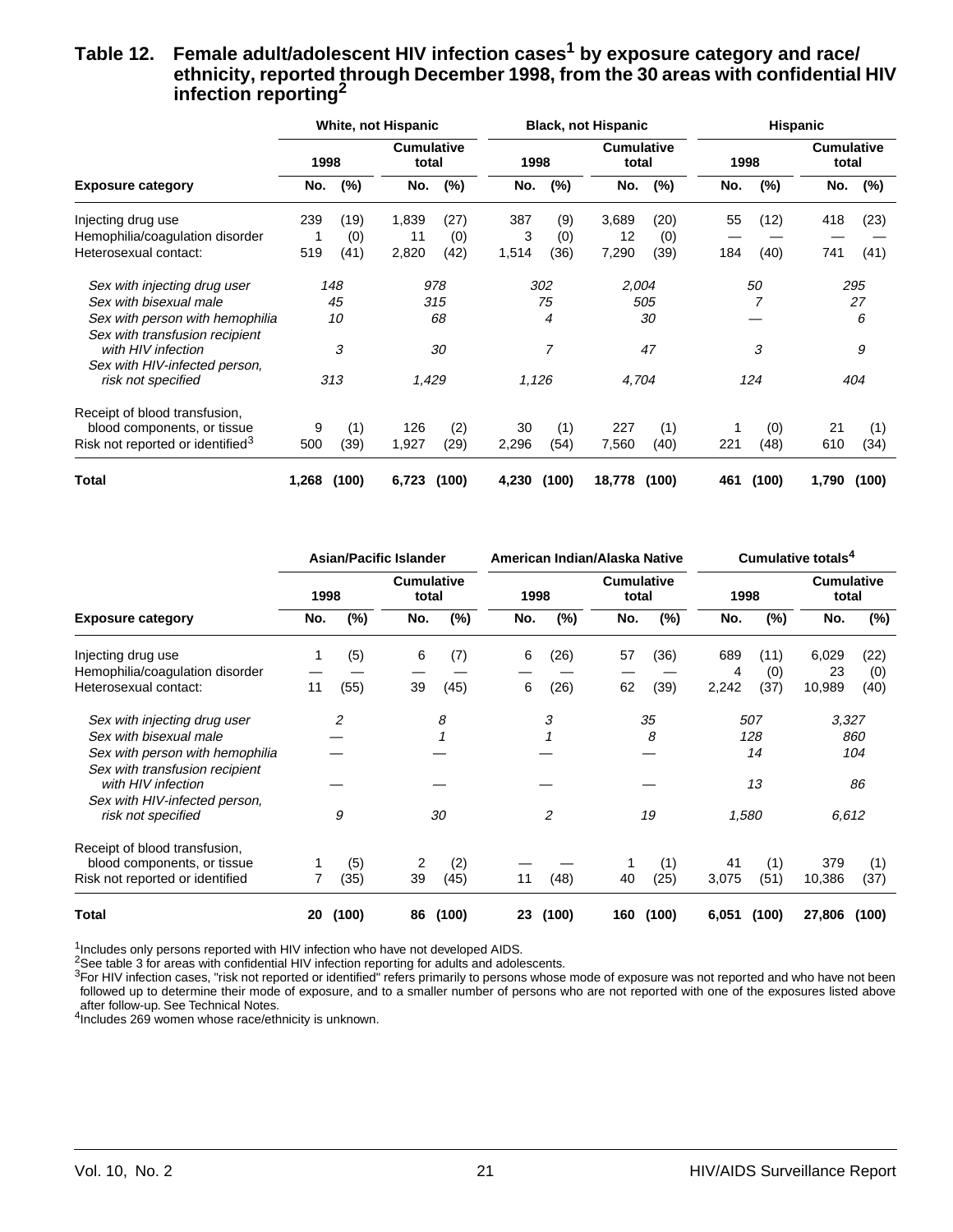## Table 12. Female adult/adolescent HIV infection cases[1] by exposure category and race/ethnicity, reported through December 1998, from the 30 areas with confidential HIV infection reporting[2]

| | White, not Hispanic | | | | Black, not Hispanic | | | | Hispanic | | | |
|---|---|---|---|---|---|---|---|---|---|---|---|---|
| | 1998 | | Cumulative total | | 1998 | | Cumulative total | | 1998 | | Cumulative total | |
| **Exposure category** | No. | (%) | No. | (%) | No. | (%) | No. | (%) | No. | (%) | No. | (%) |
| Injecting drug use | 239 | (19) | 1,839 | (27) | 387 | (9) | 3,689 | (20) | 55 | (12) | 418 | (23) |
| Hemophilia/coagulation disorder | 1 | (0) | 11 | (0) | 3 | (0) | 12 | (0) | — | — | — | — |
| Heterosexual contact: | 519 | (41) | 2,820 | (42) | 1,514 | (36) | 7,290 | (39) | 184 | (40) | 741 | (41) |
| *Sex with injecting drug user* | *148* | | *978* | | *302* | | *2,004* | | *50* | | *295* | |
| *Sex with bisexual male* | *45* | | *315* | | *75* | | *505* | | *7* | | *27* | |
| *Sex with person with hemophilia* | *10* | | *68* | | *4* | | *30* | | — | | *6* | |
| *Sex with transfusion recipient with HIV infection* | *3* | | *30* | | *7* | | *47* | | *3* | | *9* | |
| *Sex with HIV-infected person, risk not specified* | *313* | | *1,429* | | *1,126* | | *4,704* | | *124* | | *404* | |
| Receipt of blood transfusion, blood components, or tissue | 9 | (1) | 126 | (2) | 30 | (1) | 227 | (1) | 1 | (0) | 21 | (1) |
| Risk not reported or identified[3] | 500 | (39) | 1,927 | (29) | 2,296 | (54) | 7,560 | (40) | 221 | (48) | 610 | (34) |
| **Total** | **1,268** | **(100)** | **6,723** | **(100)** | **4,230** | **(100)** | **18,778** | **(100)** | **461** | **(100)** | **1,790** | **(100)** |

| | Asian/Pacific Islander | | | | American Indian/Alaska Native | | | | Cumulative totals[4] | | | |
|---|---|---|---|---|---|---|---|---|---|---|---|---|
| | 1998 | | Cumulative total | | 1998 | | Cumulative total | | 1998 | | Cumulative total | |
| **Exposure category** | No. | (%) | No. | (%) | No. | (%) | No. | (%) | No. | (%) | No. | (%) |
| Injecting drug use | 1 | (5) | 6 | (7) | 6 | (26) | 57 | (36) | 689 | (11) | 6,029 | (22) |
| Hemophilia/coagulation disorder | — | — | — | — | — | — | — | — | 4 | (0) | 23 | (0) |
| Heterosexual contact: | 11 | (55) | 39 | (45) | 6 | (26) | 62 | (39) | 2,242 | (37) | 10,989 | (40) |
| *Sex with injecting drug user* | *2* | | *8* | | *3* | | *35* | | *507* | | *3,327* | |
| *Sex with bisexual male* | — | | *1* | | *1* | | *8* | | *128* | | *860* | |
| *Sex with person with hemophilia* | — | | — | | — | | — | | *14* | | *104* | |
| *Sex with transfusion recipient with HIV infection* | — | | — | | — | | — | | *13* | | *86* | |
| *Sex with HIV-infected person, risk not specified* | *9* | | *30* | | *2* | | *19* | | *1,580* | | *6,612* | |
| Receipt of blood transfusion, blood components, or tissue | 1 | (5) | 2 | (2) | — | — | 1 | (1) | 41 | (1) | 379 | (1) |
| Risk not reported or identified | 7 | (35) | 39 | (45) | 11 | (48) | 40 | (25) | 3,075 | (51) | 10,386 | (37) |
| **Total** | **20** | **(100)** | **86** | **(100)** | **23** | **(100)** | **160** | **(100)** | **6,051** | **(100)** | **27,806** | **(100)** |

[1]Includes only persons reported with HIV infection who have not developed AIDS.
[2]See table 3 for areas with confidential HIV infection reporting for adults and adolescents.
[3]For HIV infection cases, "risk not reported or identified" refers primarily to persons whose mode of exposure was not reported and who have not been followed up to determine their mode of exposure, and to a smaller number of persons who are not reported with one of the exposures listed above after follow-up. See Technical Notes.
[4]Includes 269 women whose race/ethnicity is unknown.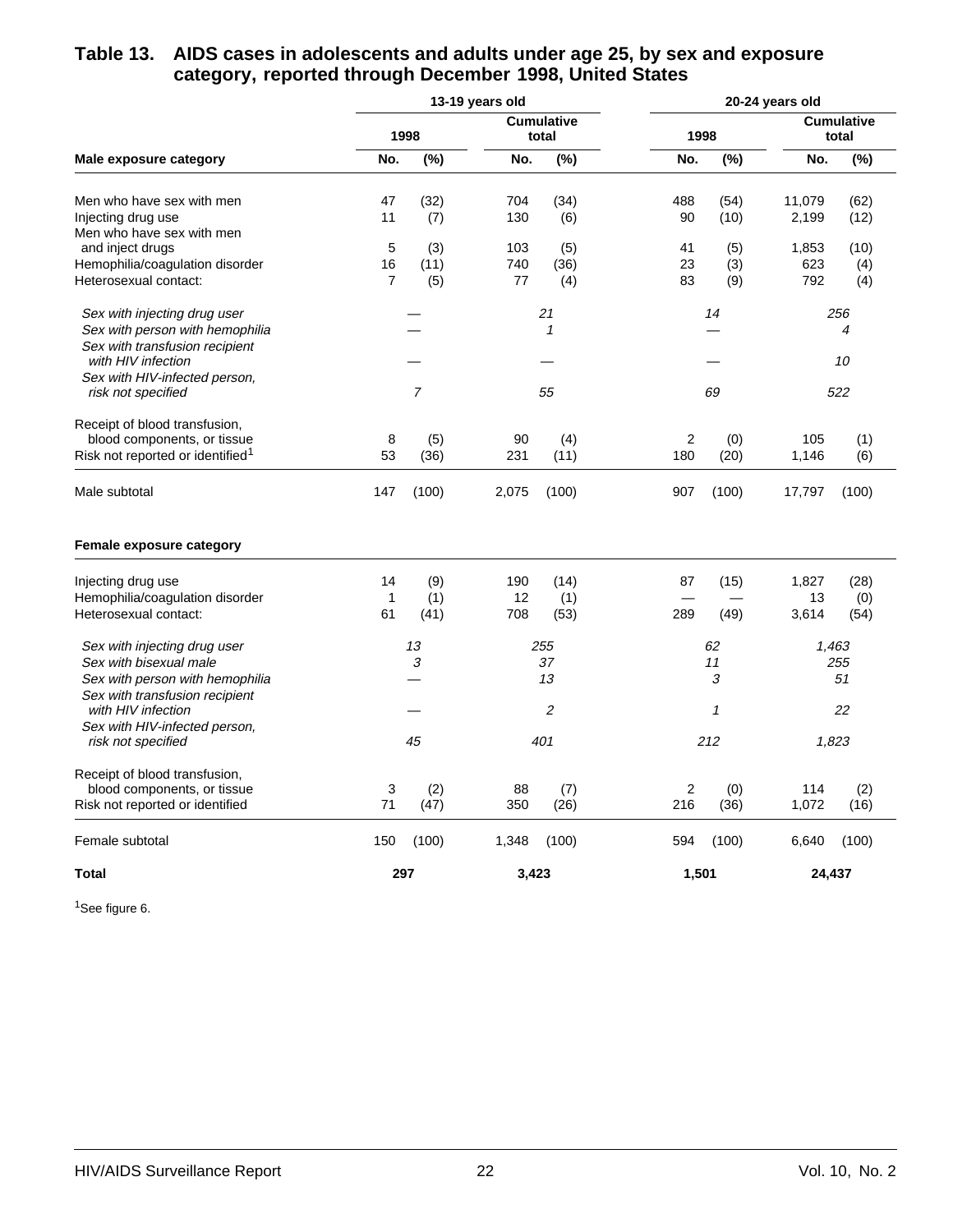## Table 13. AIDS cases in adolescents and adults under age 25, by sex and exposure category, reported through December 1998, United States

| | 13-19 years old | | | | 20-24 years old | | | |
|---|---|---|---|---|---|---|---|---|
| | 1998 | | Cumulative total | | 1998 | | Cumulative total | |
| **Male exposure category** | No. | (%) | No. | (%) | No. | (%) | No. | (%) |
| Men who have sex with men | 47 | (32) | 704 | (34) | 488 | (54) | 11,079 | (62) |
| Injecting drug use | 11 | (7) | 130 | (6) | 90 | (10) | 2,199 | (12) |
| Men who have sex with men and inject drugs | 5 | (3) | 103 | (5) | 41 | (5) | 1,853 | (10) |
| Hemophilia/coagulation disorder | 16 | (11) | 740 | (36) | 23 | (3) | 623 | (4) |
| Heterosexual contact: | 7 | (5) | 77 | (4) | 83 | (9) | 792 | (4) |
| *Sex with injecting drug user* | *—* | | *21* | | *14* | | *256* | |
| *Sex with person with hemophilia* | *—* | | *1* | | *—* | | *4* | |
| *Sex with transfusion recipient with HIV infection* | *—* | | *—* | | *—* | | *10* | |
| *Sex with HIV-infected person, risk not specified* | *7* | | *55* | | *69* | | *522* | |
| Receipt of blood transfusion, blood components, or tissue | 8 | (5) | 90 | (4) | 2 | (0) | 105 | (1) |
| Risk not reported or identified[1] | 53 | (36) | 231 | (11) | 180 | (20) | 1,146 | (6) |
| Male subtotal | 147 | (100) | 2,075 | (100) | 907 | (100) | 17,797 | (100) |
| **Female exposure category** | | | | | | | | |
| Injecting drug use | 14 | (9) | 190 | (14) | 87 | (15) | 1,827 | (28) |
| Hemophilia/coagulation disorder | 1 | (1) | 12 | (1) | — | — | 13 | (0) |
| Heterosexual contact: | 61 | (41) | 708 | (53) | 289 | (49) | 3,614 | (54) |
| *Sex with injecting drug user* | *13* | | *255* | | *62* | | *1,463* | |
| *Sex with bisexual male* | *3* | | *37* | | *11* | | *255* | |
| *Sex with person with hemophilia* | *—* | | *13* | | *3* | | *51* | |
| *Sex with transfusion recipient with HIV infection* | *—* | | *2* | | *1* | | *22* | |
| *Sex with HIV-infected person, risk not specified* | *45* | | *401* | | *212* | | *1,823* | |
| Receipt of blood transfusion, blood components, or tissue | 3 | (2) | 88 | (7) | 2 | (0) | 114 | (2) |
| Risk not reported or identified | 71 | (47) | 350 | (26) | 216 | (36) | 1,072 | (16) |
| Female subtotal | 150 | (100) | 1,348 | (100) | 594 | (100) | 6,640 | (100) |
| **Total** | **297** | | **3,423** | | **1,501** | | **24,437** | |

[1]See figure 6.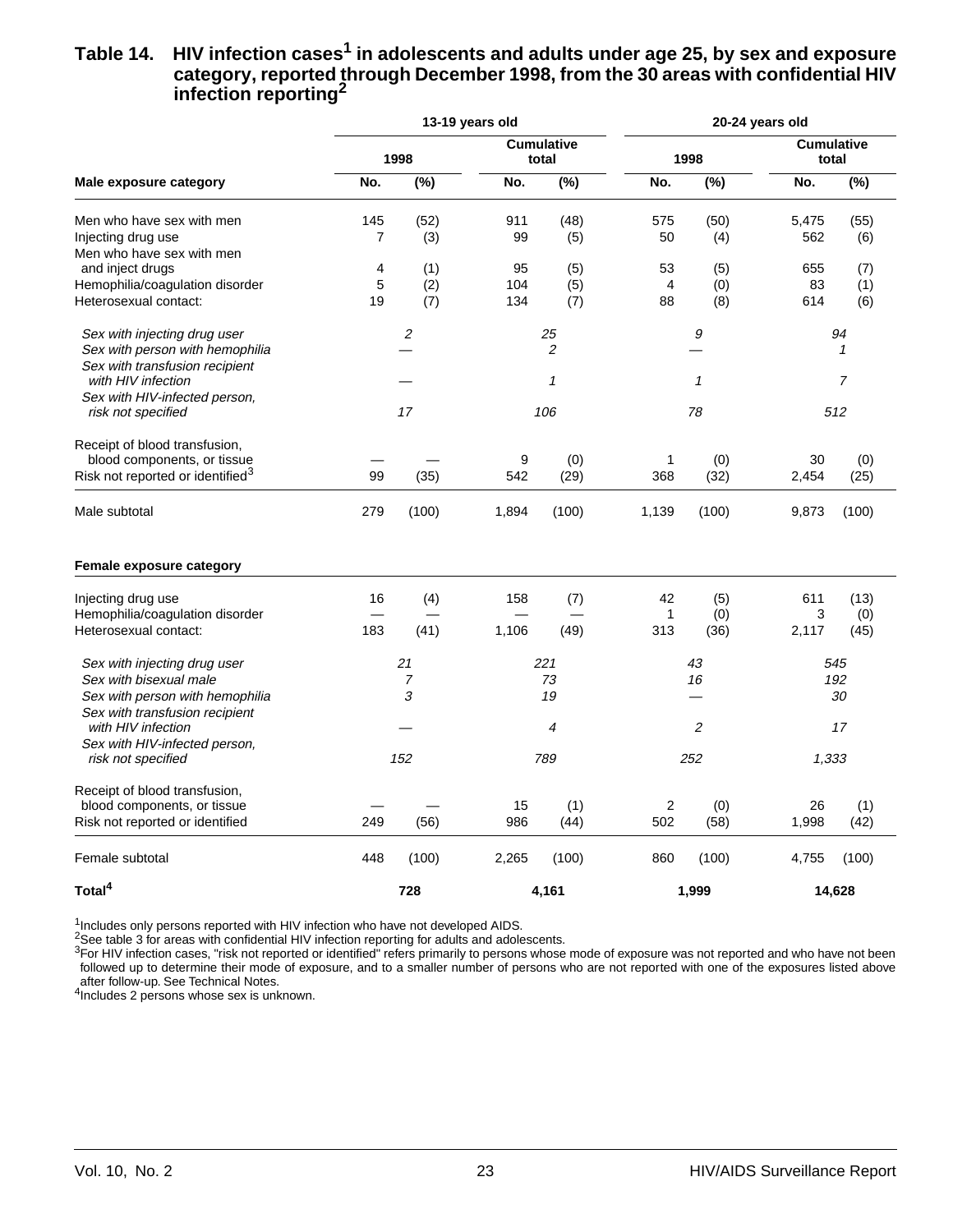## Table 14. HIV infection cases[1] in adolescents and adults under age 25, by sex and exposure category, reported through December 1998, from the 30 areas with confidential HIV infection reporting[2]

| | 13-19 years old | | | | 20-24 years old | | | |
|---|---|---|---|---|---|---|---|---|
| | 1998 | | Cumulative total | | 1998 | | Cumulative total | |
| **Male exposure category** | No. | (%) | No. | (%) | No. | (%) | No. | (%) |
| Men who have sex with men | 145 | (52) | 911 | (48) | 575 | (50) | 5,475 | (55) |
| Injecting drug use | 7 | (3) | 99 | (5) | 50 | (4) | 562 | (6) |
| Men who have sex with men and inject drugs | 4 | (1) | 95 | (5) | 53 | (5) | 655 | (7) |
| Hemophilia/coagulation disorder | 5 | (2) | 104 | (5) | 4 | (0) | 83 | (1) |
| Heterosexual contact: | 19 | (7) | 134 | (7) | 88 | (8) | 614 | (6) |
| *Sex with injecting drug user* | *2* | | *25* | | *9* | | *94* | |
| *Sex with person with hemophilia* | — | | *2* | | — | | *1* | |
| *Sex with transfusion recipient with HIV infection* | — | | *1* | | *1* | | *7* | |
| *Sex with HIV-infected person, risk not specified* | *17* | | *106* | | *78* | | *512* | |
| Receipt of blood transfusion, blood components, or tissue | — | — | 9 | (0) | 1 | (0) | 30 | (0) |
| Risk not reported or identified[3] | 99 | (35) | 542 | (29) | 368 | (32) | 2,454 | (25) |
| Male subtotal | 279 | (100) | 1,894 | (100) | 1,139 | (100) | 9,873 | (100) |
| **Female exposure category** | | | | | | | | |
| Injecting drug use | 16 | (4) | 158 | (7) | 42 | (5) | 611 | (13) |
| Hemophilia/coagulation disorder | — | — | — | — | 1 | (0) | 3 | (0) |
| Heterosexual contact: | 183 | (41) | 1,106 | (49) | 313 | (36) | 2,117 | (45) |
| *Sex with injecting drug user* | *21* | | *221* | | *43* | | *545* | |
| *Sex with bisexual male* | *7* | | *73* | | *16* | | *192* | |
| *Sex with person with hemophilia* | *3* | | *19* | | — | | *30* | |
| *Sex with transfusion recipient with HIV infection* | — | | *4* | | *2* | | *17* | |
| *Sex with HIV-infected person, risk not specified* | *152* | | *789* | | *252* | | *1,333* | |
| Receipt of blood transfusion, blood components, or tissue | — | — | 15 | (1) | 2 | (0) | 26 | (1) |
| Risk not reported or identified | 249 | (56) | 986 | (44) | 502 | (58) | 1,998 | (42) |
| Female subtotal | 448 | (100) | 2,265 | (100) | 860 | (100) | 4,755 | (100) |
| **Total[4]** | **728** | | **4,161** | | **1,999** | | **14,628** | |

[1]Includes only persons reported with HIV infection who have not developed AIDS.
[2]See table 3 for areas with confidential HIV infection reporting for adults and adolescents.
[3]For HIV infection cases, "risk not reported or identified" refers primarily to persons whose mode of exposure was not reported and who have not been followed up to determine their mode of exposure, and to a smaller number of persons who are not reported with one of the exposures listed above after follow-up. See Technical Notes.
[4]Includes 2 persons whose sex is unknown.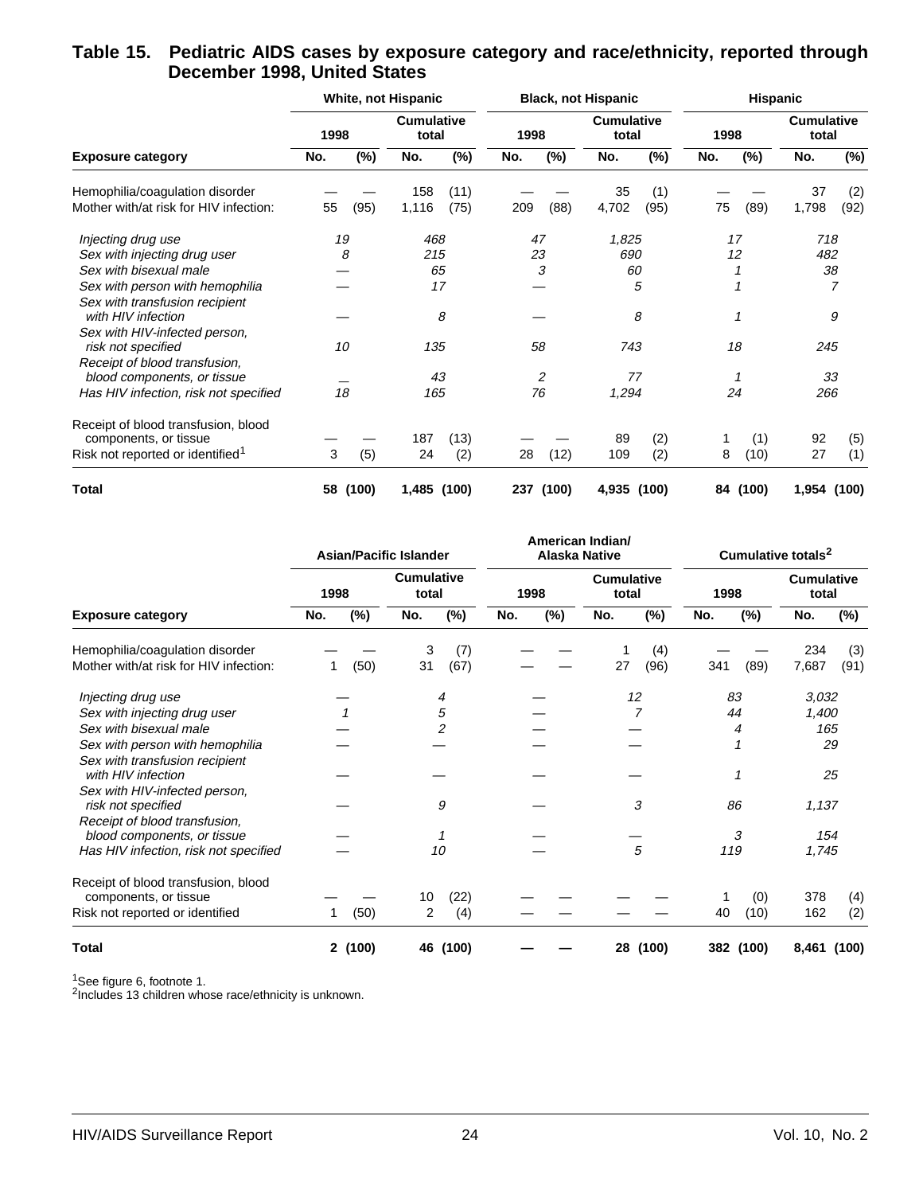## Table 15. Pediatric AIDS cases by exposure category and race/ethnicity, reported through December 1998, United States

| Exposure category | White, not Hispanic | | | | Black, not Hispanic | | | | Hispanic | | | |
|---|---|---|---|---|---|---|---|---|---|---|---|---|
| | 1998 | | Cumulative total | | 1998 | | Cumulative total | | 1998 | | Cumulative total | |
| | No. | (%) | No. | (%) | No. | (%) | No. | (%) | No. | (%) | No. | (%) |
| Hemophilia/coagulation disorder | — | — | 158 | (11) | — | — | 35 | (1) | — | — | 37 | (2) |
| Mother with/at risk for HIV infection: | 55 | (95) | 1,116 | (75) | 209 | (88) | 4,702 | (95) | 75 | (89) | 1,798 | (92) |
| *Injecting drug use* | *19* | | *468* | | *47* | | *1,825* | | *17* | | *718* | |
| *Sex with injecting drug user* | *8* | | *215* | | *23* | | *690* | | *12* | | *482* | |
| *Sex with bisexual male* | — | | *65* | | *3* | | *60* | | *1* | | *38* | |
| *Sex with person with hemophilia* | — | | *17* | | — | | *5* | | *1* | | *7* | |
| *Sex with transfusion recipient with HIV infection* | — | | *8* | | — | | *8* | | *1* | | *9* | |
| *Sex with HIV-infected person, risk not specified* | *10* | | *135* | | *58* | | *743* | | *18* | | *245* | |
| *Receipt of blood transfusion, blood components, or tissue* | — | | *43* | | *2* | | *77* | | *1* | | *33* | |
| *Has HIV infection, risk not specified* | *18* | | *165* | | *76* | | *1,294* | | *24* | | *266* | |
| Receipt of blood transfusion, blood components, or tissue | — | — | 187 | (13) | — | — | 89 | (2) | 1 | (1) | 92 | (5) |
| Risk not reported or identified[1] | 3 | (5) | 24 | (2) | 28 | (12) | 109 | (2) | 8 | (10) | 27 | (1) |
| **Total** | **58** | **(100)** | **1,485** | **(100)** | **237** | **(100)** | **4,935** | **(100)** | **84** | **(100)** | **1,954** | **(100)** |

| Exposure category | Asian/Pacific Islander | | | | American Indian/ Alaska Native | | | | Cumulative totals[2] | | | |
|---|---|---|---|---|---|---|---|---|---|---|---|---|
| | 1998 | | Cumulative total | | 1998 | | Cumulative total | | 1998 | | Cumulative total | |
| | No. | (%) | No. | (%) | No. | (%) | No. | (%) | No. | (%) | No. | (%) |
| Hemophilia/coagulation disorder | — | — | 3 | (7) | — | — | 1 | (4) | — | — | 234 | (3) |
| Mother with/at risk for HIV infection: | 1 | (50) | 31 | (67) | — | — | 27 | (96) | 341 | (89) | 7,687 | (91) |
| *Injecting drug use* | — | | *4* | | — | | *12* | | *83* | | *3,032* | |
| *Sex with injecting drug user* | *1* | | *5* | | — | | *7* | | *44* | | *1,400* | |
| *Sex with bisexual male* | — | | *2* | | — | | — | | *4* | | *165* | |
| *Sex with person with hemophilia* | — | | — | | — | | — | | *1* | | *29* | |
| *Sex with transfusion recipient with HIV infection* | — | | — | | — | | — | | *1* | | *25* | |
| *Sex with HIV-infected person, risk not specified* | — | | *9* | | — | | *3* | | *86* | | *1,137* | |
| *Receipt of blood transfusion, blood components, or tissue* | — | | *1* | | — | | — | | *3* | | *154* | |
| *Has HIV infection, risk not specified* | — | | *10* | | — | | *5* | | *119* | | *1,745* | |
| Receipt of blood transfusion, blood components, or tissue | — | — | 10 | (22) | — | — | — | — | 1 | (0) | 378 | (4) |
| Risk not reported or identified | 1 | (50) | 2 | (4) | — | — | — | — | 40 | (10) | 162 | (2) |
| **Total** | **2** | **(100)** | **46** | **(100)** | **—** | **—** | **28** | **(100)** | **382** | **(100)** | **8,461** | **(100)** |

[1]See figure 6, footnote 1.
[2]Includes 13 children whose race/ethnicity is unknown.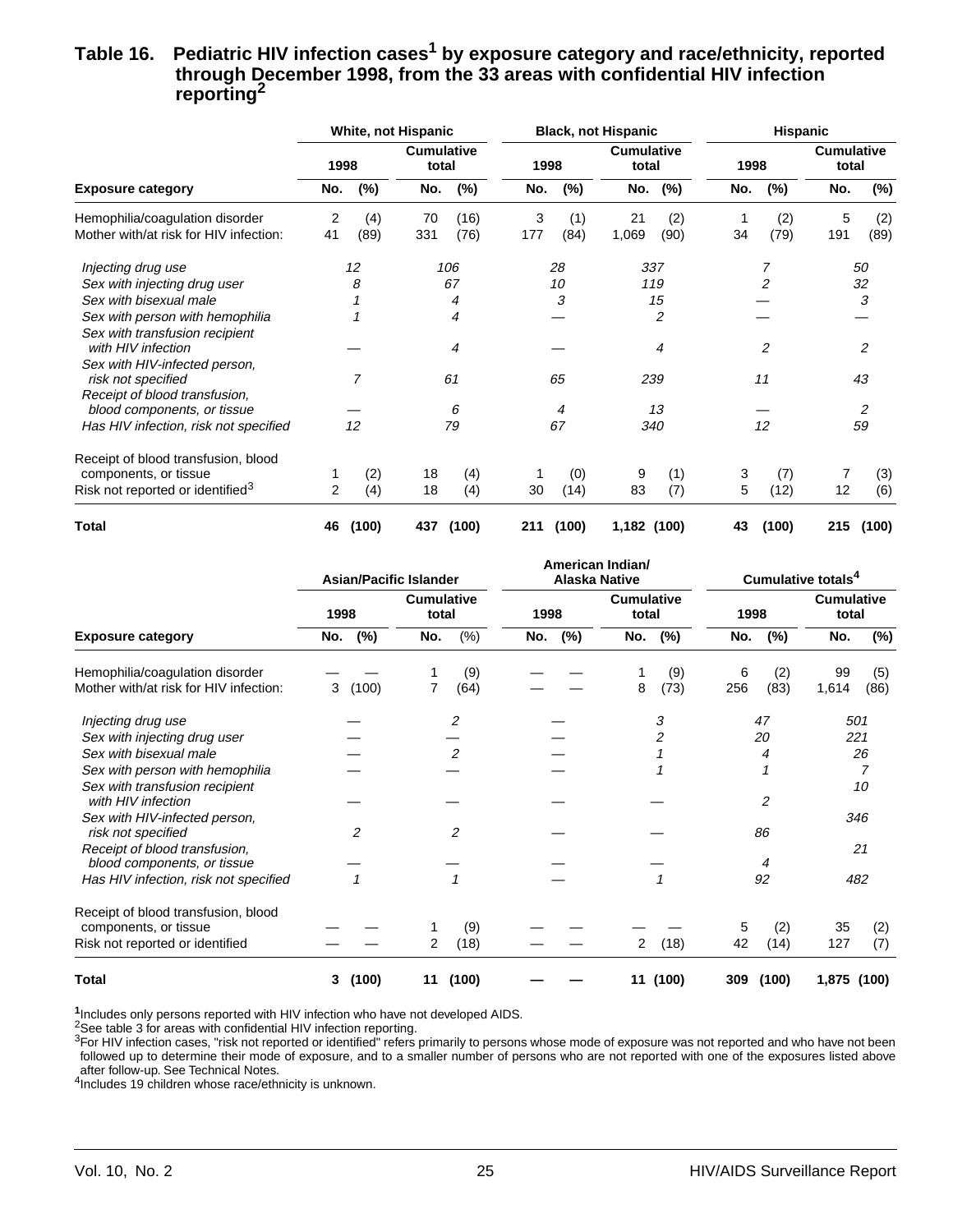## Table 16. Pediatric HIV infection cases[1] by exposure category and race/ethnicity, reported through December 1998, from the 33 areas with confidential HIV infection reporting[2]

| | White, not Hispanic | | | | Black, not Hispanic | | | | Hispanic | | | |
|---|---|---|---|---|---|---|---|---|---|---|---|---|
| | 1998 | | Cumulative total | | 1998 | | Cumulative total | | 1998 | | Cumulative total | |
| **Exposure category** | No. | (%) | No. | (%) | No. | (%) | No. | (%) | No. | (%) | No. | (%) |
| Hemophilia/coagulation disorder | 2 | (4) | 70 | (16) | 3 | (1) | 21 | (2) | 1 | (2) | 5 | (2) |
| Mother with/at risk for HIV infection: | 41 | (89) | 331 | (76) | 177 | (84) | 1,069 | (90) | 34 | (79) | 191 | (89) |
| *Injecting drug use* | *12* | | *106* | | *28* | | *337* | | *7* | | *50* | |
| *Sex with injecting drug user* | *8* | | *67* | | *10* | | *119* | | *2* | | *32* | |
| *Sex with bisexual male* | *1* | | *4* | | *3* | | *15* | | — | | *3* | |
| *Sex with person with hemophilia* | *1* | | *4* | | — | | *2* | | — | | — | |
| *Sex with transfusion recipient with HIV infection* | — | | *4* | | — | | *4* | | *2* | | *2* | |
| *Sex with HIV-infected person, risk not specified* | *7* | | *61* | | *65* | | *239* | | *11* | | *43* | |
| *Receipt of blood transfusion, blood components, or tissue* | — | | *6* | | *4* | | *13* | | — | | *2* | |
| *Has HIV infection, risk not specified* | *12* | | *79* | | *67* | | *340* | | *12* | | *59* | |
| Receipt of blood transfusion, blood components, or tissue | 1 | (2) | 18 | (4) | 1 | (0) | 9 | (1) | 3 | (7) | 7 | (3) |
| Risk not reported or identified[3] | 2 | (4) | 18 | (4) | 30 | (14) | 83 | (7) | 5 | (12) | 12 | (6) |
| **Total** | **46** | **(100)** | **437** | **(100)** | **211** | **(100)** | **1,182** | **(100)** | **43** | **(100)** | **215** | **(100)** |

| | Asian/Pacific Islander | | | | American Indian/ Alaska Native | | | | Cumulative totals[4] | | | |
|---|---|---|---|---|---|---|---|---|---|---|---|---|
| | 1998 | | Cumulative total | | 1998 | | Cumulative total | | 1998 | | Cumulative total | |
| **Exposure category** | No. | (%) | No. | (%) | No. | (%) | No. | (%) | No. | (%) | No. | (%) |
| Hemophilia/coagulation disorder | — | — | 1 | (9) | — | — | 1 | (9) | 6 | (2) | 99 | (5) |
| Mother with/at risk for HIV infection: | 3 | (100) | 7 | (64) | — | — | 8 | (73) | 256 | (83) | 1,614 | (86) |
| *Injecting drug use* | — | | *2* | | — | | *3* | | *47* | | *501* | |
| *Sex with injecting drug user* | — | | — | | — | | *2* | | *20* | | *221* | |
| *Sex with bisexual male* | — | | *2* | | — | | *1* | | *4* | | *26* | |
| *Sex with person with hemophilia* | — | | — | | — | | *1* | | *1* | | *7* | |
| *Sex with transfusion recipient with HIV infection* | — | | — | | — | | — | | *2* | | *10* | |
| *Sex with HIV-infected person, risk not specified* | *2* | | *2* | | — | | — | | *86* | | *346* | |
| *Receipt of blood transfusion, blood components, or tissue* | — | | — | | — | | — | | *4* | | *21* | |
| *Has HIV infection, risk not specified* | *1* | | *1* | | — | | *1* | | *92* | | *482* | |
| Receipt of blood transfusion, blood components, or tissue | — | — | 1 | (9) | — | — | — | — | 5 | (2) | 35 | (2) |
| Risk not reported or identified | — | — | 2 | (18) | — | — | 2 | (18) | 42 | (14) | 127 | (7) |
| **Total** | **3** | **(100)** | **11** | **(100)** | **—** | **—** | **11** | **(100)** | **309** | **(100)** | **1,875** | **(100)** |

[1]Includes only persons reported with HIV infection who have not developed AIDS.
[2]See table 3 for areas with confidential HIV infection reporting.
[3]For HIV infection cases, "risk not reported or identified" refers primarily to persons whose mode of exposure was not reported and who have not been followed up to determine their mode of exposure, and to a smaller number of persons who are not reported with one of the exposures listed above after follow-up. See Technical Notes.
[4]Includes 19 children whose race/ethnicity is unknown.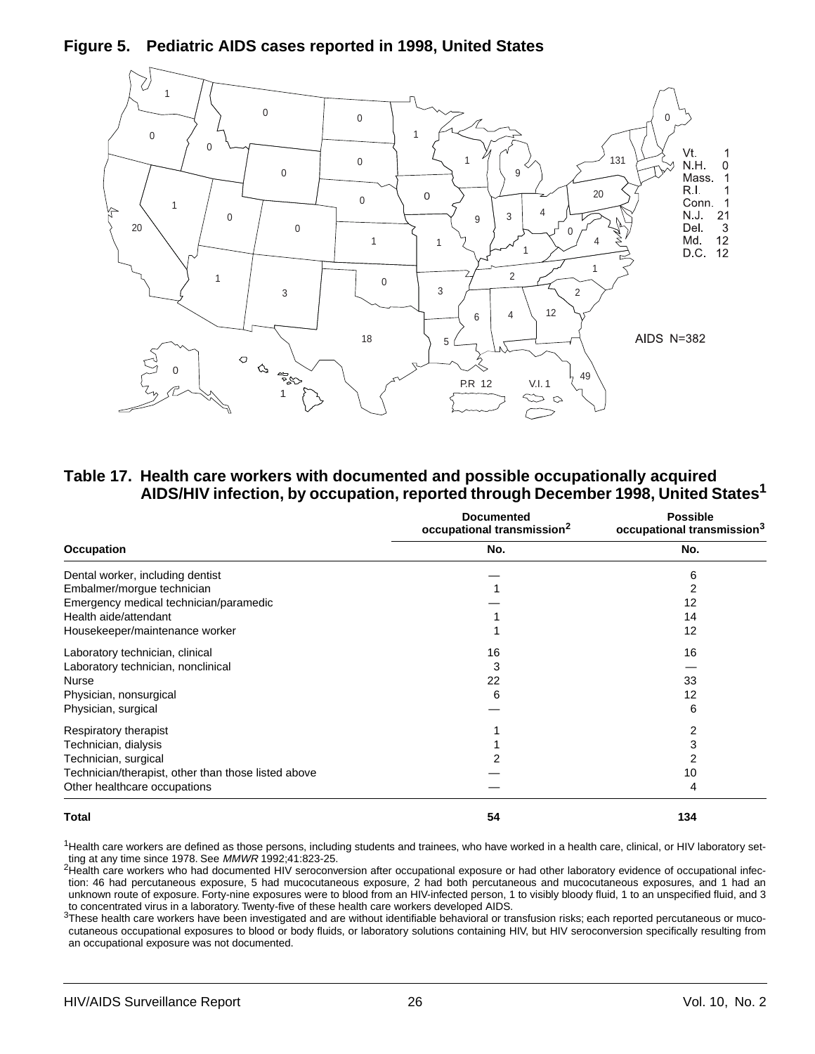## Figure 5. Pediatric AIDS cases reported in 1998, United States

Vt. 1
N.H. 0
Mass. 1
R.I. 1
Conn. 1
N.J. 21
Del. 3
Md. 12
D.C. 12

AIDS N=382

P.R 12 V.I. 1

## Table 17. Health care workers with documented and possible occupationally acquired AIDS/HIV infection, by occupation, reported through December 1998, United States[1]

| Occupation | Documented occupational transmission[2] No. | Possible occupational transmission[3] No. |
|---|---|---|
| Dental worker, including dentist | — | 6 |
| Embalmer/morgue technician | 1 | 2 |
| Emergency medical technician/paramedic | — | 12 |
| Health aide/attendant | 1 | 14 |
| Housekeeper/maintenance worker | 1 | 12 |
| Laboratory technician, clinical | 16 | 16 |
| Laboratory technician, nonclinical | 3 | — |
| Nurse | 22 | 33 |
| Physician, nonsurgical | 6 | 12 |
| Physician, surgical | — | 6 |
| Respiratory therapist | 1 | 2 |
| Technician, dialysis | 1 | 3 |
| Technician, surgical | 2 | 2 |
| Technician/therapist, other than those listed above | — | 10 |
| Other healthcare occupations | — | 4 |
| **Total** | **54** | **134** |

[1]Health care workers are defined as those persons, including students and trainees, who have worked in a health care, clinical, or HIV laboratory setting at any time since 1978. See *MMWR* 1992;41:823-25.

[2]Health care workers who had documented HIV seroconversion after occupational exposure or had other laboratory evidence of occupational infection: 46 had percutaneous exposure, 5 had mucocutaneous exposure, 2 had both percutaneous and mucocutaneous exposures, and 1 had an unknown route of exposure. Forty-nine exposures were to blood from an HIV-infected person, 1 to visibly bloody fluid, 1 to an unspecified fluid, and 3 to concentrated virus in a laboratory. Twenty-five of these health care workers developed AIDS.

[3]These health care workers have been investigated and are without identifiable behavioral or transfusion risks; each reported percutaneous or mucocutaneous occupational exposures to blood or body fluids, or laboratory solutions containing HIV, but HIV seroconversion specifically resulting from an occupational exposure was not documented.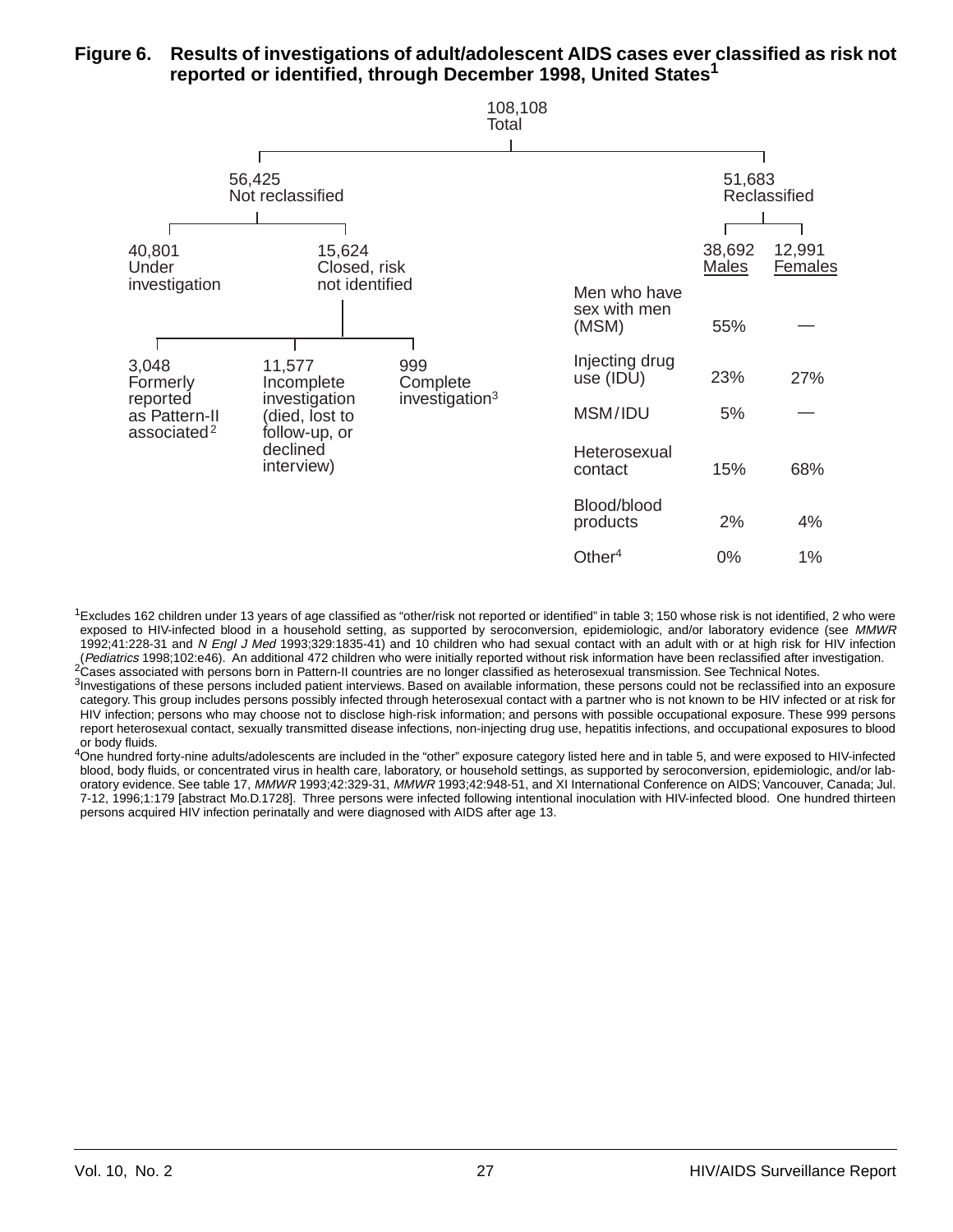**Figure 6. Results of investigations of adult/adolescent AIDS cases ever classified as risk not reported or identified, through December 1998, United States[1]**

108,108 Total

- 56,425 Not reclassified
  - 40,801 Under investigation
  - 15,624 Closed, risk not identified
    - 3,048 Formerly reported as Pattern-II associated[2]
    - 11,577 Incomplete investigation (died, lost to follow-up, or declined interview)
    - 999 Complete investigation[3]
- 51,683 Reclassified

| | 38,692 Males | 12,991 Females |
|---|---|---|
| Men who have sex with men (MSM) | 55% | — |
| Injecting drug use (IDU) | 23% | 27% |
| MSM/IDU | 5% | — |
| Heterosexual contact | 15% | 68% |
| Blood/blood products | 2% | 4% |
| Other[4] | 0% | 1% |

[1]Excludes 162 children under 13 years of age classified as "other/risk not reported or identified" in table 3; 150 whose risk is not identified, 2 who were exposed to HIV-infected blood in a household setting, as supported by seroconversion, epidemiologic, and/or laboratory evidence (see *MMWR* 1992;41:228-31 and *N Engl J Med* 1993;329:1835-41) and 10 children who had sexual contact with an adult with or at high risk for HIV infection (*Pediatrics* 1998;102:e46). An additional 472 children who were initially reported without risk information have been reclassified after investigation.

[2]Cases associated with persons born in Pattern-II countries are no longer classified as heterosexual transmission. See Technical Notes.

[3]Investigations of these persons included patient interviews. Based on available information, these persons could not be reclassified into an exposure category. This group includes persons possibly infected through heterosexual contact with a partner who is not known to be HIV infected or at risk for HIV infection; persons who may choose not to disclose high-risk information; and persons with possible occupational exposure. These 999 persons report heterosexual contact, sexually transmitted disease infections, non-injecting drug use, hepatitis infections, and occupational exposures to blood or body fluids.

[4]One hundred forty-nine adults/adolescents are included in the "other" exposure category listed here and in table 5, and were exposed to HIV-infected blood, body fluids, or concentrated virus in health care, laboratory, or household settings, as supported by seroconversion, epidemiologic, and/or laboratory evidence. See table 17, *MMWR* 1993;42:329-31, *MMWR* 1993;42:948-51, and XI International Conference on AIDS; Vancouver, Canada; Jul. 7-12, 1996;1:179 [abstract Mo.D.1728]. Three persons were infected following intentional inoculation with HIV-infected blood. One hundred thirteen persons acquired HIV infection perinatally and were diagnosed with AIDS after age 13.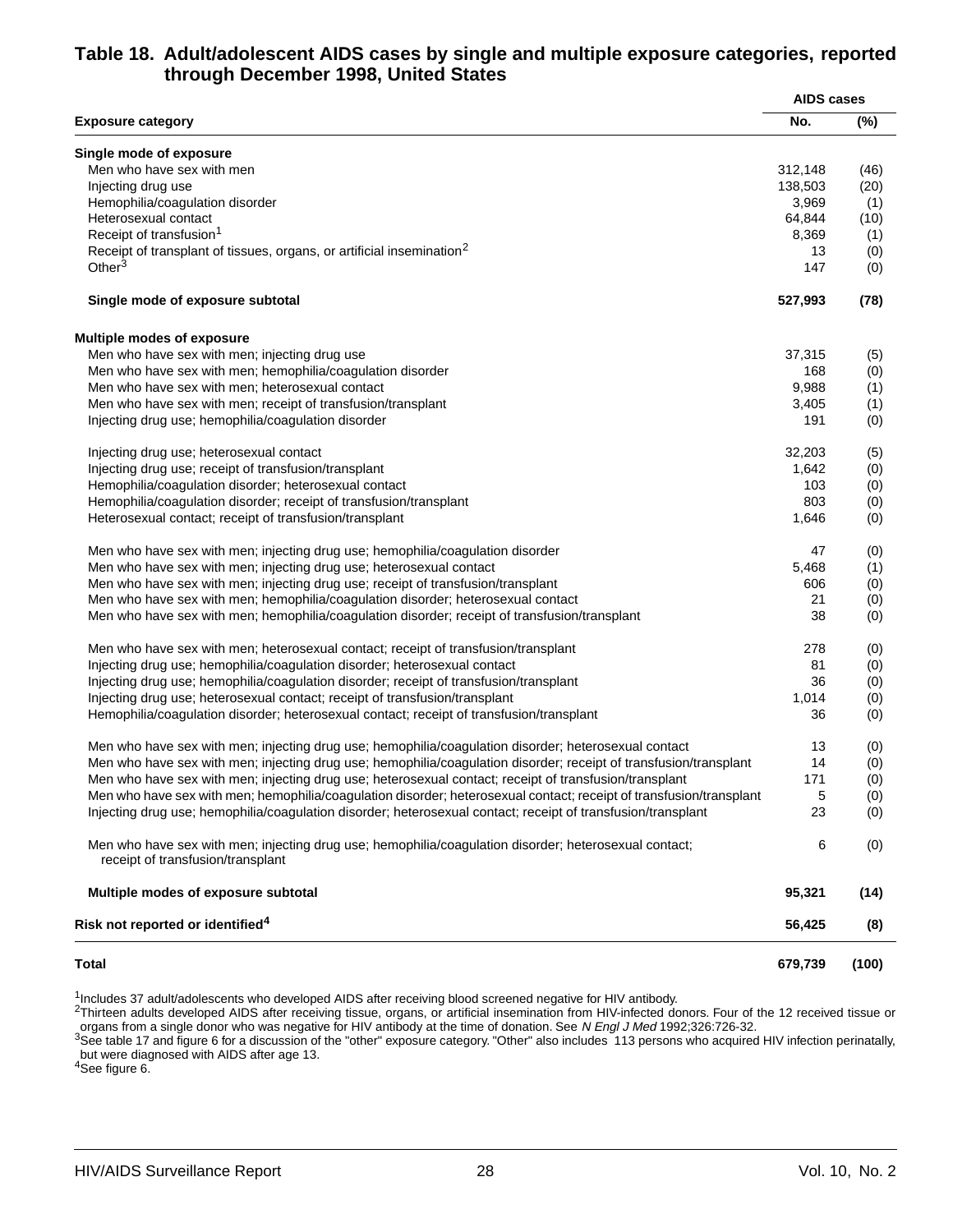## Table 18. Adult/adolescent AIDS cases by single and multiple exposure categories, reported through December 1998, United States

| Exposure category | AIDS cases No. | AIDS cases (%) |
|---|---|---|
| **Single mode of exposure** | | |
| Men who have sex with men | 312,148 | (46) |
| Injecting drug use | 138,503 | (20) |
| Hemophilia/coagulation disorder | 3,969 | (1) |
| Heterosexual contact | 64,844 | (10) |
| Receipt of transfusion[1] | 8,369 | (1) |
| Receipt of transplant of tissues, organs, or artificial insemination[2] | 13 | (0) |
| Other[3] | 147 | (0) |
| **Single mode of exposure subtotal** | **527,993** | **(78)** |
| **Multiple modes of exposure** | | |
| Men who have sex with men; injecting drug use | 37,315 | (5) |
| Men who have sex with men; hemophilia/coagulation disorder | 168 | (0) |
| Men who have sex with men; heterosexual contact | 9,988 | (1) |
| Men who have sex with men; receipt of transfusion/transplant | 3,405 | (1) |
| Injecting drug use; hemophilia/coagulation disorder | 191 | (0) |
| Injecting drug use; heterosexual contact | 32,203 | (5) |
| Injecting drug use; receipt of transfusion/transplant | 1,642 | (0) |
| Hemophilia/coagulation disorder; heterosexual contact | 103 | (0) |
| Hemophilia/coagulation disorder; receipt of transfusion/transplant | 803 | (0) |
| Heterosexual contact; receipt of transfusion/transplant | 1,646 | (0) |
| Men who have sex with men; injecting drug use; hemophilia/coagulation disorder | 47 | (0) |
| Men who have sex with men; injecting drug use; heterosexual contact | 5,468 | (1) |
| Men who have sex with men; injecting drug use; receipt of transfusion/transplant | 606 | (0) |
| Men who have sex with men; hemophilia/coagulation disorder; heterosexual contact | 21 | (0) |
| Men who have sex with men; hemophilia/coagulation disorder; receipt of transfusion/transplant | 38 | (0) |
| Men who have sex with men; heterosexual contact; receipt of transfusion/transplant | 278 | (0) |
| Injecting drug use; hemophilia/coagulation disorder; heterosexual contact | 81 | (0) |
| Injecting drug use; hemophilia/coagulation disorder; receipt of transfusion/transplant | 36 | (0) |
| Injecting drug use; heterosexual contact; receipt of transfusion/transplant | 1,014 | (0) |
| Hemophilia/coagulation disorder; heterosexual contact; receipt of transfusion/transplant | 36 | (0) |
| Men who have sex with men; injecting drug use; hemophilia/coagulation disorder; heterosexual contact | 13 | (0) |
| Men who have sex with men; injecting drug use; hemophilia/coagulation disorder; receipt of transfusion/transplant | 14 | (0) |
| Men who have sex with men; injecting drug use; heterosexual contact; receipt of transfusion/transplant | 171 | (0) |
| Men who have sex with men; hemophilia/coagulation disorder; heterosexual contact; receipt of transfusion/transplant | 5 | (0) |
| Injecting drug use; hemophilia/coagulation disorder; heterosexual contact; receipt of transfusion/transplant | 23 | (0) |
| Men who have sex with men; injecting drug use; hemophilia/coagulation disorder; heterosexual contact; receipt of transfusion/transplant | 6 | (0) |
| **Multiple modes of exposure subtotal** | **95,321** | **(14)** |
| **Risk not reported or identified[4]** | **56,425** | **(8)** |
| **Total** | **679,739** | **(100)** |

[1]Includes 37 adult/adolescents who developed AIDS after receiving blood screened negative for HIV antibody.
[2]Thirteen adults developed AIDS after receiving tissue, organs, or artificial insemination from HIV-infected donors. Four of the 12 received tissue or organs from a single donor who was negative for HIV antibody at the time of donation. See *N Engl J Med* 1992;326:726-32.
[3]See table 17 and figure 6 for a discussion of the "other" exposure category. "Other" also includes 113 persons who acquired HIV infection perinatally, but were diagnosed with AIDS after age 13.
[4]See figure 6.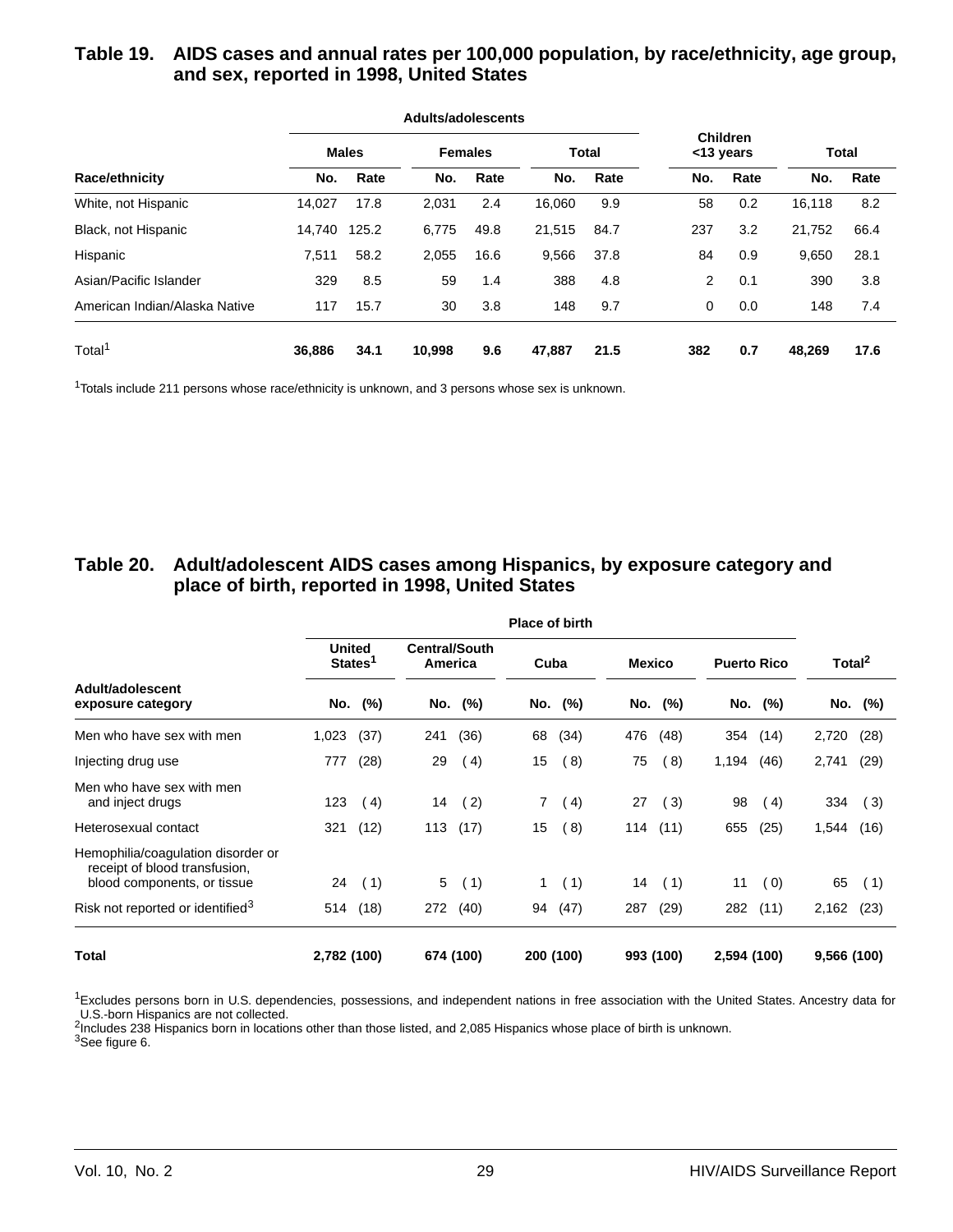## Table 19. AIDS cases and annual rates per 100,000 population, by race/ethnicity, age group, and sex, reported in 1998, United States

| | Adults/adolescents | | | | | | Children <13 years | | Total | |
|---|---|---|---|---|---|---|---|---|---|---|
| | Males | | Females | | Total | | | | | |
| Race/ethnicity | No. | Rate | No. | Rate | No. | Rate | No. | Rate | No. | Rate |
| White, not Hispanic | 14,027 | 17.8 | 2,031 | 2.4 | 16,060 | 9.9 | 58 | 0.2 | 16,118 | 8.2 |
| Black, not Hispanic | 14,740 | 125.2 | 6,775 | 49.8 | 21,515 | 84.7 | 237 | 3.2 | 21,752 | 66.4 |
| Hispanic | 7,511 | 58.2 | 2,055 | 16.6 | 9,566 | 37.8 | 84 | 0.9 | 9,650 | 28.1 |
| Asian/Pacific Islander | 329 | 8.5 | 59 | 1.4 | 388 | 4.8 | 2 | 0.1 | 390 | 3.8 |
| American Indian/Alaska Native | 117 | 15.7 | 30 | 3.8 | 148 | 9.7 | 0 | 0.0 | 148 | 7.4 |
| Total[1] | **36,886** | **34.1** | **10,998** | **9.6** | **47,887** | **21.5** | **382** | **0.7** | **48,269** | **17.6** |

[1]Totals include 211 persons whose race/ethnicity is unknown, and 3 persons whose sex is unknown.

## Table 20. Adult/adolescent AIDS cases among Hispanics, by exposure category and place of birth, reported in 1998, United States

| | Place of birth | | | | | | | | | | | |
|---|---|---|---|---|---|---|---|---|---|---|---|---|
| | United States[1] | | Central/South America | | Cuba | | Mexico | | Puerto Rico | | Total[2] | |
| Adult/adolescent exposure category | No. | (%) | No. | (%) | No. | (%) | No. | (%) | No. | (%) | No. | (%) |
| Men who have sex with men | 1,023 | (37) | 241 | (36) | 68 | (34) | 476 | (48) | 354 | (14) | 2,720 | (28) |
| Injecting drug use | 777 | (28) | 29 | ( 4) | 15 | ( 8) | 75 | ( 8) | 1,194 | (46) | 2,741 | (29) |
| Men who have sex with men and inject drugs | 123 | ( 4) | 14 | ( 2) | 7 | ( 4) | 27 | ( 3) | 98 | ( 4) | 334 | ( 3) |
| Heterosexual contact | 321 | (12) | 113 | (17) | 15 | ( 8) | 114 | (11) | 655 | (25) | 1,544 | (16) |
| Hemophilia/coagulation disorder or receipt of blood transfusion, blood components, or tissue | 24 | ( 1) | 5 | ( 1) | 1 | ( 1) | 14 | ( 1) | 11 | ( 0) | 65 | ( 1) |
| Risk not reported or identified[3] | 514 | (18) | 272 | (40) | 94 | (47) | 287 | (29) | 282 | (11) | 2,162 | (23) |
| **Total** | **2,782** | **(100)** | **674** | **(100)** | **200** | **(100)** | **993** | **(100)** | **2,594** | **(100)** | **9,566** | **(100)** |

[1]Excludes persons born in U.S. dependencies, possessions, and independent nations in free association with the United States. Ancestry data for U.S.-born Hispanics are not collected.
[2]Includes 238 Hispanics born in locations other than those listed, and 2,085 Hispanics whose place of birth is unknown.
[3]See figure 6.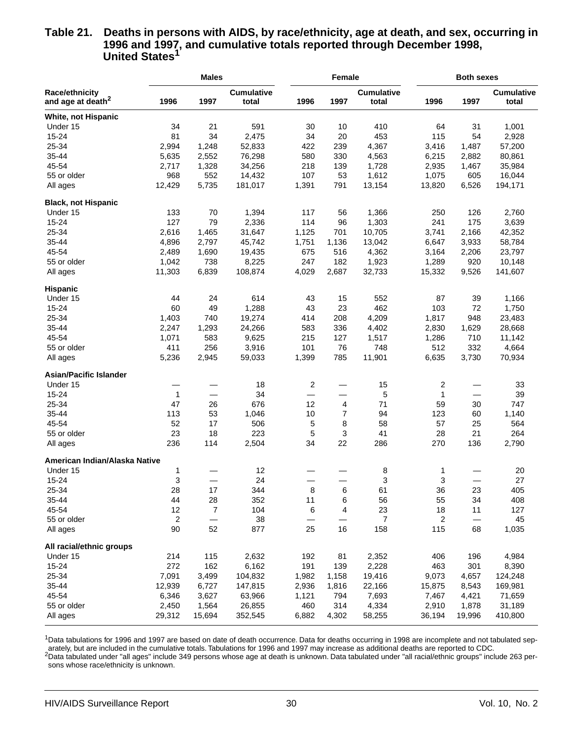## Table 21. Deaths in persons with AIDS, by race/ethnicity, age at death, and sex, occurring in 1996 and 1997, and cumulative totals reported through December 1998, United States[1]

| Race/ethnicity and age at death[2] | Males | | | Female | | | Both sexes | | |
|---|---|---|---|---|---|---|---|---|---|
| | 1996 | 1997 | Cumulative total | 1996 | 1997 | Cumulative total | 1996 | 1997 | Cumulative total |
| **White, not Hispanic** | | | | | | | | | |
| Under 15 | 34 | 21 | 591 | 30 | 10 | 410 | 64 | 31 | 1,001 |
| 15-24 | 81 | 34 | 2,475 | 34 | 20 | 453 | 115 | 54 | 2,928 |
| 25-34 | 2,994 | 1,248 | 52,833 | 422 | 239 | 4,367 | 3,416 | 1,487 | 57,200 |
| 35-44 | 5,635 | 2,552 | 76,298 | 580 | 330 | 4,563 | 6,215 | 2,882 | 80,861 |
| 45-54 | 2,717 | 1,328 | 34,256 | 218 | 139 | 1,728 | 2,935 | 1,467 | 35,984 |
| 55 or older | 968 | 552 | 14,432 | 107 | 53 | 1,612 | 1,075 | 605 | 16,044 |
| All ages | 12,429 | 5,735 | 181,017 | 1,391 | 791 | 13,154 | 13,820 | 6,526 | 194,171 |
| **Black, not Hispanic** | | | | | | | | | |
| Under 15 | 133 | 70 | 1,394 | 117 | 56 | 1,366 | 250 | 126 | 2,760 |
| 15-24 | 127 | 79 | 2,336 | 114 | 96 | 1,303 | 241 | 175 | 3,639 |
| 25-34 | 2,616 | 1,465 | 31,647 | 1,125 | 701 | 10,705 | 3,741 | 2,166 | 42,352 |
| 35-44 | 4,896 | 2,797 | 45,742 | 1,751 | 1,136 | 13,042 | 6,647 | 3,933 | 58,784 |
| 45-54 | 2,489 | 1,690 | 19,435 | 675 | 516 | 4,362 | 3,164 | 2,206 | 23,797 |
| 55 or older | 1,042 | 738 | 8,225 | 247 | 182 | 1,923 | 1,289 | 920 | 10,148 |
| All ages | 11,303 | 6,839 | 108,874 | 4,029 | 2,687 | 32,733 | 15,332 | 9,526 | 141,607 |
| **Hispanic** | | | | | | | | | |
| Under 15 | 44 | 24 | 614 | 43 | 15 | 552 | 87 | 39 | 1,166 |
| 15-24 | 60 | 49 | 1,288 | 43 | 23 | 462 | 103 | 72 | 1,750 |
| 25-34 | 1,403 | 740 | 19,274 | 414 | 208 | 4,209 | 1,817 | 948 | 23,483 |
| 35-44 | 2,247 | 1,293 | 24,266 | 583 | 336 | 4,402 | 2,830 | 1,629 | 28,668 |
| 45-54 | 1,071 | 583 | 9,625 | 215 | 127 | 1,517 | 1,286 | 710 | 11,142 |
| 55 or older | 411 | 256 | 3,916 | 101 | 76 | 748 | 512 | 332 | 4,664 |
| All ages | 5,236 | 2,945 | 59,033 | 1,399 | 785 | 11,901 | 6,635 | 3,730 | 70,934 |
| **Asian/Pacific Islander** | | | | | | | | | |
| Under 15 | — | — | 18 | 2 | — | 15 | 2 | — | 33 |
| 15-24 | 1 | — | 34 | — | — | 5 | 1 | — | 39 |
| 25-34 | 47 | 26 | 676 | 12 | 4 | 71 | 59 | 30 | 747 |
| 35-44 | 113 | 53 | 1,046 | 10 | 7 | 94 | 123 | 60 | 1,140 |
| 45-54 | 52 | 17 | 506 | 5 | 8 | 58 | 57 | 25 | 564 |
| 55 or older | 23 | 18 | 223 | 5 | 3 | 41 | 28 | 21 | 264 |
| All ages | 236 | 114 | 2,504 | 34 | 22 | 286 | 270 | 136 | 2,790 |
| **American Indian/Alaska Native** | | | | | | | | | |
| Under 15 | 1 | — | 12 | — | — | 8 | 1 | — | 20 |
| 15-24 | 3 | — | 24 | — | — | 3 | 3 | — | 27 |
| 25-34 | 28 | 17 | 344 | 8 | 6 | 61 | 36 | 23 | 405 |
| 35-44 | 44 | 28 | 352 | 11 | 6 | 56 | 55 | 34 | 408 |
| 45-54 | 12 | 7 | 104 | 6 | 4 | 23 | 18 | 11 | 127 |
| 55 or older | 2 | — | 38 | — | — | 7 | 2 | — | 45 |
| All ages | 90 | 52 | 877 | 25 | 16 | 158 | 115 | 68 | 1,035 |
| **All racial/ethnic groups** | | | | | | | | | |
| Under 15 | 214 | 115 | 2,632 | 192 | 81 | 2,352 | 406 | 196 | 4,984 |
| 15-24 | 272 | 162 | 6,162 | 191 | 139 | 2,228 | 463 | 301 | 8,390 |
| 25-34 | 7,091 | 3,499 | 104,832 | 1,982 | 1,158 | 19,416 | 9,073 | 4,657 | 124,248 |
| 35-44 | 12,939 | 6,727 | 147,815 | 2,936 | 1,816 | 22,166 | 15,875 | 8,543 | 169,981 |
| 45-54 | 6,346 | 3,627 | 63,966 | 1,121 | 794 | 7,693 | 7,467 | 4,421 | 71,659 |
| 55 or older | 2,450 | 1,564 | 26,855 | 460 | 314 | 4,334 | 2,910 | 1,878 | 31,189 |
| All ages | 29,312 | 15,694 | 352,545 | 6,882 | 4,302 | 58,255 | 36,194 | 19,996 | 410,800 |

[1]Data tabulations for 1996 and 1997 are based on date of death occurrence. Data for deaths occurring in 1998 are incomplete and not tabulated separately, but are included in the cumulative totals. Tabulations for 1996 and 1997 may increase as additional deaths are reported to CDC.
[2]Data tabulated under "all ages" include 349 persons whose age at death is unknown. Data tabulated under "all racial/ethnic groups" include 263 persons whose race/ethnicity is unknown.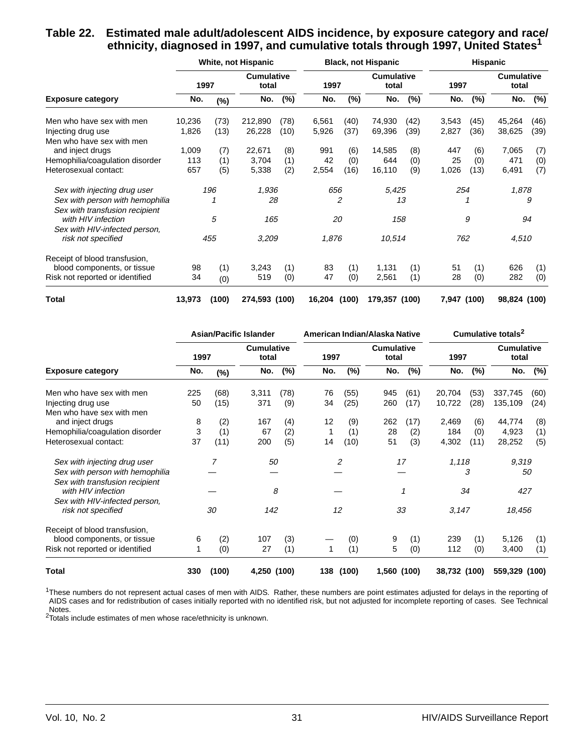## Table 22. Estimated male adult/adolescent AIDS incidence, by exposure category and race/ethnicity, diagnosed in 1997, and cumulative totals through 1997, United States[1]

| Exposure category | White, not Hispanic | | | | Black, not Hispanic | | | | Hispanic | | | |
|---|---|---|---|---|---|---|---|---|---|---|---|---|
| | 1997 | | Cumulative total | | 1997 | | Cumulative total | | 1997 | | Cumulative total | |
| | No. | (%) | No. | (%) | No. | (%) | No. | (%) | No. | (%) | No. | (%) |
| Men who have sex with men | 10,236 | (73) | 212,890 | (78) | 6,561 | (40) | 74,930 | (42) | 3,543 | (45) | 45,264 | (46) |
| Injecting drug use | 1,826 | (13) | 26,228 | (10) | 5,926 | (37) | 69,396 | (39) | 2,827 | (36) | 38,625 | (39) |
| Men who have sex with men and inject drugs | 1,009 | (7) | 22,671 | (8) | 991 | (6) | 14,585 | (8) | 447 | (6) | 7,065 | (7) |
| Hemophilia/coagulation disorder | 113 | (1) | 3,704 | (1) | 42 | (0) | 644 | (0) | 25 | (0) | 471 | (0) |
| Heterosexual contact: | 657 | (5) | 5,338 | (2) | 2,554 | (16) | 16,110 | (9) | 1,026 | (13) | 6,491 | (7) |
| *Sex with injecting drug user* | *196* | | *1,936* | | *656* | | *5,425* | | *254* | | *1,878* | |
| *Sex with person with hemophilia* | *1* | | *28* | | *2* | | *13* | | *1* | | *9* | |
| *Sex with transfusion recipient with HIV infection* | *5* | | *165* | | *20* | | *158* | | *9* | | *94* | |
| *Sex with HIV-infected person, risk not specified* | *455* | | *3,209* | | *1,876* | | *10,514* | | *762* | | *4,510* | |
| Receipt of blood transfusion, blood components, or tissue | 98 | (1) | 3,243 | (1) | 83 | (1) | 1,131 | (1) | 51 | (1) | 626 | (1) |
| Risk not reported or identified | 34 | (0) | 519 | (0) | 47 | (0) | 2,561 | (1) | 28 | (0) | 282 | (0) |
| **Total** | **13,973** | **(100)** | **274,593** | **(100)** | **16,204** | **(100)** | **179,357** | **(100)** | **7,947** | **(100)** | **98,824** | **(100)** |

| Exposure category | Asian/Pacific Islander | | | | American Indian/Alaska Native | | | | Cumulative totals[2] | | | |
|---|---|---|---|---|---|---|---|---|---|---|---|---|
| | 1997 | | Cumulative total | | 1997 | | Cumulative total | | 1997 | | Cumulative total | |
| | No. | (%) | No. | (%) | No. | (%) | No. | (%) | No. | (%) | No. | (%) |
| Men who have sex with men | 225 | (68) | 3,311 | (78) | 76 | (55) | 945 | (61) | 20,704 | (53) | 337,745 | (60) |
| Injecting drug use | 50 | (15) | 371 | (9) | 34 | (25) | 260 | (17) | 10,722 | (28) | 135,109 | (24) |
| Men who have sex with men and inject drugs | 8 | (2) | 167 | (4) | 12 | (9) | 262 | (17) | 2,469 | (6) | 44,774 | (8) |
| Hemophilia/coagulation disorder | 3 | (1) | 67 | (2) | 1 | (1) | 28 | (2) | 184 | (0) | 4,923 | (1) |
| Heterosexual contact: | 37 | (11) | 200 | (5) | 14 | (10) | 51 | (3) | 4,302 | (11) | 28,252 | (5) |
| *Sex with injecting drug user* | *7* | | *50* | | *2* | | *17* | | *1,118* | | *9,319* | |
| *Sex with person with hemophilia* | — | | — | | — | | — | | *3* | | *50* | |
| *Sex with transfusion recipient with HIV infection* | — | | *8* | | — | | *1* | | *34* | | *427* | |
| *Sex with HIV-infected person, risk not specified* | *30* | | *142* | | *12* | | *33* | | *3,147* | | *18,456* | |
| Receipt of blood transfusion, blood components, or tissue | 6 | (2) | 107 | (3) | — | (0) | 9 | (1) | 239 | (1) | 5,126 | (1) |
| Risk not reported or identified | 1 | (0) | 27 | (1) | 1 | (1) | 5 | (0) | 112 | (0) | 3,400 | (1) |
| **Total** | **330** | **(100)** | **4,250** | **(100)** | **138** | **(100)** | **1,560** | **(100)** | **38,732** | **(100)** | **559,329** | **(100)** |

[1]These numbers do not represent actual cases of men with AIDS. Rather, these numbers are point estimates adjusted for delays in the reporting of AIDS cases and for redistribution of cases initially reported with no identified risk, but not adjusted for incomplete reporting of cases. See Technical Notes.
[2]Totals include estimates of men whose race/ethnicity is unknown.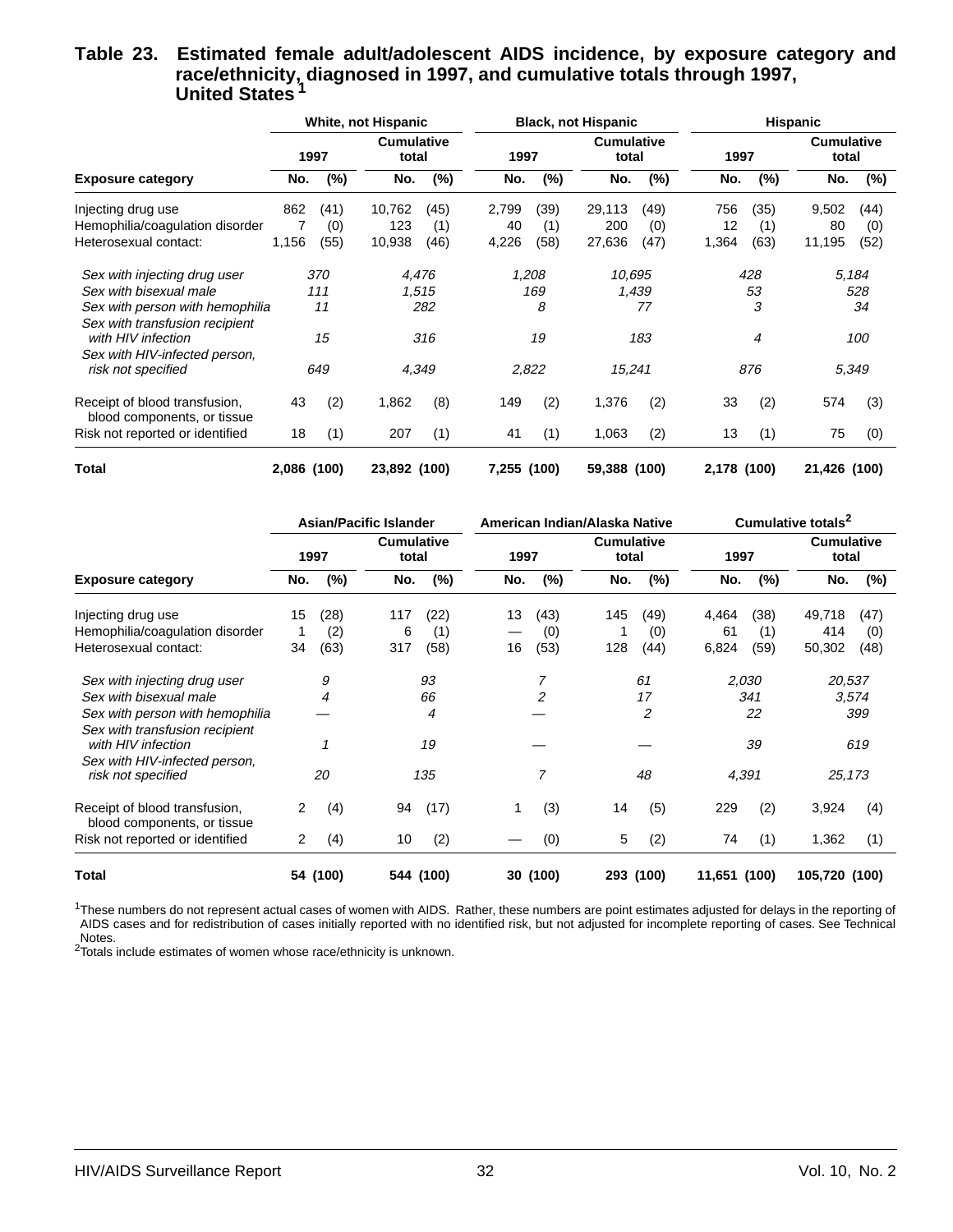## Table 23. Estimated female adult/adolescent AIDS incidence, by exposure category and race/ethnicity, diagnosed in 1997, and cumulative totals through 1997, United States [1]

| | White, not Hispanic | | | | Black, not Hispanic | | | | Hispanic | | | |
|---|---|---|---|---|---|---|---|---|---|---|---|---|
| | 1997 | | Cumulative total | | 1997 | | Cumulative total | | 1997 | | Cumulative total | |
| Exposure category | No. | (%) | No. | (%) | No. | (%) | No. | (%) | No. | (%) | No. | (%) |
| Injecting drug use | 862 | (41) | 10,762 | (45) | 2,799 | (39) | 29,113 | (49) | 756 | (35) | 9,502 | (44) |
| Hemophilia/coagulation disorder | 7 | (0) | 123 | (1) | 40 | (1) | 200 | (0) | 12 | (1) | 80 | (0) |
| Heterosexual contact: | 1,156 | (55) | 10,938 | (46) | 4,226 | (58) | 27,636 | (47) | 1,364 | (63) | 11,195 | (52) |
| *Sex with injecting drug user* | *370* | | *4,476* | | *1,208* | | *10,695* | | *428* | | *5,184* | |
| *Sex with bisexual male* | *111* | | *1,515* | | *169* | | *1,439* | | *53* | | *528* | |
| *Sex with person with hemophilia* | *11* | | *282* | | *8* | | *77* | | *3* | | *34* | |
| *Sex with transfusion recipient with HIV infection* | *15* | | *316* | | *19* | | *183* | | *4* | | *100* | |
| *Sex with HIV-infected person, risk not specified* | *649* | | *4,349* | | *2,822* | | *15,241* | | *876* | | *5,349* | |
| Receipt of blood transfusion, blood components, or tissue | 43 | (2) | 1,862 | (8) | 149 | (2) | 1,376 | (2) | 33 | (2) | 574 | (3) |
| Risk not reported or identified | 18 | (1) | 207 | (1) | 41 | (1) | 1,063 | (2) | 13 | (1) | 75 | (0) |
| **Total** | **2,086** | **(100)** | **23,892** | **(100)** | **7,255** | **(100)** | **59,388** | **(100)** | **2,178** | **(100)** | **21,426** | **(100)** |

| | Asian/Pacific Islander | | | | American Indian/Alaska Native | | | | Cumulative totals[2] | | | |
|---|---|---|---|---|---|---|---|---|---|---|---|---|
| | 1997 | | Cumulative total | | 1997 | | Cumulative total | | 1997 | | Cumulative total | |
| Exposure category | No. | (%) | No. | (%) | No. | (%) | No. | (%) | No. | (%) | No. | (%) |
| Injecting drug use | 15 | (28) | 117 | (22) | 13 | (43) | 145 | (49) | 4,464 | (38) | 49,718 | (47) |
| Hemophilia/coagulation disorder | 1 | (2) | 6 | (1) | — | (0) | 1 | (0) | 61 | (1) | 414 | (0) |
| Heterosexual contact: | 34 | (63) | 317 | (58) | 16 | (53) | 128 | (44) | 6,824 | (59) | 50,302 | (48) |
| *Sex with injecting drug user* | *9* | | *93* | | *7* | | *61* | | *2,030* | | *20,537* | |
| *Sex with bisexual male* | *4* | | *66* | | *2* | | *17* | | *341* | | *3,574* | |
| *Sex with person with hemophilia* | — | | *4* | | — | | *2* | | *22* | | *399* | |
| *Sex with transfusion recipient with HIV infection* | *1* | | *19* | | — | | — | | *39* | | *619* | |
| *Sex with HIV-infected person, risk not specified* | *20* | | *135* | | *7* | | *48* | | *4,391* | | *25,173* | |
| Receipt of blood transfusion, blood components, or tissue | 2 | (4) | 94 | (17) | 1 | (3) | 14 | (5) | 229 | (2) | 3,924 | (4) |
| Risk not reported or identified | 2 | (4) | 10 | (2) | — | (0) | 5 | (2) | 74 | (1) | 1,362 | (1) |
| **Total** | **54** | **(100)** | **544** | **(100)** | **30** | **(100)** | **293** | **(100)** | **11,651** | **(100)** | **105,720** | **(100)** |

[1]These numbers do not represent actual cases of women with AIDS. Rather, these numbers are point estimates adjusted for delays in the reporting of AIDS cases and for redistribution of cases initially reported with no identified risk, but not adjusted for incomplete reporting of cases. See Technical Notes.
[2]Totals include estimates of women whose race/ethnicity is unknown.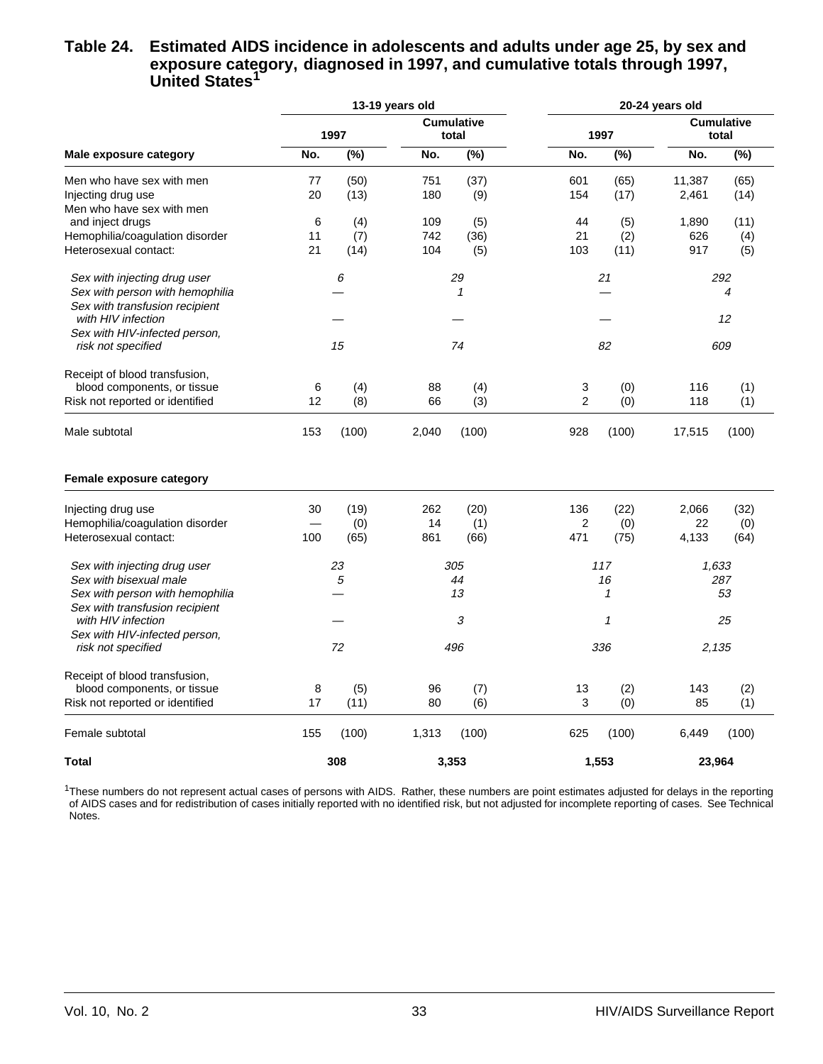## Table 24. Estimated AIDS incidence in adolescents and adults under age 25, by sex and exposure category, diagnosed in 1997, and cumulative totals through 1997, United States[1]

| | 13-19 years old | | | | 20-24 years old | | | |
|---|---|---|---|---|---|---|---|---|
| | 1997 | | Cumulative total | | 1997 | | Cumulative total | |
| **Male exposure category** | No. | (%) | No. | (%) | No. | (%) | No. | (%) |
| Men who have sex with men | 77 | (50) | 751 | (37) | 601 | (65) | 11,387 | (65) |
| Injecting drug use | 20 | (13) | 180 | (9) | 154 | (17) | 2,461 | (14) |
| Men who have sex with men and inject drugs | 6 | (4) | 109 | (5) | 44 | (5) | 1,890 | (11) |
| Hemophilia/coagulation disorder | 11 | (7) | 742 | (36) | 21 | (2) | 626 | (4) |
| Heterosexual contact: | 21 | (14) | 104 | (5) | 103 | (11) | 917 | (5) |
| *Sex with injecting drug user* | *6* | | *29* | | *21* | | *292* | |
| *Sex with person with hemophilia* | — | | *1* | | — | | *4* | |
| *Sex with transfusion recipient with HIV infection* | — | | — | | — | | *12* | |
| *Sex with HIV-infected person, risk not specified* | *15* | | *74* | | *82* | | *609* | |
| Receipt of blood transfusion, blood components, or tissue | 6 | (4) | 88 | (4) | 3 | (0) | 116 | (1) |
| Risk not reported or identified | 12 | (8) | 66 | (3) | 2 | (0) | 118 | (1) |
| Male subtotal | 153 | (100) | 2,040 | (100) | 928 | (100) | 17,515 | (100) |
| **Female exposure category** | | | | | | | | |
| Injecting drug use | 30 | (19) | 262 | (20) | 136 | (22) | 2,066 | (32) |
| Hemophilia/coagulation disorder | — | (0) | 14 | (1) | 2 | (0) | 22 | (0) |
| Heterosexual contact: | 100 | (65) | 861 | (66) | 471 | (75) | 4,133 | (64) |
| *Sex with injecting drug user* | *23* | | *305* | | *117* | | *1,633* | |
| *Sex with bisexual male* | *5* | | *44* | | *16* | | *287* | |
| *Sex with person with hemophilia* | — | | *13* | | *1* | | *53* | |
| *Sex with transfusion recipient with HIV infection* | — | | *3* | | *1* | | *25* | |
| *Sex with HIV-infected person, risk not specified* | *72* | | *496* | | *336* | | *2,135* | |
| Receipt of blood transfusion, blood components, or tissue | 8 | (5) | 96 | (7) | 13 | (2) | 143 | (2) |
| Risk not reported or identified | 17 | (11) | 80 | (6) | 3 | (0) | 85 | (1) |
| Female subtotal | 155 | (100) | 1,313 | (100) | 625 | (100) | 6,449 | (100) |
| **Total** | **308** | | **3,353** | | **1,553** | | **23,964** | |

[1]These numbers do not represent actual cases of persons with AIDS. Rather, these numbers are point estimates adjusted for delays in the reporting of AIDS cases and for redistribution of cases initially reported with no identified risk, but not adjusted for incomplete reporting of cases. See Technical Notes.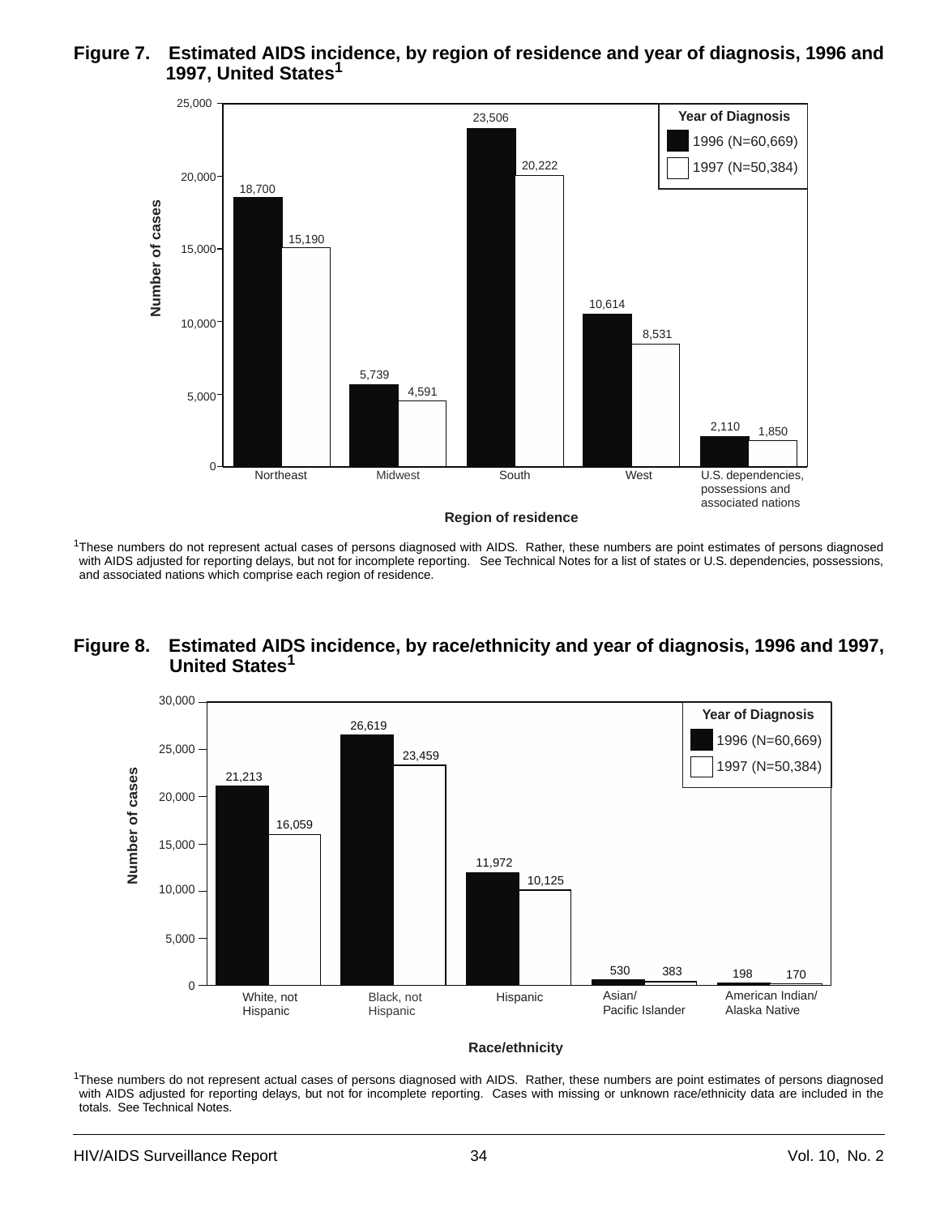**Figure 7. Estimated AIDS incidence, by region of residence and year of diagnosis, 1996 and 1997, United States[1]**

| Region of residence | 1996 (N=60,669) | 1997 (N=50,384) |
|---|---|---|
| Northeast | 18,700 | 15,190 |
| Midwest | 5,739 | 4,591 |
| South | 23,506 | 20,222 |
| West | 10,614 | 8,531 |
| U.S. dependencies, possessions and associated nations | 2,110 | 1,850 |

[1]These numbers do not represent actual cases of persons diagnosed with AIDS. Rather, these numbers are point estimates of persons diagnosed with AIDS adjusted for reporting delays, but not for incomplete reporting. See Technical Notes for a list of states or U.S. dependencies, possessions, and associated nations which comprise each region of residence.

**Figure 8. Estimated AIDS incidence, by race/ethnicity and year of diagnosis, 1996 and 1997, United States[1]**

| Race/ethnicity | 1996 (N=60,669) | 1997 (N=50,384) |
|---|---|---|
| White, not Hispanic | 21,213 | 16,059 |
| Black, not Hispanic | 26,619 | 23,459 |
| Hispanic | 11,972 | 10,125 |
| Asian/Pacific Islander | 530 | 383 |
| American Indian/Alaska Native | 198 | 170 |

[1]These numbers do not represent actual cases of persons diagnosed with AIDS. Rather, these numbers are point estimates of persons diagnosed with AIDS adjusted for reporting delays, but not for incomplete reporting. Cases with missing or unknown race/ethnicity data are included in the totals. See Technical Notes.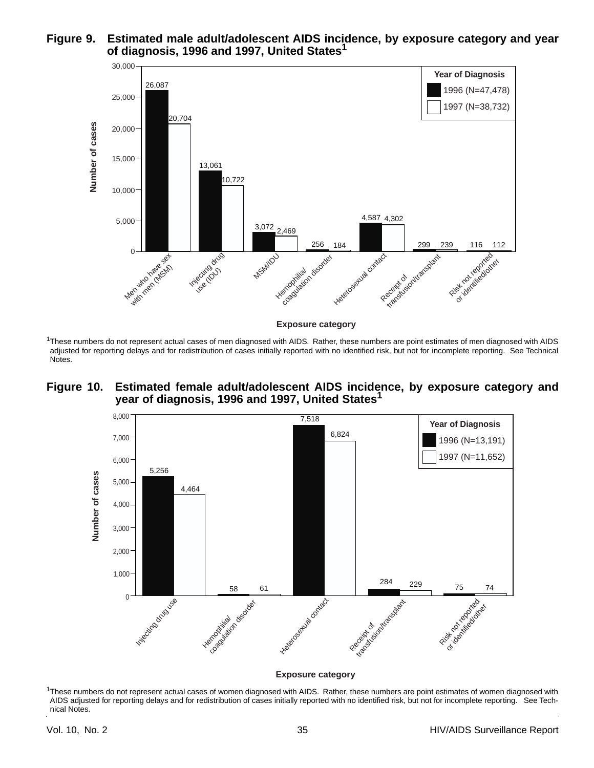**Figure 9. Estimated male adult/adolescent AIDS incidence, by exposure category and year of diagnosis, 1996 and 1997, United States[1]**

| Exposure category | 1996 (N=47,478) | 1997 (N=38,732) |
|---|---|---|
| Men who have sex with men (MSM) | 26,087 | 20,704 |
| Injecting drug use (IDU) | 13,061 | 10,722 |
| MSM/IDU | 3,072 | 2,469 |
| Hemophilia/coagulation disorder | 256 | 184 |
| Heterosexual contact | 4,587 | 4,302 |
| Receipt of transfusion/transplant | 299 | 239 |
| Risk not reported or identified/other | 116 | 112 |

[1]These numbers do not represent actual cases of men diagnosed with AIDS. Rather, these numbers are point estimates of men diagnosed with AIDS adjusted for reporting delays and for redistribution of cases initially reported with no identified risk, but not for incomplete reporting. See Technical Notes.

**Figure 10. Estimated female adult/adolescent AIDS incidence, by exposure category and year of diagnosis, 1996 and 1997, United States[1]**

| Exposure category | 1996 (N=13,191) | 1997 (N=11,652) |
|---|---|---|
| Injecting drug use | 5,256 | 4,464 |
| Hemophilia/coagulation disorder | 58 | 61 |
| Heterosexual contact | 7,518 | 6,824 |
| Receipt of transfusion/transplant | 284 | 229 |
| Risk not reported or identified/other | 75 | 74 |

[1]These numbers do not represent actual cases of women diagnosed with AIDS. Rather, these numbers are point estimates of women diagnosed with AIDS adjusted for reporting delays and for redistribution of cases initially reported with no identified risk, but not for incomplete reporting. See Technical Notes.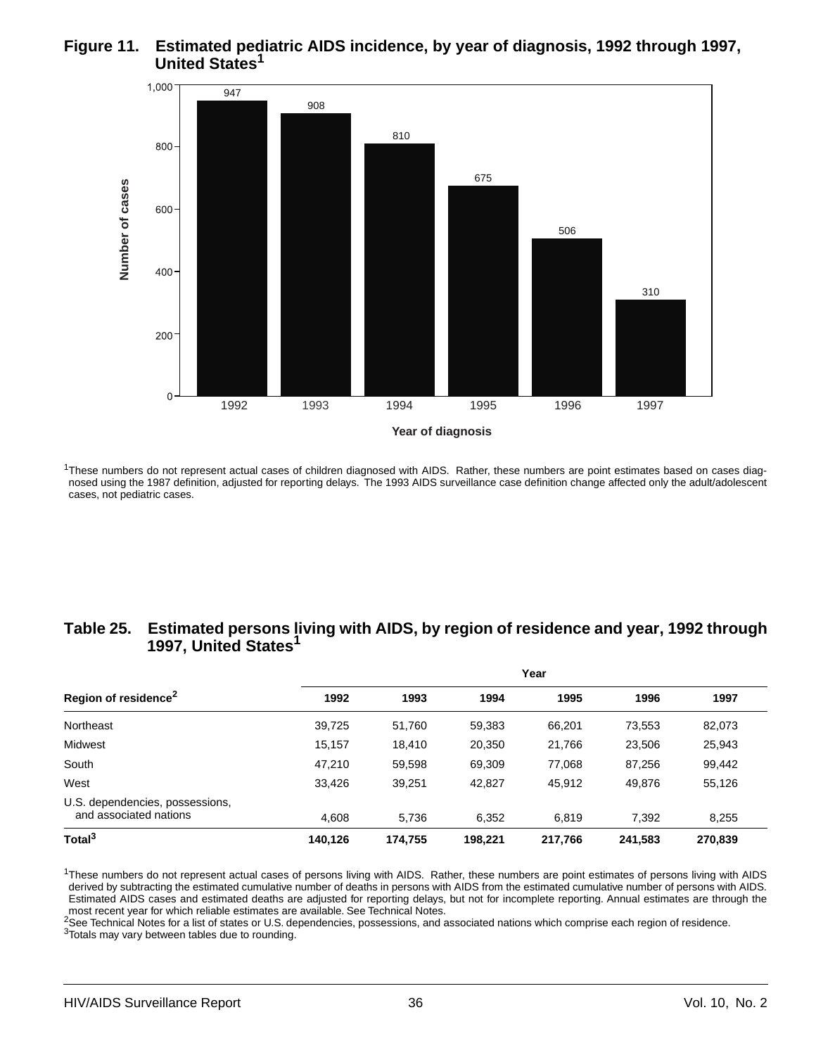**Figure 11. Estimated pediatric AIDS incidence, by year of diagnosis, 1992 through 1997, United States[1]**

| Year of diagnosis | Number of cases |
|---|---|
| 1992 | 947 |
| 1993 | 908 |
| 1994 | 810 |
| 1995 | 675 |
| 1996 | 506 |
| 1997 | 310 |

[1]These numbers do not represent actual cases of children diagnosed with AIDS. Rather, these numbers are point estimates based on cases diagnosed using the 1987 definition, adjusted for reporting delays. The 1993 AIDS surveillance case definition change affected only the adult/adolescent cases, not pediatric cases.

**Table 25. Estimated persons living with AIDS, by region of residence and year, 1992 through 1997, United States[1]**

| | Year | | | | | |
|---|---|---|---|---|---|---|
| **Region of residence[2]** | **1992** | **1993** | **1994** | **1995** | **1996** | **1997** |
| Northeast | 39,725 | 51,760 | 59,383 | 66,201 | 73,553 | 82,073 |
| Midwest | 15,157 | 18,410 | 20,350 | 21,766 | 23,506 | 25,943 |
| South | 47,210 | 59,598 | 69,309 | 77,068 | 87,256 | 99,442 |
| West | 33,426 | 39,251 | 42,827 | 45,912 | 49,876 | 55,126 |
| U.S. dependencies, possessions, and associated nations | 4,608 | 5,736 | 6,352 | 6,819 | 7,392 | 8,255 |
| **Total[3]** | **140,126** | **174,755** | **198,221** | **217,766** | **241,583** | **270,839** |

[1]These numbers do not represent actual cases of persons living with AIDS. Rather, these numbers are point estimates of persons living with AIDS derived by subtracting the estimated cumulative number of deaths in persons with AIDS from the estimated cumulative number of persons with AIDS. Estimated AIDS cases and estimated deaths are adjusted for reporting delays, but not for incomplete reporting. Annual estimates are through the most recent year for which reliable estimates are available. See Technical Notes.
[2]See Technical Notes for a list of states or U.S. dependencies, possessions, and associated nations which comprise each region of residence.
[3]Totals may vary between tables due to rounding.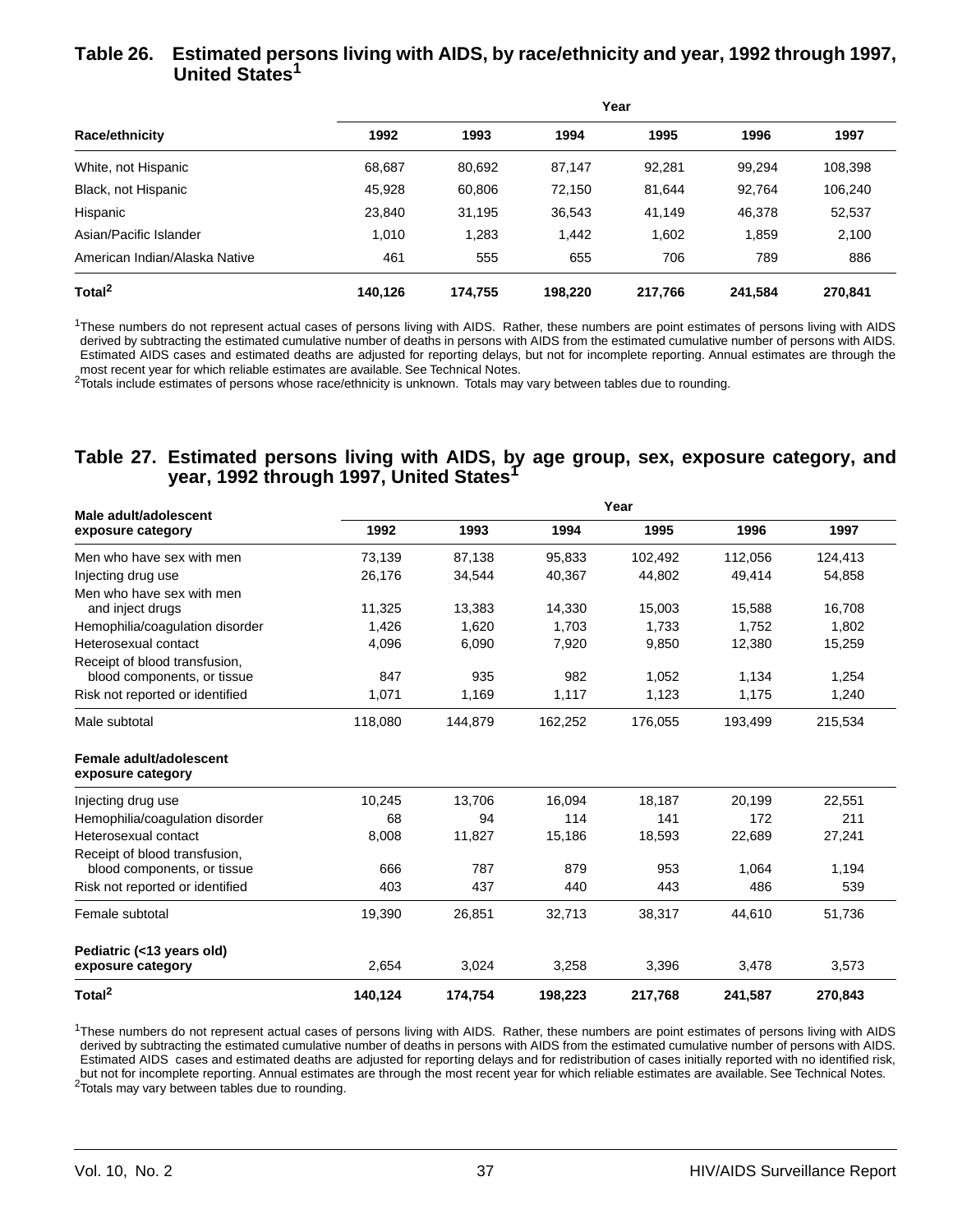## Table 26. Estimated persons living with AIDS, by race/ethnicity and year, 1992 through 1997, United States[1]

| Race/ethnicity | Year | | | | | |
|---|---|---|---|---|---|---|
| | 1992 | 1993 | 1994 | 1995 | 1996 | 1997 |
| White, not Hispanic | 68,687 | 80,692 | 87,147 | 92,281 | 99,294 | 108,398 |
| Black, not Hispanic | 45,928 | 60,806 | 72,150 | 81,644 | 92,764 | 106,240 |
| Hispanic | 23,840 | 31,195 | 36,543 | 41,149 | 46,378 | 52,537 |
| Asian/Pacific Islander | 1,010 | 1,283 | 1,442 | 1,602 | 1,859 | 2,100 |
| American Indian/Alaska Native | 461 | 555 | 655 | 706 | 789 | 886 |
| **Total[2]** | **140,126** | **174,755** | **198,220** | **217,766** | **241,584** | **270,841** |

[1]These numbers do not represent actual cases of persons living with AIDS. Rather, these numbers are point estimates of persons living with AIDS derived by subtracting the estimated cumulative number of deaths in persons with AIDS from the estimated cumulative number of persons with AIDS. Estimated AIDS cases and estimated deaths are adjusted for reporting delays, but not for incomplete reporting. Annual estimates are through the most recent year for which reliable estimates are available. See Technical Notes.
[2]Totals include estimates of persons whose race/ethnicity is unknown. Totals may vary between tables due to rounding.

## Table 27. Estimated persons living with AIDS, by age group, sex, exposure category, and year, 1992 through 1997, United States[1]

| Male adult/adolescent exposure category | Year | | | | | |
|---|---|---|---|---|---|---|
| | 1992 | 1993 | 1994 | 1995 | 1996 | 1997 |
| Men who have sex with men | 73,139 | 87,138 | 95,833 | 102,492 | 112,056 | 124,413 |
| Injecting drug use | 26,176 | 34,544 | 40,367 | 44,802 | 49,414 | 54,858 |
| Men who have sex with men and inject drugs | 11,325 | 13,383 | 14,330 | 15,003 | 15,588 | 16,708 |
| Hemophilia/coagulation disorder | 1,426 | 1,620 | 1,703 | 1,733 | 1,752 | 1,802 |
| Heterosexual contact | 4,096 | 6,090 | 7,920 | 9,850 | 12,380 | 15,259 |
| Receipt of blood transfusion, blood components, or tissue | 847 | 935 | 982 | 1,052 | 1,134 | 1,254 |
| Risk not reported or identified | 1,071 | 1,169 | 1,117 | 1,123 | 1,175 | 1,240 |
| Male subtotal | 118,080 | 144,879 | 162,252 | 176,055 | 193,499 | 215,534 |
| **Female adult/adolescent exposure category** | | | | | | |
| Injecting drug use | 10,245 | 13,706 | 16,094 | 18,187 | 20,199 | 22,551 |
| Hemophilia/coagulation disorder | 68 | 94 | 114 | 141 | 172 | 211 |
| Heterosexual contact | 8,008 | 11,827 | 15,186 | 18,593 | 22,689 | 27,241 |
| Receipt of blood transfusion, blood components, or tissue | 666 | 787 | 879 | 953 | 1,064 | 1,194 |
| Risk not reported or identified | 403 | 437 | 440 | 443 | 486 | 539 |
| Female subtotal | 19,390 | 26,851 | 32,713 | 38,317 | 44,610 | 51,736 |
| **Pediatric (<13 years old) exposure category** | 2,654 | 3,024 | 3,258 | 3,396 | 3,478 | 3,573 |
| **Total[2]** | **140,124** | **174,754** | **198,223** | **217,768** | **241,587** | **270,843** |

[1]These numbers do not represent actual cases of persons living with AIDS. Rather, these numbers are point estimates of persons living with AIDS derived by subtracting the estimated cumulative number of deaths in persons with AIDS from the estimated cumulative number of persons with AIDS. Estimated AIDS cases and estimated deaths are adjusted for reporting delays and for redistribution of cases initially reported with no identified risk, but not for incomplete reporting. Annual estimates are through the most recent year for which reliable estimates are available. See Technical Notes.
[2]Totals may vary between tables due to rounding.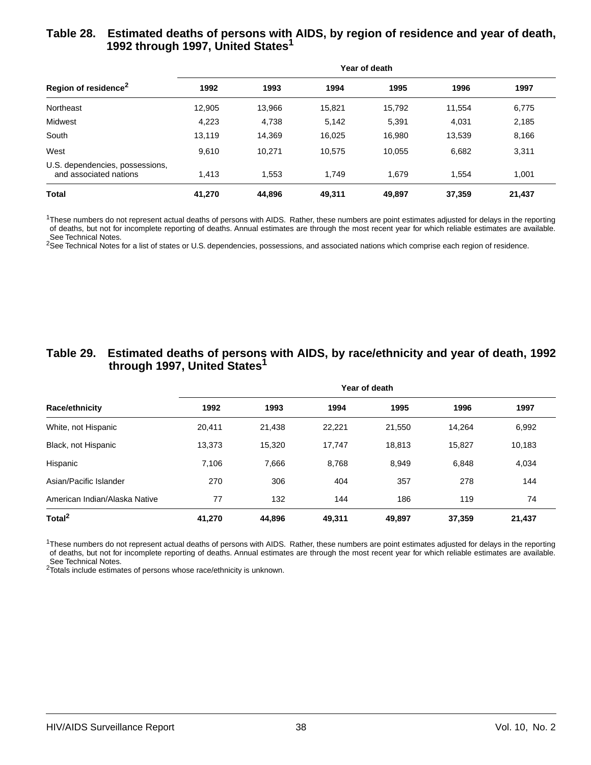## Table 28. Estimated deaths of persons with AIDS, by region of residence and year of death, 1992 through 1997, United States[1]

| Region of residence[2] | Year of death | | | | | |
|---|---|---|---|---|---|---|
| | 1992 | 1993 | 1994 | 1995 | 1996 | 1997 |
| Northeast | 12,905 | 13,966 | 15,821 | 15,792 | 11,554 | 6,775 |
| Midwest | 4,223 | 4,738 | 5,142 | 5,391 | 4,031 | 2,185 |
| South | 13,119 | 14,369 | 16,025 | 16,980 | 13,539 | 8,166 |
| West | 9,610 | 10,271 | 10,575 | 10,055 | 6,682 | 3,311 |
| U.S. dependencies, possessions, and associated nations | 1,413 | 1,553 | 1,749 | 1,679 | 1,554 | 1,001 |
| **Total** | **41,270** | **44,896** | **49,311** | **49,897** | **37,359** | **21,437** |

[1]These numbers do not represent actual deaths of persons with AIDS. Rather, these numbers are point estimates adjusted for delays in the reporting of deaths, but not for incomplete reporting of deaths. Annual estimates are through the most recent year for which reliable estimates are available. See Technical Notes.
[2]See Technical Notes for a list of states or U.S. dependencies, possessions, and associated nations which comprise each region of residence.

## Table 29. Estimated deaths of persons with AIDS, by race/ethnicity and year of death, 1992 through 1997, United States[1]

| Race/ethnicity | Year of death | | | | | |
|---|---|---|---|---|---|---|
| | 1992 | 1993 | 1994 | 1995 | 1996 | 1997 |
| White, not Hispanic | 20,411 | 21,438 | 22,221 | 21,550 | 14,264 | 6,992 |
| Black, not Hispanic | 13,373 | 15,320 | 17,747 | 18,813 | 15,827 | 10,183 |
| Hispanic | 7,106 | 7,666 | 8,768 | 8,949 | 6,848 | 4,034 |
| Asian/Pacific Islander | 270 | 306 | 404 | 357 | 278 | 144 |
| American Indian/Alaska Native | 77 | 132 | 144 | 186 | 119 | 74 |
| **Total[2]** | **41,270** | **44,896** | **49,311** | **49,897** | **37,359** | **21,437** |

[1]These numbers do not represent actual deaths of persons with AIDS. Rather, these numbers are point estimates adjusted for delays in the reporting of deaths, but not for incomplete reporting of deaths. Annual estimates are through the most recent year for which reliable estimates are available. See Technical Notes.
[2]Totals include estimates of persons whose race/ethnicity is unknown.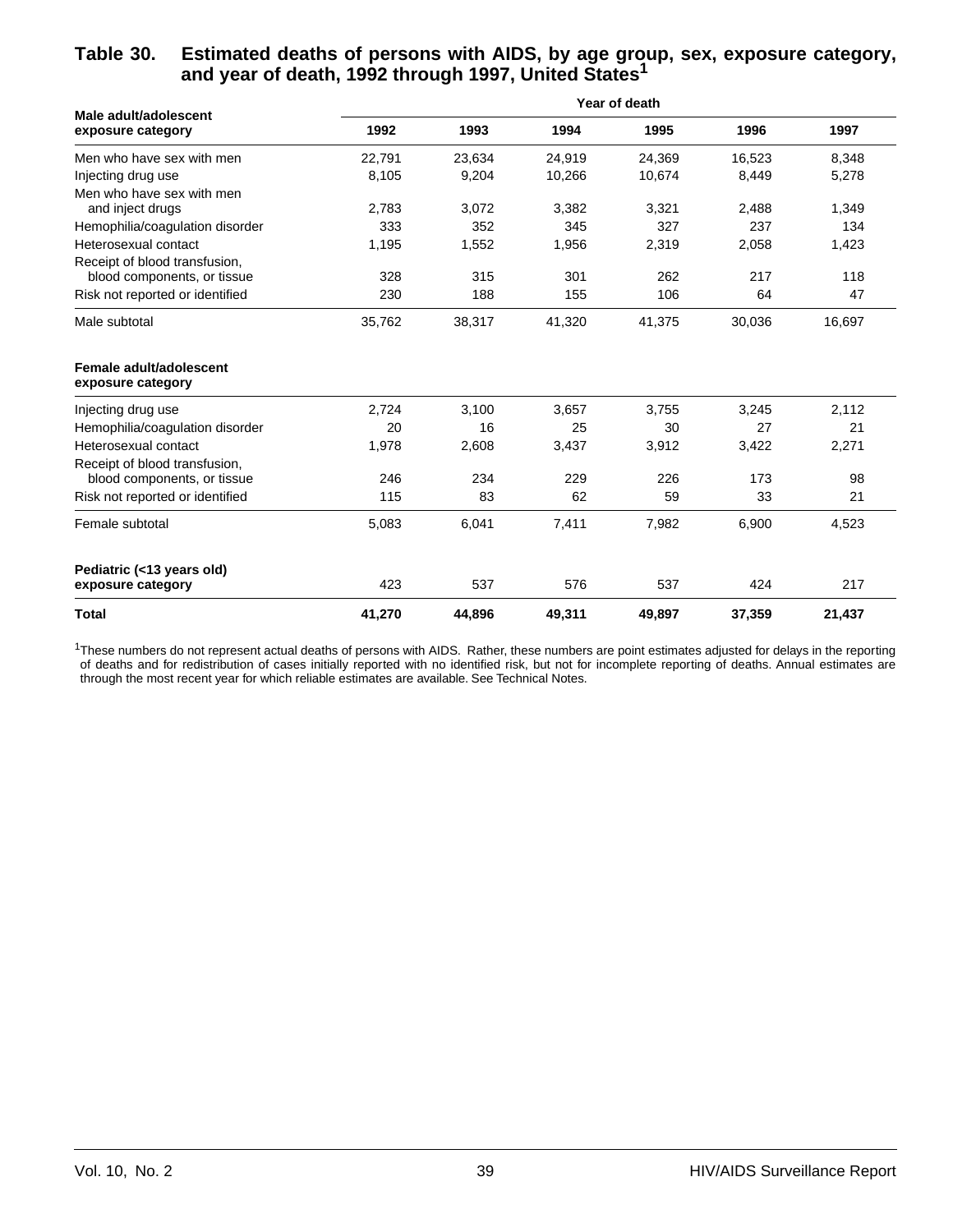## Table 30. Estimated deaths of persons with AIDS, by age group, sex, exposure category, and year of death, 1992 through 1997, United States[1]

| Male adult/adolescent exposure category | Year of death | | | | | |
|---|---|---|---|---|---|---|
| | 1992 | 1993 | 1994 | 1995 | 1996 | 1997 |
| Men who have sex with men | 22,791 | 23,634 | 24,919 | 24,369 | 16,523 | 8,348 |
| Injecting drug use | 8,105 | 9,204 | 10,266 | 10,674 | 8,449 | 5,278 |
| Men who have sex with men and inject drugs | 2,783 | 3,072 | 3,382 | 3,321 | 2,488 | 1,349 |
| Hemophilia/coagulation disorder | 333 | 352 | 345 | 327 | 237 | 134 |
| Heterosexual contact | 1,195 | 1,552 | 1,956 | 2,319 | 2,058 | 1,423 |
| Receipt of blood transfusion, blood components, or tissue | 328 | 315 | 301 | 262 | 217 | 118 |
| Risk not reported or identified | 230 | 188 | 155 | 106 | 64 | 47 |
| Male subtotal | 35,762 | 38,317 | 41,320 | 41,375 | 30,036 | 16,697 |
| **Female adult/adolescent exposure category** | | | | | | |
| Injecting drug use | 2,724 | 3,100 | 3,657 | 3,755 | 3,245 | 2,112 |
| Hemophilia/coagulation disorder | 20 | 16 | 25 | 30 | 27 | 21 |
| Heterosexual contact | 1,978 | 2,608 | 3,437 | 3,912 | 3,422 | 2,271 |
| Receipt of blood transfusion, blood components, or tissue | 246 | 234 | 229 | 226 | 173 | 98 |
| Risk not reported or identified | 115 | 83 | 62 | 59 | 33 | 21 |
| Female subtotal | 5,083 | 6,041 | 7,411 | 7,982 | 6,900 | 4,523 |
| **Pediatric (<13 years old) exposure category** | 423 | 537 | 576 | 537 | 424 | 217 |
| **Total** | **41,270** | **44,896** | **49,311** | **49,897** | **37,359** | **21,437** |

[1]These numbers do not represent actual deaths of persons with AIDS. Rather, these numbers are point estimates adjusted for delays in the reporting of deaths and for redistribution of cases initially reported with no identified risk, but not for incomplete reporting of deaths. Annual estimates are through the most recent year for which reliable estimates are available. See Technical Notes.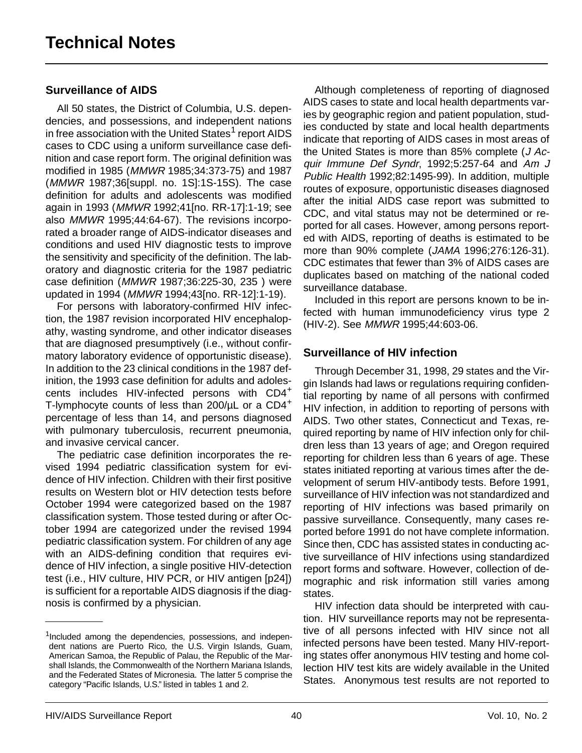# Technical Notes

## Surveillance of AIDS

All 50 states, the District of Columbia, U.S. dependencies, and possessions, and independent nations in free association with the United States[1] report AIDS cases to CDC using a uniform surveillance case definition and case report form. The original definition was modified in 1985 (*MMWR* 1985;34:373-75) and 1987 (*MMWR* 1987;36[suppl. no. 1S]:1S-15S). The case definition for adults and adolescents was modified again in 1993 (*MMWR* 1992;41[no. RR-17]:1-19; see also *MMWR* 1995;44:64-67). The revisions incorporated a broader range of AIDS-indicator diseases and conditions and used HIV diagnostic tests to improve the sensitivity and specificity of the definition. The laboratory and diagnostic criteria for the 1987 pediatric case definition (*MMWR* 1987;36:225-30, 235 ) were updated in 1994 (*MMWR* 1994;43[no. RR-12]:1-19).

For persons with laboratory-confirmed HIV infection, the 1987 revision incorporated HIV encephalopathy, wasting syndrome, and other indicator diseases that are diagnosed presumptively (i.e., without confirmatory laboratory evidence of opportunistic disease). In addition to the 23 clinical conditions in the 1987 definition, the 1993 case definition for adults and adolescents includes HIV-infected persons with $CD4^+$ T-lymphocyte counts of less than 200/µL or a $CD4^+$ percentage of less than 14, and persons diagnosed with pulmonary tuberculosis, recurrent pneumonia, and invasive cervical cancer.

The pediatric case definition incorporates the revised 1994 pediatric classification system for evidence of HIV infection. Children with their first positive results on Western blot or HIV detection tests before October 1994 were categorized based on the 1987 classification system. Those tested during or after October 1994 are categorized under the revised 1994 pediatric classification system. For children of any age with an AIDS-defining condition that requires evidence of HIV infection, a single positive HIV-detection test (i.e., HIV culture, HIV PCR, or HIV antigen [p24]) is sufficient for a reportable AIDS diagnosis if the diagnosis is confirmed by a physician.

Although completeness of reporting of diagnosed AIDS cases to state and local health departments varies by geographic region and patient population, studies conducted by state and local health departments indicate that reporting of AIDS cases in most areas of the United States is more than 85% complete (*J Acquir Immune Def Syndr*, 1992;5:257-64 and *Am J Public Health* 1992;82:1495-99). In addition, multiple routes of exposure, opportunistic diseases diagnosed after the initial AIDS case report was submitted to CDC, and vital status may not be determined or reported for all cases. However, among persons reported with AIDS, reporting of deaths is estimated to be more than 90% complete (*JAMA* 1996;276:126-31). CDC estimates that fewer than 3% of AIDS cases are duplicates based on matching of the national coded surveillance database.

Included in this report are persons known to be infected with human immunodeficiency virus type 2 (HIV-2). See *MMWR* 1995;44:603-06.

## Surveillance of HIV infection

Through December 31, 1998, 29 states and the Virgin Islands had laws or regulations requiring confidential reporting by name of all persons with confirmed HIV infection, in addition to reporting of persons with AIDS. Two other states, Connecticut and Texas, required reporting by name of HIV infection only for children less than 13 years of age; and Oregon required reporting for children less than 6 years of age. These states initiated reporting at various times after the development of serum HIV-antibody tests. Before 1991, surveillance of HIV infection was not standardized and reporting of HIV infections was based primarily on passive surveillance. Consequently, many cases reported before 1991 do not have complete information. Since then, CDC has assisted states in conducting active surveillance of HIV infections using standardized report forms and software. However, collection of demographic and risk information still varies among states.

HIV infection data should be interpreted with caution. HIV surveillance reports may not be representative of all persons infected with HIV since not all infected persons have been tested. Many HIV-reporting states offer anonymous HIV testing and home collection HIV test kits are widely available in the United States. Anonymous test results are not reported to

---

[1] Included among the dependencies, possessions, and independent nations are Puerto Rico, the U.S. Virgin Islands, Guam, American Samoa, the Republic of Palau, the Republic of the Marshall Islands, the Commonwealth of the Northern Mariana Islands, and the Federated States of Micronesia. The latter 5 comprise the category "Pacific Islands, U.S." listed in tables 1 and 2.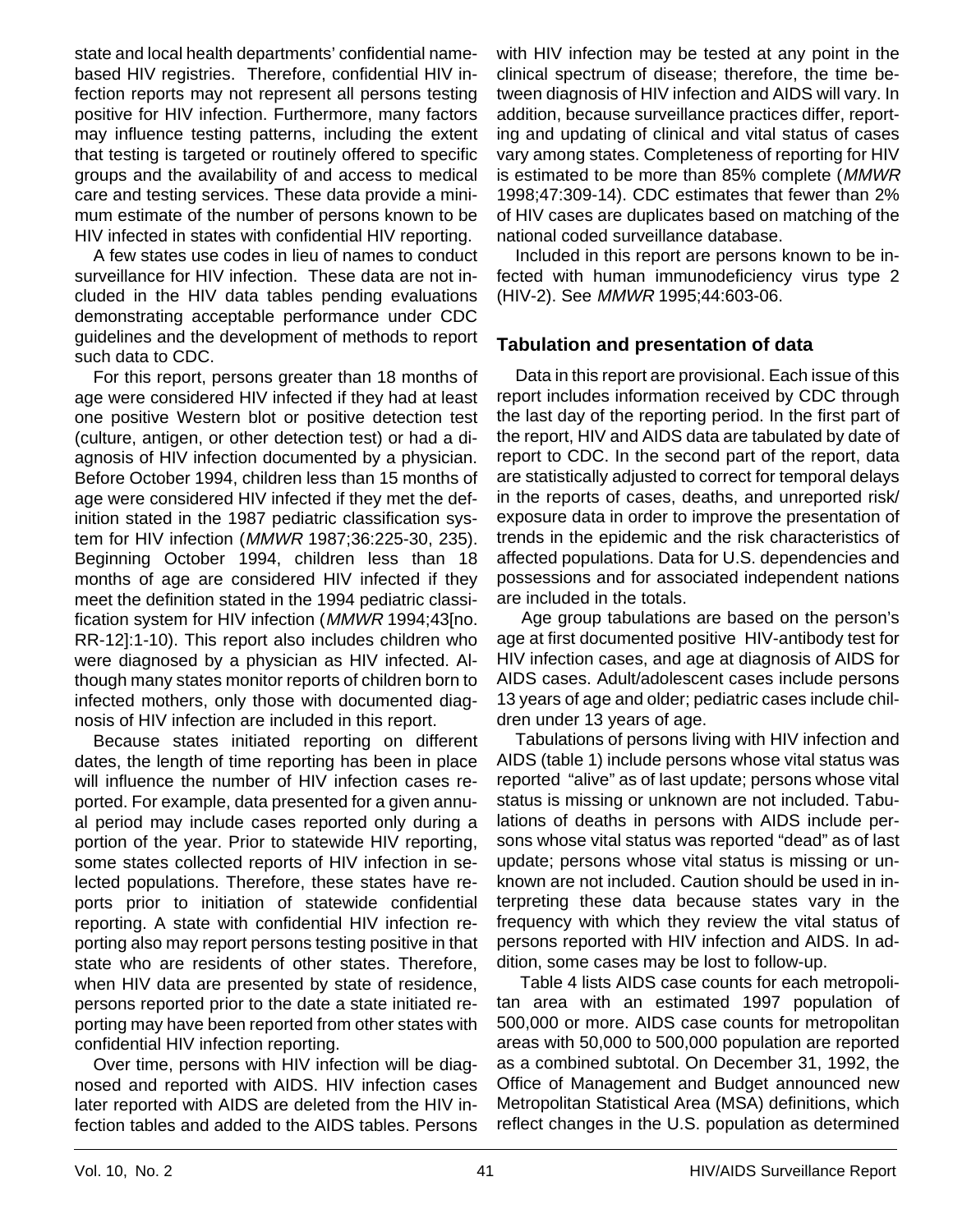state and local health departments' confidential name-based HIV registries. Therefore, confidential HIV infection reports may not represent all persons testing positive for HIV infection. Furthermore, many factors may influence testing patterns, including the extent that testing is targeted or routinely offered to specific groups and the availability of and access to medical care and testing services. These data provide a minimum estimate of the number of persons known to be HIV infected in states with confidential HIV reporting.

A few states use codes in lieu of names to conduct surveillance for HIV infection. These data are not included in the HIV data tables pending evaluations demonstrating acceptable performance under CDC guidelines and the development of methods to report such data to CDC.

For this report, persons greater than 18 months of age were considered HIV infected if they had at least one positive Western blot or positive detection test (culture, antigen, or other detection test) or had a diagnosis of HIV infection documented by a physician. Before October 1994, children less than 15 months of age were considered HIV infected if they met the definition stated in the 1987 pediatric classification system for HIV infection (*MMWR* 1987;36:225-30, 235). Beginning October 1994, children less than 18 months of age are considered HIV infected if they meet the definition stated in the 1994 pediatric classification system for HIV infection (*MMWR* 1994;43[no. RR-12]:1-10). This report also includes children who were diagnosed by a physician as HIV infected. Although many states monitor reports of children born to infected mothers, only those with documented diagnosis of HIV infection are included in this report.

Because states initiated reporting on different dates, the length of time reporting has been in place will influence the number of HIV infection cases reported. For example, data presented for a given annual period may include cases reported only during a portion of the year. Prior to statewide HIV reporting, some states collected reports of HIV infection in selected populations. Therefore, these states have reports prior to initiation of statewide confidential reporting. A state with confidential HIV infection reporting also may report persons testing positive in that state who are residents of other states. Therefore, when HIV data are presented by state of residence, persons reported prior to the date a state initiated reporting may have been reported from other states with confidential HIV infection reporting.

Over time, persons with HIV infection will be diagnosed and reported with AIDS. HIV infection cases later reported with AIDS are deleted from the HIV infection tables and added to the AIDS tables. Persons with HIV infection may be tested at any point in the clinical spectrum of disease; therefore, the time between diagnosis of HIV infection and AIDS will vary. In addition, because surveillance practices differ, reporting and updating of clinical and vital status of cases vary among states. Completeness of reporting for HIV is estimated to be more than 85% complete (*MMWR* 1998;47:309-14). CDC estimates that fewer than 2% of HIV cases are duplicates based on matching of the national coded surveillance database.

Included in this report are persons known to be infected with human immunodeficiency virus type 2 (HIV-2). See *MMWR* 1995;44:603-06.

## Tabulation and presentation of data

Data in this report are provisional. Each issue of this report includes information received by CDC through the last day of the reporting period. In the first part of the report, HIV and AIDS data are tabulated by date of report to CDC. In the second part of the report, data are statistically adjusted to correct for temporal delays in the reports of cases, deaths, and unreported risk/exposure data in order to improve the presentation of trends in the epidemic and the risk characteristics of affected populations. Data for U.S. dependencies and possessions and for associated independent nations are included in the totals.

Age group tabulations are based on the person's age at first documented positive HIV-antibody test for HIV infection cases, and age at diagnosis of AIDS for AIDS cases. Adult/adolescent cases include persons 13 years of age and older; pediatric cases include children under 13 years of age.

Tabulations of persons living with HIV infection and AIDS (table 1) include persons whose vital status was reported "alive" as of last update; persons whose vital status is missing or unknown are not included. Tabulations of deaths in persons with AIDS include persons whose vital status was reported "dead" as of last update; persons whose vital status is missing or unknown are not included. Caution should be used in interpreting these data because states vary in the frequency with which they review the vital status of persons reported with HIV infection and AIDS. In addition, some cases may be lost to follow-up.

Table 4 lists AIDS case counts for each metropolitan area with an estimated 1997 population of 500,000 or more. AIDS case counts for metropolitan areas with 50,000 to 500,000 population are reported as a combined subtotal. On December 31, 1992, the Office of Management and Budget announced new Metropolitan Statistical Area (MSA) definitions, which reflect changes in the U.S. population as determined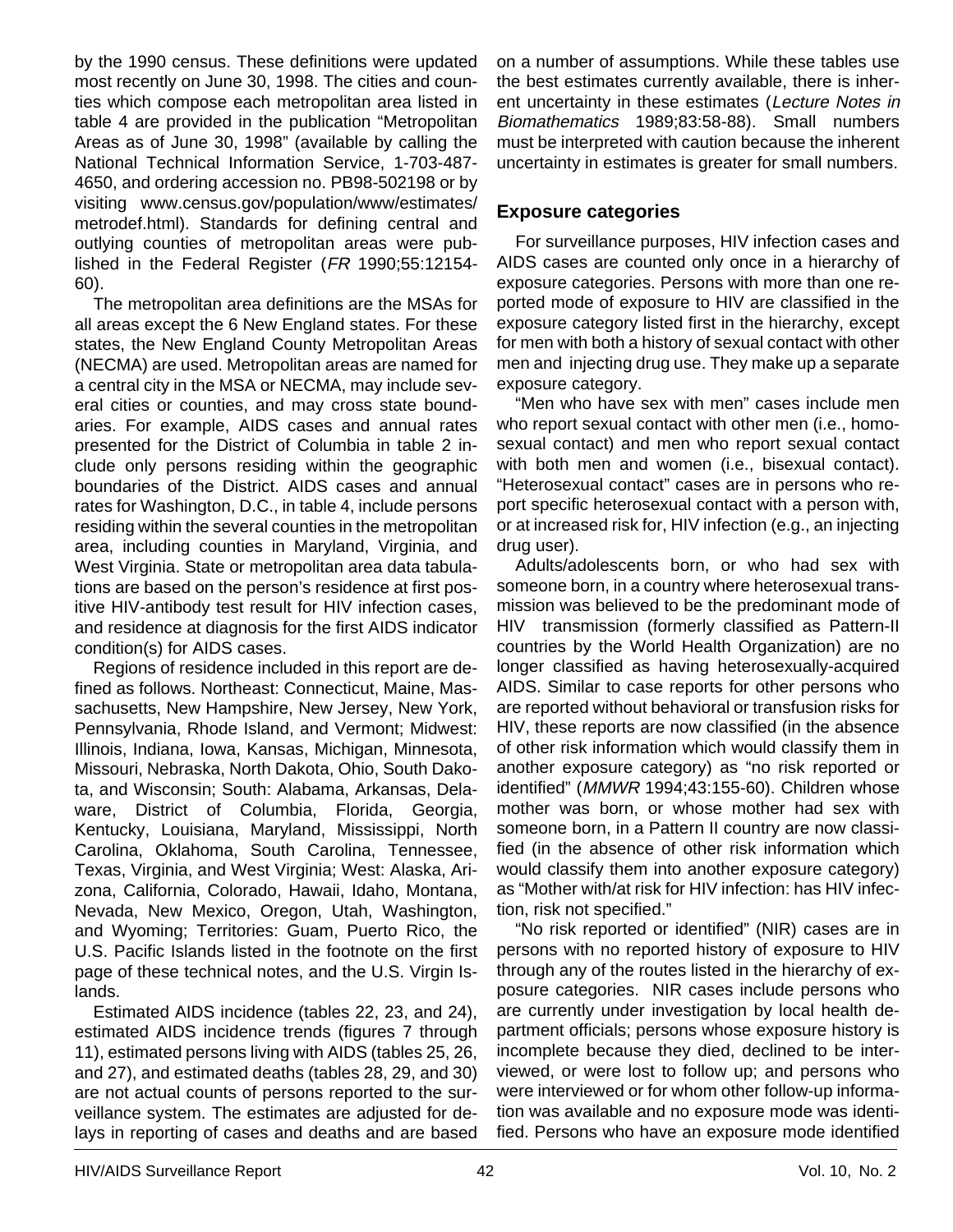by the 1990 census. These definitions were updated most recently on June 30, 1998. The cities and counties which compose each metropolitan area listed in table 4 are provided in the publication "Metropolitan Areas as of June 30, 1998" (available by calling the National Technical Information Service, 1-703-487-4650, and ordering accession no. PB98-502198 or by visiting www.census.gov/population/www/estimates/metrodef.html). Standards for defining central and outlying counties of metropolitan areas were published in the Federal Register (*FR* 1990;55:12154-60).

The metropolitan area definitions are the MSAs for all areas except the 6 New England states. For these states, the New England County Metropolitan Areas (NECMA) are used. Metropolitan areas are named for a central city in the MSA or NECMA, may include several cities or counties, and may cross state boundaries. For example, AIDS cases and annual rates presented for the District of Columbia in table 2 include only persons residing within the geographic boundaries of the District. AIDS cases and annual rates for Washington, D.C., in table 4, include persons residing within the several counties in the metropolitan area, including counties in Maryland, Virginia, and West Virginia. State or metropolitan area data tabulations are based on the person's residence at first positive HIV-antibody test result for HIV infection cases, and residence at diagnosis for the first AIDS indicator condition(s) for AIDS cases.

Regions of residence included in this report are defined as follows. Northeast: Connecticut, Maine, Massachusetts, New Hampshire, New Jersey, New York, Pennsylvania, Rhode Island, and Vermont; Midwest: Illinois, Indiana, Iowa, Kansas, Michigan, Minnesota, Missouri, Nebraska, North Dakota, Ohio, South Dakota, and Wisconsin; South: Alabama, Arkansas, Delaware, District of Columbia, Florida, Georgia, Kentucky, Louisiana, Maryland, Mississippi, North Carolina, Oklahoma, South Carolina, Tennessee, Texas, Virginia, and West Virginia; West: Alaska, Arizona, California, Colorado, Hawaii, Idaho, Montana, Nevada, New Mexico, Oregon, Utah, Washington, and Wyoming; Territories: Guam, Puerto Rico, the U.S. Pacific Islands listed in the footnote on the first page of these technical notes, and the U.S. Virgin Islands.

Estimated AIDS incidence (tables 22, 23, and 24), estimated AIDS incidence trends (figures 7 through 11), estimated persons living with AIDS (tables 25, 26, and 27), and estimated deaths (tables 28, 29, and 30) are not actual counts of persons reported to the surveillance system. The estimates are adjusted for delays in reporting of cases and deaths and are based on a number of assumptions. While these tables use the best estimates currently available, there is inherent uncertainty in these estimates (*Lecture Notes in Biomathematics* 1989;83:58-88). Small numbers must be interpreted with caution because the inherent uncertainty in estimates is greater for small numbers.

## Exposure categories

For surveillance purposes, HIV infection cases and AIDS cases are counted only once in a hierarchy of exposure categories. Persons with more than one reported mode of exposure to HIV are classified in the exposure category listed first in the hierarchy, except for men with both a history of sexual contact with other men and injecting drug use. They make up a separate exposure category.

"Men who have sex with men" cases include men who report sexual contact with other men (i.e., homosexual contact) and men who report sexual contact with both men and women (i.e., bisexual contact). "Heterosexual contact" cases are in persons who report specific heterosexual contact with a person with, or at increased risk for, HIV infection (e.g., an injecting drug user).

Adults/adolescents born, or who had sex with someone born, in a country where heterosexual transmission was believed to be the predominant mode of HIV transmission (formerly classified as Pattern-II countries by the World Health Organization) are no longer classified as having heterosexually-acquired AIDS. Similar to case reports for other persons who are reported without behavioral or transfusion risks for HIV, these reports are now classified (in the absence of other risk information which would classify them in another exposure category) as "no risk reported or identified" (*MMWR* 1994;43:155-60). Children whose mother was born, or whose mother had sex with someone born, in a Pattern II country are now classified (in the absence of other risk information which would classify them into another exposure category) as "Mother with/at risk for HIV infection: has HIV infection, risk not specified."

"No risk reported or identified" (NIR) cases are in persons with no reported history of exposure to HIV through any of the routes listed in the hierarchy of exposure categories. NIR cases include persons who are currently under investigation by local health department officials; persons whose exposure history is incomplete because they died, declined to be interviewed, or were lost to follow up; and persons who were interviewed or for whom other follow-up information was available and no exposure mode was identified. Persons who have an exposure mode identified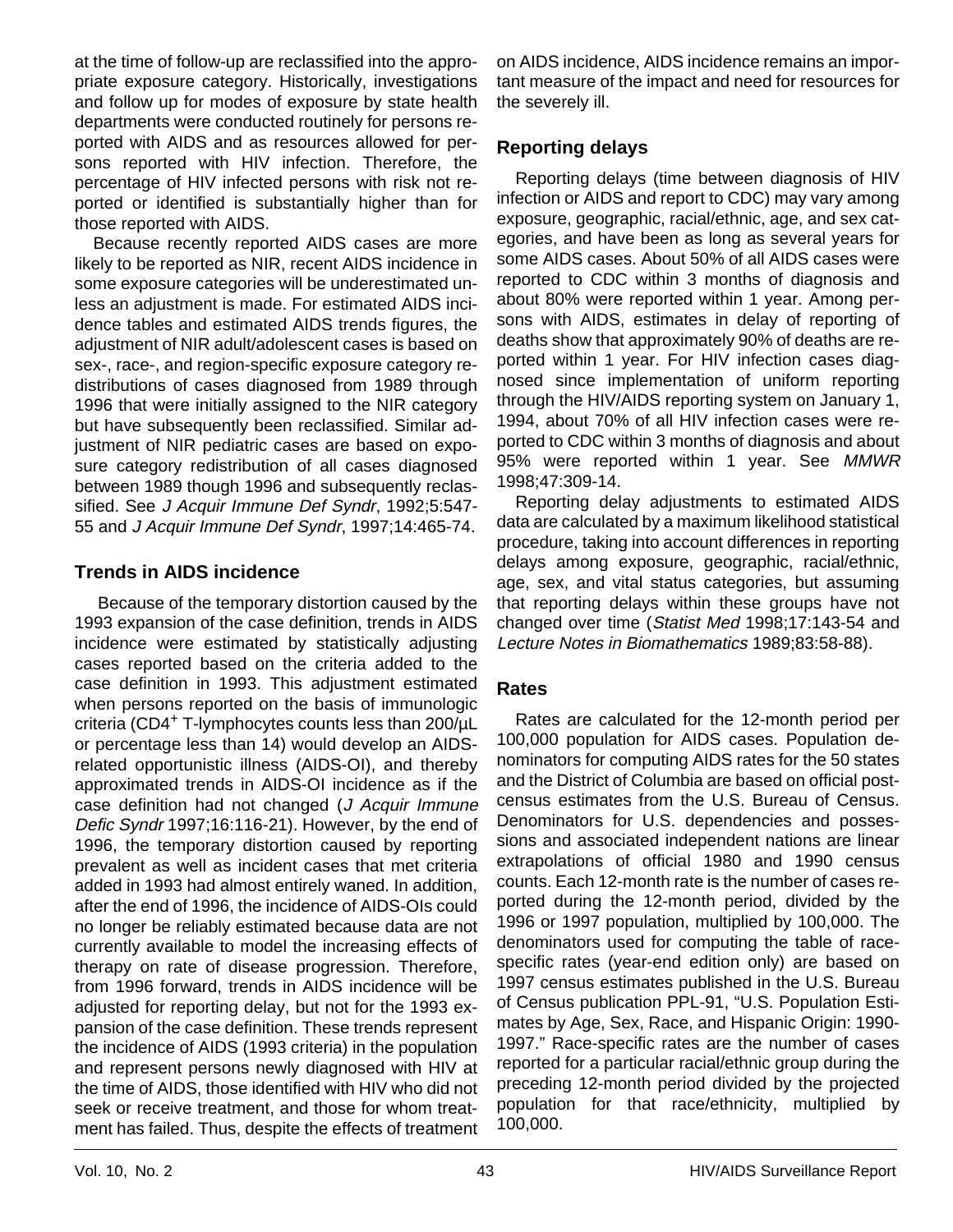at the time of follow-up are reclassified into the appropriate exposure category. Historically, investigations and follow up for modes of exposure by state health departments were conducted routinely for persons reported with AIDS and as resources allowed for persons reported with HIV infection. Therefore, the percentage of HIV infected persons with risk not reported or identified is substantially higher than for those reported with AIDS.

Because recently reported AIDS cases are more likely to be reported as NIR, recent AIDS incidence in some exposure categories will be underestimated unless an adjustment is made. For estimated AIDS incidence tables and estimated AIDS trends figures, the adjustment of NIR adult/adolescent cases is based on sex-, race-, and region-specific exposure category redistributions of cases diagnosed from 1989 through 1996 that were initially assigned to the NIR category but have subsequently been reclassified. Similar adjustment of NIR pediatric cases are based on exposure category redistribution of all cases diagnosed between 1989 though 1996 and subsequently reclassified. See *J Acquir Immune Def Syndr*, 1992;5:547-55 and *J Acquir Immune Def Syndr*, 1997;14:465-74.

## Trends in AIDS incidence

Because of the temporary distortion caused by the 1993 expansion of the case definition, trends in AIDS incidence were estimated by statistically adjusting cases reported based on the criteria added to the case definition in 1993. This adjustment estimated when persons reported on the basis of immunologic criteria ($CD4^+$ T-lymphocytes counts less than 200/µL or percentage less than 14) would develop an AIDS-related opportunistic illness (AIDS-OI), and thereby approximated trends in AIDS-OI incidence as if the case definition had not changed (*J Acquir Immune Defic Syndr* 1997;16:116-21). However, by the end of 1996, the temporary distortion caused by reporting prevalent as well as incident cases that met criteria added in 1993 had almost entirely waned. In addition, after the end of 1996, the incidence of AIDS-OIs could no longer be reliably estimated because data are not currently available to model the increasing effects of therapy on rate of disease progression. Therefore, from 1996 forward, trends in AIDS incidence will be adjusted for reporting delay, but not for the 1993 expansion of the case definition. These trends represent the incidence of AIDS (1993 criteria) in the population and represent persons newly diagnosed with HIV at the time of AIDS, those identified with HIV who did not seek or receive treatment, and those for whom treatment has failed. Thus, despite the effects of treatment on AIDS incidence, AIDS incidence remains an important measure of the impact and need for resources for the severely ill.

## Reporting delays

Reporting delays (time between diagnosis of HIV infection or AIDS and report to CDC) may vary among exposure, geographic, racial/ethnic, age, and sex categories, and have been as long as several years for some AIDS cases. About 50% of all AIDS cases were reported to CDC within 3 months of diagnosis and about 80% were reported within 1 year. Among persons with AIDS, estimates in delay of reporting of deaths show that approximately 90% of deaths are reported within 1 year. For HIV infection cases diagnosed since implementation of uniform reporting through the HIV/AIDS reporting system on January 1, 1994, about 70% of all HIV infection cases were reported to CDC within 3 months of diagnosis and about 95% were reported within 1 year. See *MMWR* 1998;47:309-14.

Reporting delay adjustments to estimated AIDS data are calculated by a maximum likelihood statistical procedure, taking into account differences in reporting delays among exposure, geographic, racial/ethnic, age, sex, and vital status categories, but assuming that reporting delays within these groups have not changed over time (*Statist Med* 1998;17:143-54 and *Lecture Notes in Biomathematics* 1989;83:58-88).

## Rates

Rates are calculated for the 12-month period per 100,000 population for AIDS cases. Population denominators for computing AIDS rates for the 50 states and the District of Columbia are based on official post-census estimates from the U.S. Bureau of Census. Denominators for U.S. dependencies and possessions and associated independent nations are linear extrapolations of official 1980 and 1990 census counts. Each 12-month rate is the number of cases reported during the 12-month period, divided by the 1996 or 1997 population, multiplied by 100,000. The denominators used for computing the table of race-specific rates (year-end edition only) are based on 1997 census estimates published in the U.S. Bureau of Census publication PPL-91, "U.S. Population Estimates by Age, Sex, Race, and Hispanic Origin: 1990-1997." Race-specific rates are the number of cases reported for a particular racial/ethnic group during the preceding 12-month period divided by the projected population for that race/ethnicity, multiplied by 100,000.